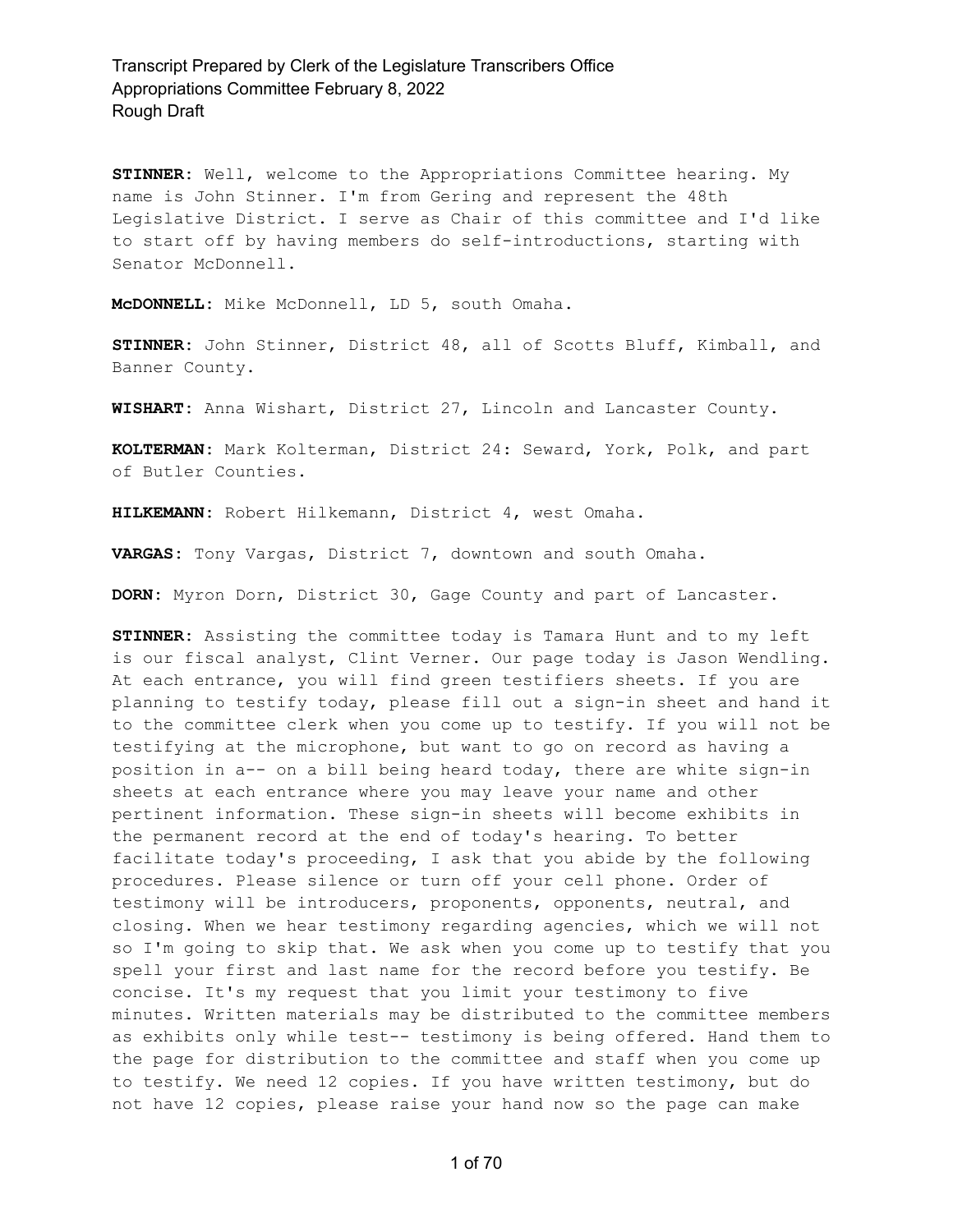**STINNER:** Well, welcome to the Appropriations Committee hearing. My name is John Stinner. I'm from Gering and represent the 48th Legislative District. I serve as Chair of this committee and I'd like to start off by having members do self-introductions, starting with Senator McDonnell.

**McDONNELL:** Mike McDonnell, LD 5, south Omaha.

**STINNER:** John Stinner, District 48, all of Scotts Bluff, Kimball, and Banner County.

**WISHART:** Anna Wishart, District 27, Lincoln and Lancaster County.

**KOLTERMAN:** Mark Kolterman, District 24: Seward, York, Polk, and part of Butler Counties.

**HILKEMANN:** Robert Hilkemann, District 4, west Omaha.

**VARGAS:** Tony Vargas, District 7, downtown and south Omaha.

**DORN:** Myron Dorn, District 30, Gage County and part of Lancaster.

**STINNER:** Assisting the committee today is Tamara Hunt and to my left is our fiscal analyst, Clint Verner. Our page today is Jason Wendling. At each entrance, you will find green testifiers sheets. If you are planning to testify today, please fill out a sign-in sheet and hand it to the committee clerk when you come up to testify. If you will not be testifying at the microphone, but want to go on record as having a position in a-- on a bill being heard today, there are white sign-in sheets at each entrance where you may leave your name and other pertinent information. These sign-in sheets will become exhibits in the permanent record at the end of today's hearing. To better facilitate today's proceeding, I ask that you abide by the following procedures. Please silence or turn off your cell phone. Order of testimony will be introducers, proponents, opponents, neutral, and closing. When we hear testimony regarding agencies, which we will not so I'm going to skip that. We ask when you come up to testify that you spell your first and last name for the record before you testify. Be concise. It's my request that you limit your testimony to five minutes. Written materials may be distributed to the committee members as exhibits only while test-- testimony is being offered. Hand them to the page for distribution to the committee and staff when you come up to testify. We need 12 copies. If you have written testimony, but do not have 12 copies, please raise your hand now so the page can make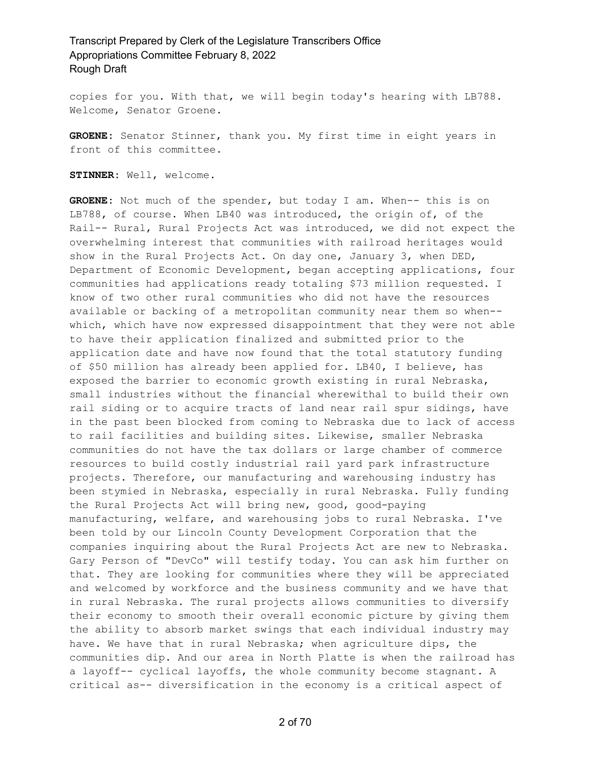copies for you. With that, we will begin today's hearing with LB788. Welcome, Senator Groene.

**GROENE:** Senator Stinner, thank you. My first time in eight years in front of this committee.

**STINNER:** Well, welcome.

**GROENE:** Not much of the spender, but today I am. When-- this is on LB788, of course. When LB40 was introduced, the origin of, of the Rail-- Rural, Rural Projects Act was introduced, we did not expect the overwhelming interest that communities with railroad heritages would show in the Rural Projects Act. On day one, January 3, when DED, Department of Economic Development, began accepting applications, four communities had applications ready totaling $73 million requested. I know of two other rural communities who did not have the resources available or backing of a metropolitan community near them so when-- which, which have now expressed disappointment that they were not able to have their application finalized and submitted prior to the application date and have now found that the total statutory funding of $50 million has already been applied for. LB40, I believe, has exposed the barrier to economic growth existing in rural Nebraska, small industries without the financial wherewithal to build their own rail siding or to acquire tracts of land near rail spur sidings, have in the past been blocked from coming to Nebraska due to lack of access to rail facilities and building sites. Likewise, smaller Nebraska communities do not have the tax dollars or large chamber of commerce resources to build costly industrial rail yard park infrastructure projects. Therefore, our manufacturing and warehousing industry has been stymied in Nebraska, especially in rural Nebraska. Fully funding the Rural Projects Act will bring new, good, good-paying manufacturing, welfare, and warehousing jobs to rural Nebraska. I've been told by our Lincoln County Development Corporation that the companies inquiring about the Rural Projects Act are new to Nebraska. Gary Person of "DevCo" will testify today. You can ask him further on that. They are looking for communities where they will be appreciated and welcomed by workforce and the business community and we have that in rural Nebraska. The rural projects allows communities to diversify their economy to smooth their overall economic picture by giving them the ability to absorb market swings that each individual industry may have. We have that in rural Nebraska; when agriculture dips, the communities dip. And our area in North Platte is when the railroad has a layoff-- cyclical layoffs, the whole community become stagnant. A critical as-- diversification in the economy is a critical aspect of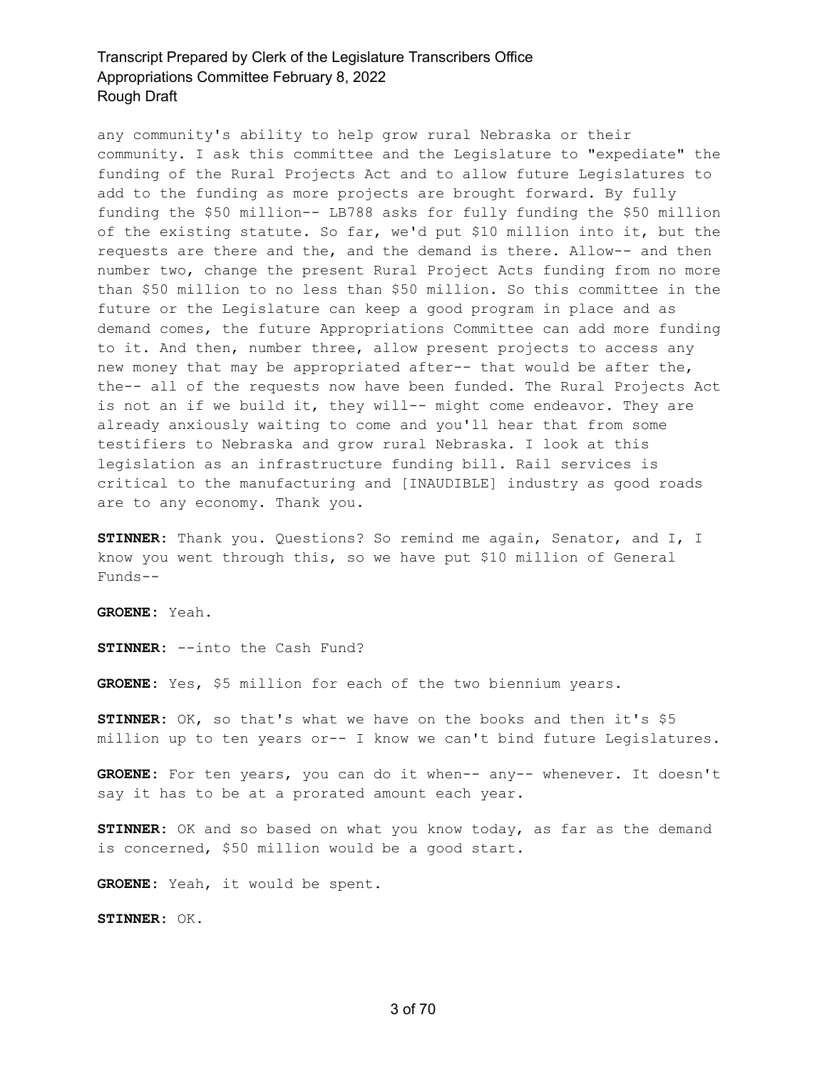any community's ability to help grow rural Nebraska or their community. I ask this committee and the Legislature to "expediate" the funding of the Rural Projects Act and to allow future Legislatures to add to the funding as more projects are brought forward. By fully funding the $50 million-- LB788 asks for fully funding the $50 million of the existing statute. So far, we'd put $10 million into it, but the requests are there and the, and the demand is there. Allow-- and then number two, change the present Rural Project Acts funding from no more than $50 million to no less than $50 million. So this committee in the future or the Legislature can keep a good program in place and as demand comes, the future Appropriations Committee can add more funding to it. And then, number three, allow present projects to access any new money that may be appropriated after-- that would be after the, the-- all of the requests now have been funded. The Rural Projects Act is not an if we build it, they will-- might come endeavor. They are already anxiously waiting to come and you'll hear that from some testifiers to Nebraska and grow rural Nebraska. I look at this legislation as an infrastructure funding bill. Rail services is critical to the manufacturing and [INAUDIBLE] industry as good roads are to any economy. Thank you.

**STINNER:** Thank you. Questions? So remind me again, Senator, and I, I know you went through this, so we have put $10 million of General Funds--

**GROENE:** Yeah.

**STINNER:** --into the Cash Fund?

**GROENE:** Yes, $5 million for each of the two biennium years.

**STINNER:** OK, so that's what we have on the books and then it's $5 million up to ten years or-- I know we can't bind future Legislatures.

**GROENE:** For ten years, you can do it when-- any-- whenever. It doesn't say it has to be at a prorated amount each year.

**STINNER:** OK and so based on what you know today, as far as the demand is concerned, $50 million would be a good start.

**GROENE:** Yeah, it would be spent.

**STINNER:** OK.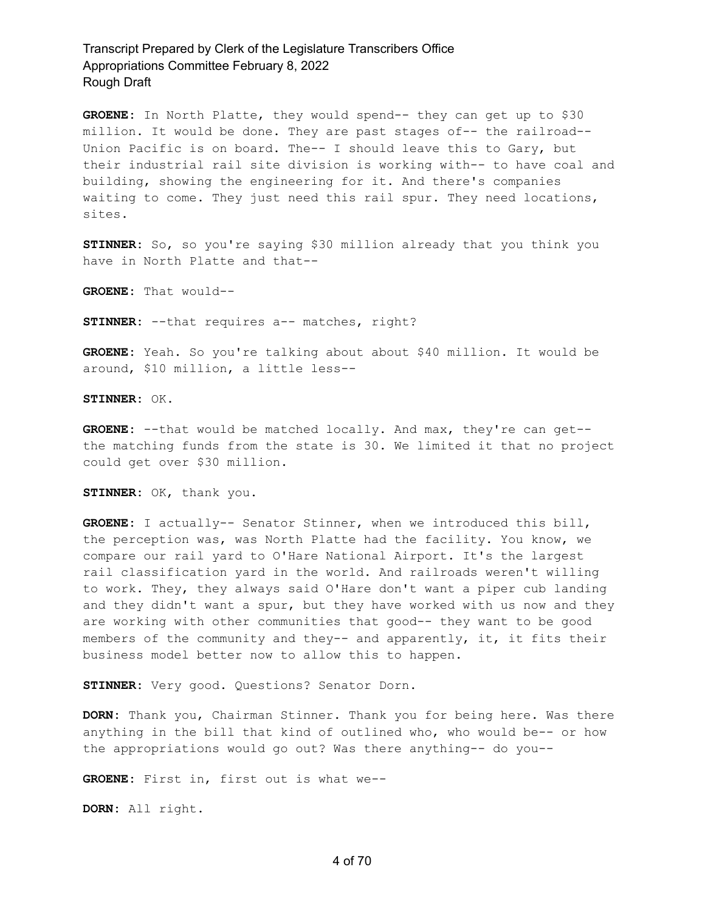**GROENE:** In North Platte, they would spend-- they can get up to $30 million. It would be done. They are past stages of-- the railroad-- Union Pacific is on board. The-- I should leave this to Gary, but their industrial rail site division is working with-- to have coal and building, showing the engineering for it. And there's companies waiting to come. They just need this rail spur. They need locations, sites.

**STINNER:** So, so you're saying $30 million already that you think you have in North Platte and that--

**GROENE:** That would--

**STINNER:** --that requires a-- matches, right?

**GROENE:** Yeah. So you're talking about about $40 million. It would be around, $10 million, a little less--

**STINNER:** OK.

**GROENE:** --that would be matched locally. And max, they're can get-- the matching funds from the state is 30. We limited it that no project could get over $30 million.

**STINNER:** OK, thank you.

**GROENE:** I actually-- Senator Stinner, when we introduced this bill, the perception was, was North Platte had the facility. You know, we compare our rail yard to O'Hare National Airport. It's the largest rail classification yard in the world. And railroads weren't willing to work. They, they always said O'Hare don't want a piper cub landing and they didn't want a spur, but they have worked with us now and they are working with other communities that good-- they want to be good members of the community and they-- and apparently, it, it fits their business model better now to allow this to happen.

**STINNER:** Very good. Questions? Senator Dorn.

**DORN:** Thank you, Chairman Stinner. Thank you for being here. Was there anything in the bill that kind of outlined who, who would be-- or how the appropriations would go out? Was there anything-- do you--

**GROENE:** First in, first out is what we--

**DORN:** All right.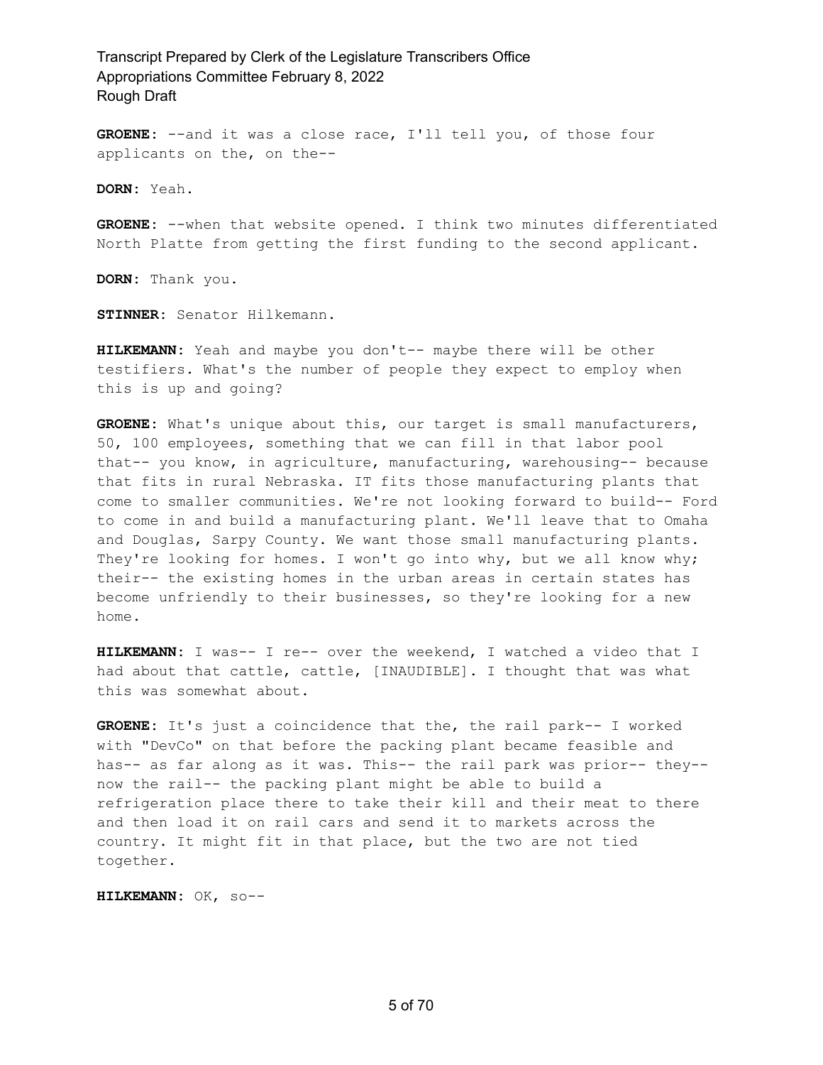**GROENE:** --and it was a close race, I'll tell you, of those four applicants on the, on the--

**DORN:** Yeah.

**GROENE:** --when that website opened. I think two minutes differentiated North Platte from getting the first funding to the second applicant.

**DORN:** Thank you.

**STINNER:** Senator Hilkemann.

**HILKEMANN:** Yeah and maybe you don't-- maybe there will be other testifiers. What's the number of people they expect to employ when this is up and going?

**GROENE:** What's unique about this, our target is small manufacturers, 50, 100 employees, something that we can fill in that labor pool that-- you know, in agriculture, manufacturing, warehousing-- because that fits in rural Nebraska. IT fits those manufacturing plants that come to smaller communities. We're not looking forward to build-- Ford to come in and build a manufacturing plant. We'll leave that to Omaha and Douglas, Sarpy County. We want those small manufacturing plants. They're looking for homes. I won't go into why, but we all know why; their-- the existing homes in the urban areas in certain states has become unfriendly to their businesses, so they're looking for a new home.

**HILKEMANN:** I was-- I re-- over the weekend, I watched a video that I had about that cattle, cattle, [INAUDIBLE]. I thought that was what this was somewhat about.

**GROENE:** It's just a coincidence that the, the rail park-- I worked with "DevCo" on that before the packing plant became feasible and has-- as far along as it was. This-- the rail park was prior-- they-- now the rail-- the packing plant might be able to build a refrigeration place there to take their kill and their meat to there and then load it on rail cars and send it to markets across the country. It might fit in that place, but the two are not tied together.

**HILKEMANN:** OK, so--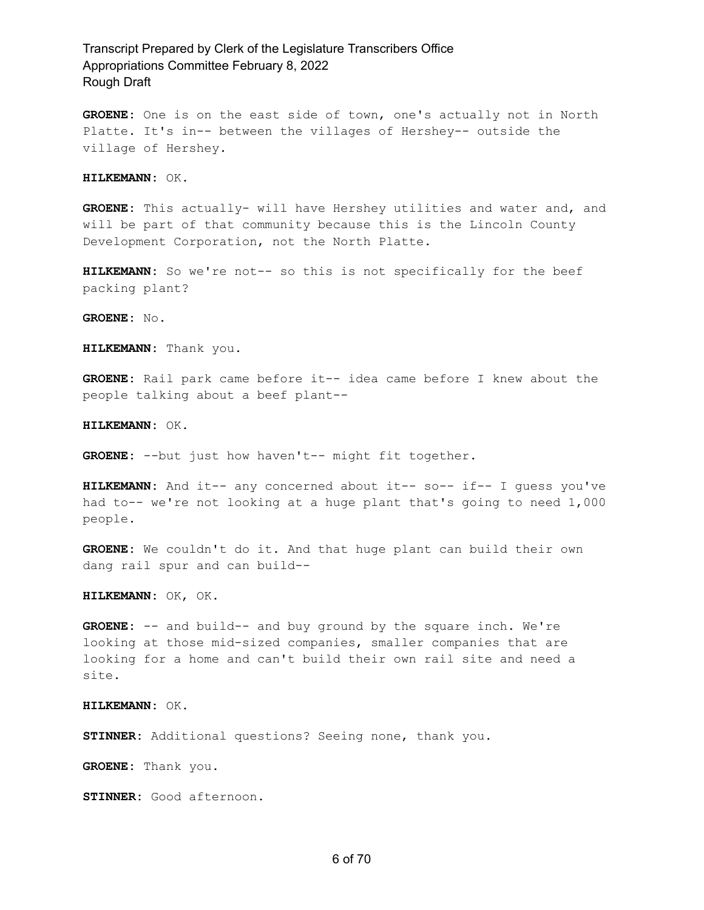**GROENE:** One is on the east side of town, one's actually not in North Platte. It's in-- between the villages of Hershey-- outside the village of Hershey.

**HILKEMANN:** OK.

**GROENE:** This actually- will have Hershey utilities and water and, and will be part of that community because this is the Lincoln County Development Corporation, not the North Platte.

**HILKEMANN:** So we're not-- so this is not specifically for the beef packing plant?

**GROENE:** No.

**HILKEMANN:** Thank you.

**GROENE:** Rail park came before it-- idea came before I knew about the people talking about a beef plant--

**HILKEMANN:** OK.

**GROENE:** --but just how haven't-- might fit together.

**HILKEMANN:** And it-- any concerned about it-- so-- if-- I guess you've had to-- we're not looking at a huge plant that's going to need 1,000 people.

**GROENE:** We couldn't do it. And that huge plant can build their own dang rail spur and can build--

**HILKEMANN:** OK, OK.

**GROENE:** -- and build-- and buy ground by the square inch. We're looking at those mid-sized companies, smaller companies that are looking for a home and can't build their own rail site and need a site.

**HILKEMANN:** OK.

**STINNER:** Additional questions? Seeing none, thank you.

**GROENE:** Thank you.

**STINNER:** Good afternoon.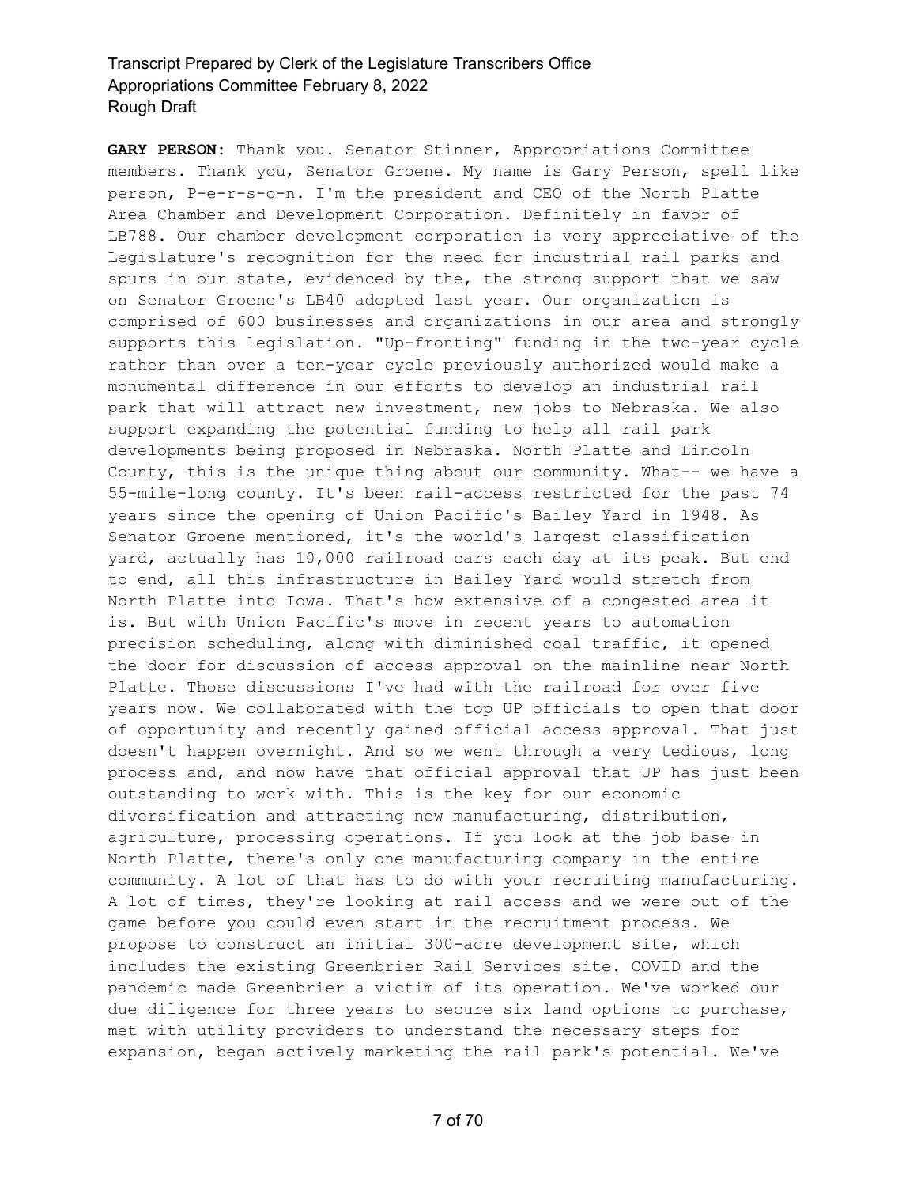**GARY PERSON:** Thank you. Senator Stinner, Appropriations Committee members. Thank you, Senator Groene. My name is Gary Person, spell like person, P-e-r-s-o-n. I'm the president and CEO of the North Platte Area Chamber and Development Corporation. Definitely in favor of LB788. Our chamber development corporation is very appreciative of the Legislature's recognition for the need for industrial rail parks and spurs in our state, evidenced by the, the strong support that we saw on Senator Groene's LB40 adopted last year. Our organization is comprised of 600 businesses and organizations in our area and strongly supports this legislation. "Up-fronting" funding in the two-year cycle rather than over a ten-year cycle previously authorized would make a monumental difference in our efforts to develop an industrial rail park that will attract new investment, new jobs to Nebraska. We also support expanding the potential funding to help all rail park developments being proposed in Nebraska. North Platte and Lincoln County, this is the unique thing about our community. What-- we have a 55-mile-long county. It's been rail-access restricted for the past 74 years since the opening of Union Pacific's Bailey Yard in 1948. As Senator Groene mentioned, it's the world's largest classification yard, actually has 10,000 railroad cars each day at its peak. But end to end, all this infrastructure in Bailey Yard would stretch from North Platte into Iowa. That's how extensive of a congested area it is. But with Union Pacific's move in recent years to automation precision scheduling, along with diminished coal traffic, it opened the door for discussion of access approval on the mainline near North Platte. Those discussions I've had with the railroad for over five years now. We collaborated with the top UP officials to open that door of opportunity and recently gained official access approval. That just doesn't happen overnight. And so we went through a very tedious, long process and, and now have that official approval that UP has just been outstanding to work with. This is the key for our economic diversification and attracting new manufacturing, distribution, agriculture, processing operations. If you look at the job base in North Platte, there's only one manufacturing company in the entire community. A lot of that has to do with your recruiting manufacturing. A lot of times, they're looking at rail access and we were out of the game before you could even start in the recruitment process. We propose to construct an initial 300-acre development site, which includes the existing Greenbrier Rail Services site. COVID and the pandemic made Greenbrier a victim of its operation. We've worked our due diligence for three years to secure six land options to purchase, met with utility providers to understand the necessary steps for expansion, began actively marketing the rail park's potential. We've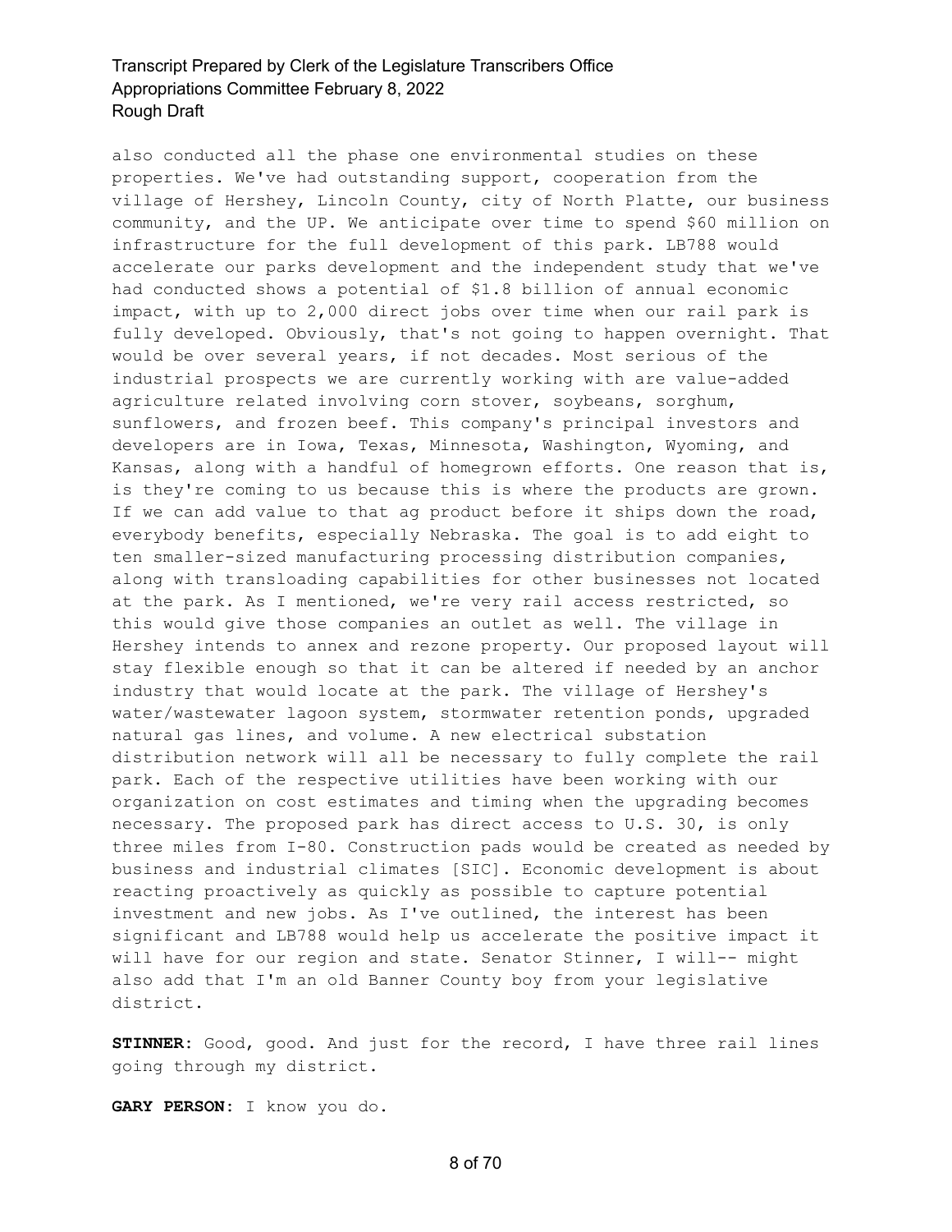also conducted all the phase one environmental studies on these properties. We've had outstanding support, cooperation from the village of Hershey, Lincoln County, city of North Platte, our business community, and the UP. We anticipate over time to spend $60 million on infrastructure for the full development of this park. LB788 would accelerate our parks development and the independent study that we've had conducted shows a potential of $1.8 billion of annual economic impact, with up to 2,000 direct jobs over time when our rail park is fully developed. Obviously, that's not going to happen overnight. That would be over several years, if not decades. Most serious of the industrial prospects we are currently working with are value-added agriculture related involving corn stover, soybeans, sorghum, sunflowers, and frozen beef. This company's principal investors and developers are in Iowa, Texas, Minnesota, Washington, Wyoming, and Kansas, along with a handful of homegrown efforts. One reason that is, is they're coming to us because this is where the products are grown. If we can add value to that ag product before it ships down the road, everybody benefits, especially Nebraska. The goal is to add eight to ten smaller-sized manufacturing processing distribution companies, along with transloading capabilities for other businesses not located at the park. As I mentioned, we're very rail access restricted, so this would give those companies an outlet as well. The village in Hershey intends to annex and rezone property. Our proposed layout will stay flexible enough so that it can be altered if needed by an anchor industry that would locate at the park. The village of Hershey's water/wastewater lagoon system, stormwater retention ponds, upgraded natural gas lines, and volume. A new electrical substation distribution network will all be necessary to fully complete the rail park. Each of the respective utilities have been working with our organization on cost estimates and timing when the upgrading becomes necessary. The proposed park has direct access to U.S. 30, is only three miles from I-80. Construction pads would be created as needed by business and industrial climates [SIC]. Economic development is about reacting proactively as quickly as possible to capture potential investment and new jobs. As I've outlined, the interest has been significant and LB788 would help us accelerate the positive impact it will have for our region and state. Senator Stinner, I will-- might also add that I'm an old Banner County boy from your legislative district.

**STINNER:** Good, good. And just for the record, I have three rail lines going through my district.

**GARY PERSON:** I know you do.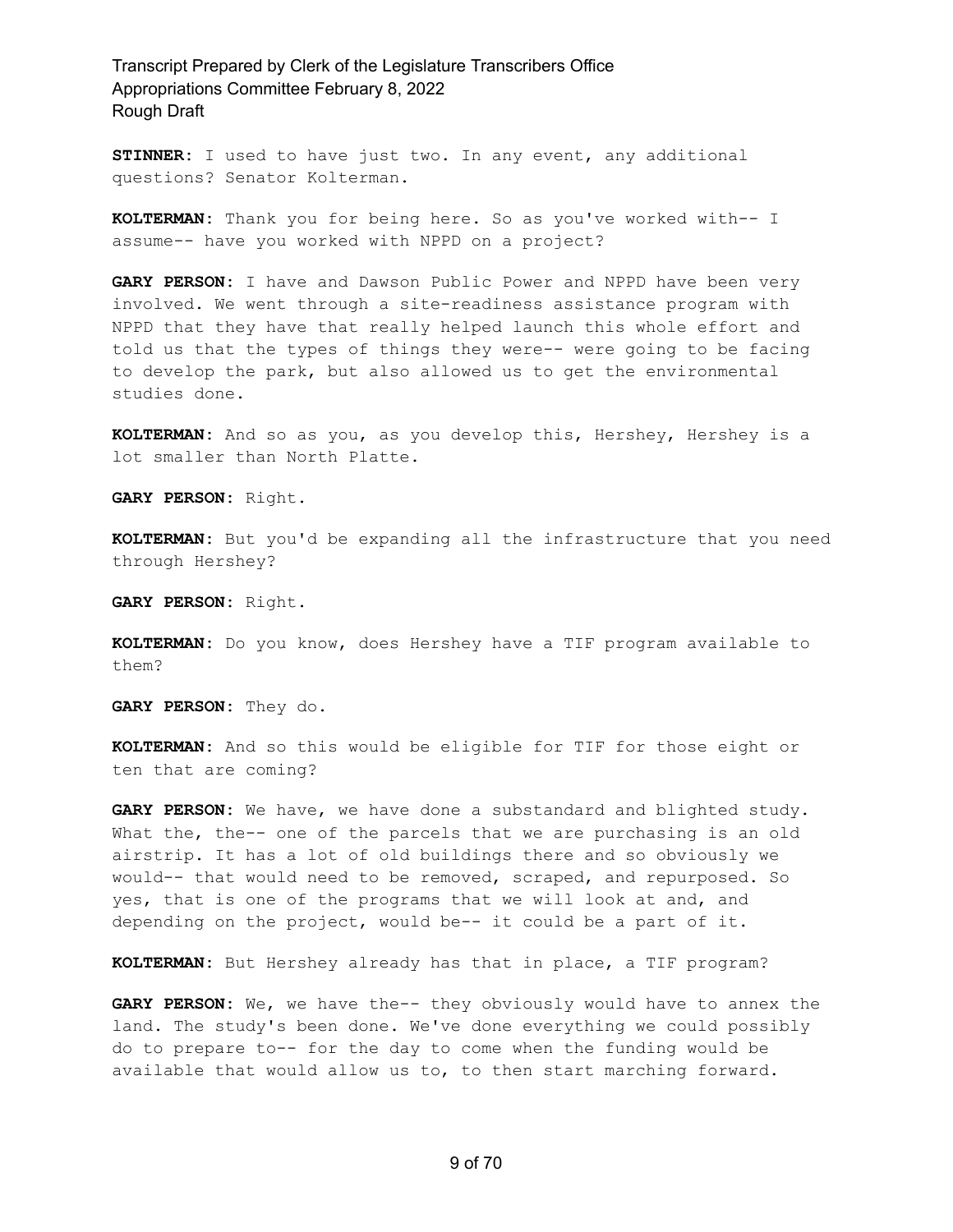**STINNER:** I used to have just two. In any event, any additional questions? Senator Kolterman.

**KOLTERMAN:** Thank you for being here. So as you've worked with-- I assume-- have you worked with NPPD on a project?

**GARY PERSON:** I have and Dawson Public Power and NPPD have been very involved. We went through a site-readiness assistance program with NPPD that they have that really helped launch this whole effort and told us that the types of things they were-- were going to be facing to develop the park, but also allowed us to get the environmental studies done.

**KOLTERMAN:** And so as you, as you develop this, Hershey, Hershey is a lot smaller than North Platte.

**GARY PERSON:** Right.

**KOLTERMAN:** But you'd be expanding all the infrastructure that you need through Hershey?

**GARY PERSON:** Right.

**KOLTERMAN:** Do you know, does Hershey have a TIF program available to them?

**GARY PERSON:** They do.

**KOLTERMAN:** And so this would be eligible for TIF for those eight or ten that are coming?

**GARY PERSON:** We have, we have done a substandard and blighted study. What the, the-- one of the parcels that we are purchasing is an old airstrip. It has a lot of old buildings there and so obviously we would-- that would need to be removed, scraped, and repurposed. So yes, that is one of the programs that we will look at and, and depending on the project, would be-- it could be a part of it.

**KOLTERMAN:** But Hershey already has that in place, a TIF program?

**GARY PERSON:** We, we have the-- they obviously would have to annex the land. The study's been done. We've done everything we could possibly do to prepare to-- for the day to come when the funding would be available that would allow us to, to then start marching forward.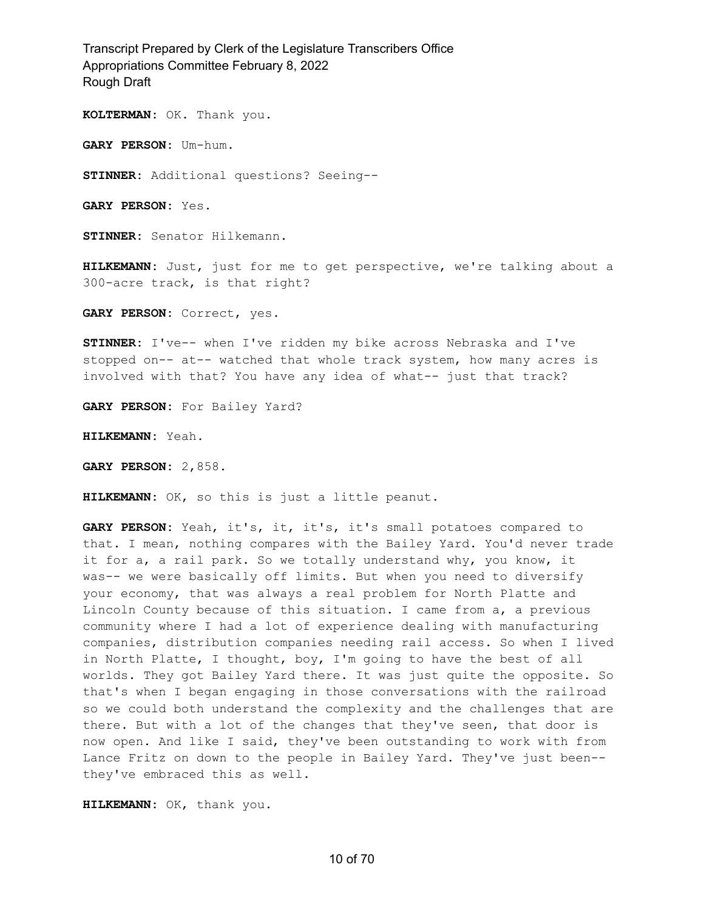**KOLTERMAN:** OK. Thank you.

**GARY PERSON:** Um-hum.

**STINNER:** Additional questions? Seeing--

**GARY PERSON:** Yes.

**STINNER:** Senator Hilkemann.

**HILKEMANN:** Just, just for me to get perspective, we're talking about a 300-acre track, is that right?

**GARY PERSON:** Correct, yes.

**STINNER:** I've-- when I've ridden my bike across Nebraska and I've stopped on-- at-- watched that whole track system, how many acres is involved with that? You have any idea of what-- just that track?

**GARY PERSON:** For Bailey Yard?

**HILKEMANN:** Yeah.

**GARY PERSON:** 2,858.

**HILKEMANN:** OK, so this is just a little peanut.

**GARY PERSON:** Yeah, it's, it, it's, it's small potatoes compared to that. I mean, nothing compares with the Bailey Yard. You'd never trade it for a, a rail park. So we totally understand why, you know, it was-- we were basically off limits. But when you need to diversify your economy, that was always a real problem for North Platte and Lincoln County because of this situation. I came from a, a previous community where I had a lot of experience dealing with manufacturing companies, distribution companies needing rail access. So when I lived in North Platte, I thought, boy, I'm going to have the best of all worlds. They got Bailey Yard there. It was just quite the opposite. So that's when I began engaging in those conversations with the railroad so we could both understand the complexity and the challenges that are there. But with a lot of the changes that they've seen, that door is now open. And like I said, they've been outstanding to work with from Lance Fritz on down to the people in Bailey Yard. They've just been-- they've embraced this as well.

**HILKEMANN:** OK, thank you.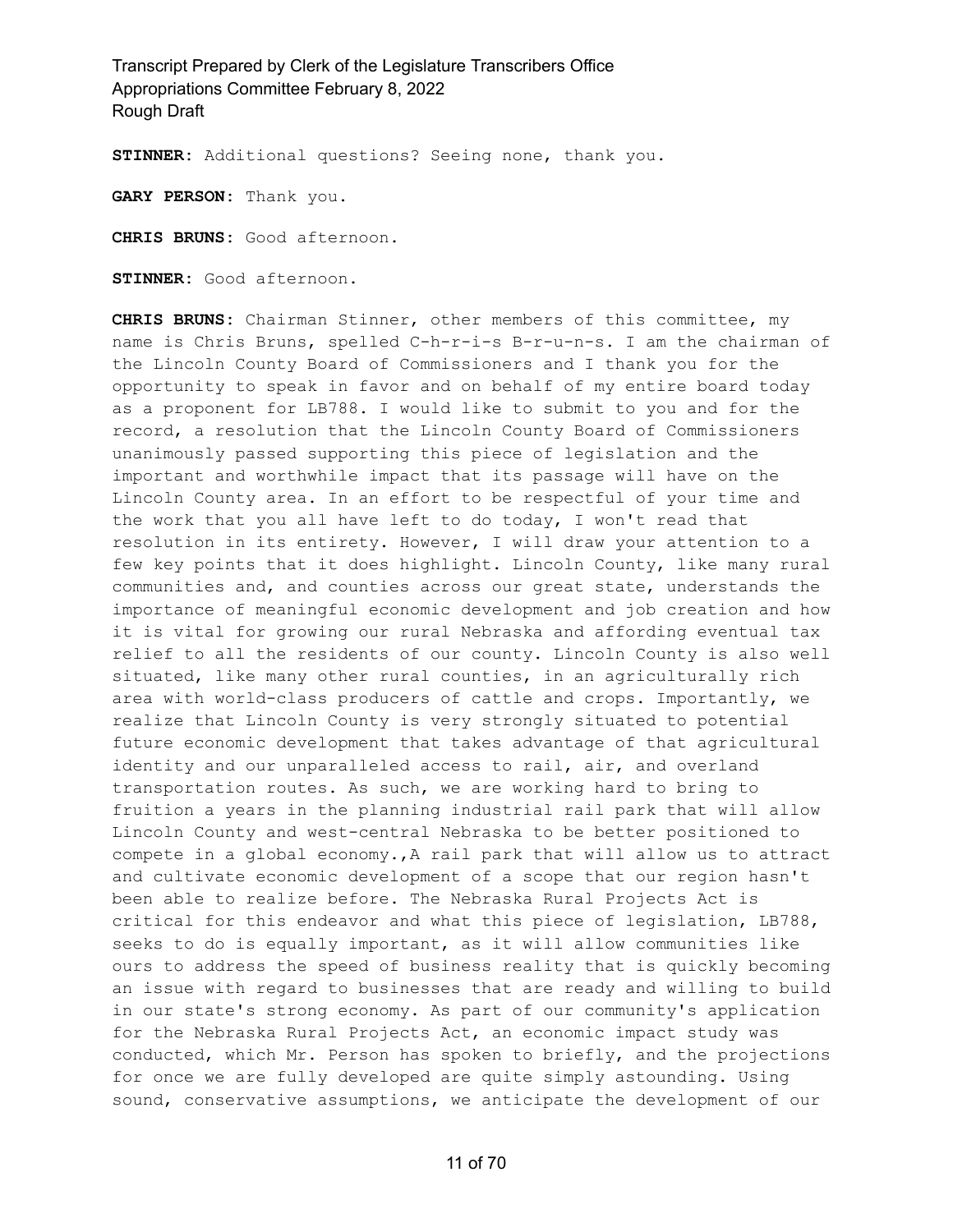**STINNER:** Additional questions? Seeing none, thank you.

**GARY PERSON:** Thank you.

**CHRIS BRUNS:** Good afternoon.

**STINNER:** Good afternoon.

**CHRIS BRUNS:** Chairman Stinner, other members of this committee, my name is Chris Bruns, spelled C-h-r-i-s B-r-u-n-s. I am the chairman of the Lincoln County Board of Commissioners and I thank you for the opportunity to speak in favor and on behalf of my entire board today as a proponent for LB788. I would like to submit to you and for the record, a resolution that the Lincoln County Board of Commissioners unanimously passed supporting this piece of legislation and the important and worthwhile impact that its passage will have on the Lincoln County area. In an effort to be respectful of your time and the work that you all have left to do today, I won't read that resolution in its entirety. However, I will draw your attention to a few key points that it does highlight. Lincoln County, like many rural communities and, and counties across our great state, understands the importance of meaningful economic development and job creation and how it is vital for growing our rural Nebraska and affording eventual tax relief to all the residents of our county. Lincoln County is also well situated, like many other rural counties, in an agriculturally rich area with world-class producers of cattle and crops. Importantly, we realize that Lincoln County is very strongly situated to potential future economic development that takes advantage of that agricultural identity and our unparalleled access to rail, air, and overland transportation routes. As such, we are working hard to bring to fruition a years in the planning industrial rail park that will allow Lincoln County and west-central Nebraska to be better positioned to compete in a global economy.,A rail park that will allow us to attract and cultivate economic development of a scope that our region hasn't been able to realize before. The Nebraska Rural Projects Act is critical for this endeavor and what this piece of legislation, LB788, seeks to do is equally important, as it will allow communities like ours to address the speed of business reality that is quickly becoming an issue with regard to businesses that are ready and willing to build in our state's strong economy. As part of our community's application for the Nebraska Rural Projects Act, an economic impact study was conducted, which Mr. Person has spoken to briefly, and the projections for once we are fully developed are quite simply astounding. Using sound, conservative assumptions, we anticipate the development of our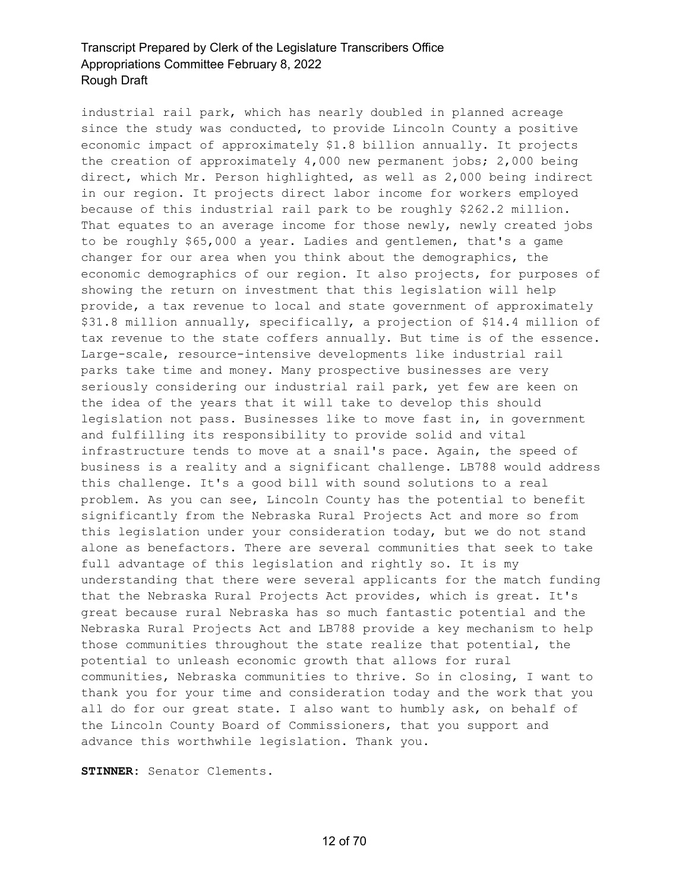industrial rail park, which has nearly doubled in planned acreage since the study was conducted, to provide Lincoln County a positive economic impact of approximately $1.8 billion annually. It projects the creation of approximately 4,000 new permanent jobs; 2,000 being direct, which Mr. Person highlighted, as well as 2,000 being indirect in our region. It projects direct labor income for workers employed because of this industrial rail park to be roughly $262.2 million. That equates to an average income for those newly, newly created jobs to be roughly $65,000 a year. Ladies and gentlemen, that's a game changer for our area when you think about the demographics, the economic demographics of our region. It also projects, for purposes of showing the return on investment that this legislation will help provide, a tax revenue to local and state government of approximately $31.8 million annually, specifically, a projection of $14.4 million of tax revenue to the state coffers annually. But time is of the essence. Large-scale, resource-intensive developments like industrial rail parks take time and money. Many prospective businesses are very seriously considering our industrial rail park, yet few are keen on the idea of the years that it will take to develop this should legislation not pass. Businesses like to move fast in, in government and fulfilling its responsibility to provide solid and vital infrastructure tends to move at a snail's pace. Again, the speed of business is a reality and a significant challenge. LB788 would address this challenge. It's a good bill with sound solutions to a real problem. As you can see, Lincoln County has the potential to benefit significantly from the Nebraska Rural Projects Act and more so from this legislation under your consideration today, but we do not stand alone as benefactors. There are several communities that seek to take full advantage of this legislation and rightly so. It is my understanding that there were several applicants for the match funding that the Nebraska Rural Projects Act provides, which is great. It's great because rural Nebraska has so much fantastic potential and the Nebraska Rural Projects Act and LB788 provide a key mechanism to help those communities throughout the state realize that potential, the potential to unleash economic growth that allows for rural communities, Nebraska communities to thrive. So in closing, I want to thank you for your time and consideration today and the work that you all do for our great state. I also want to humbly ask, on behalf of the Lincoln County Board of Commissioners, that you support and advance this worthwhile legislation. Thank you.

**STINNER:** Senator Clements.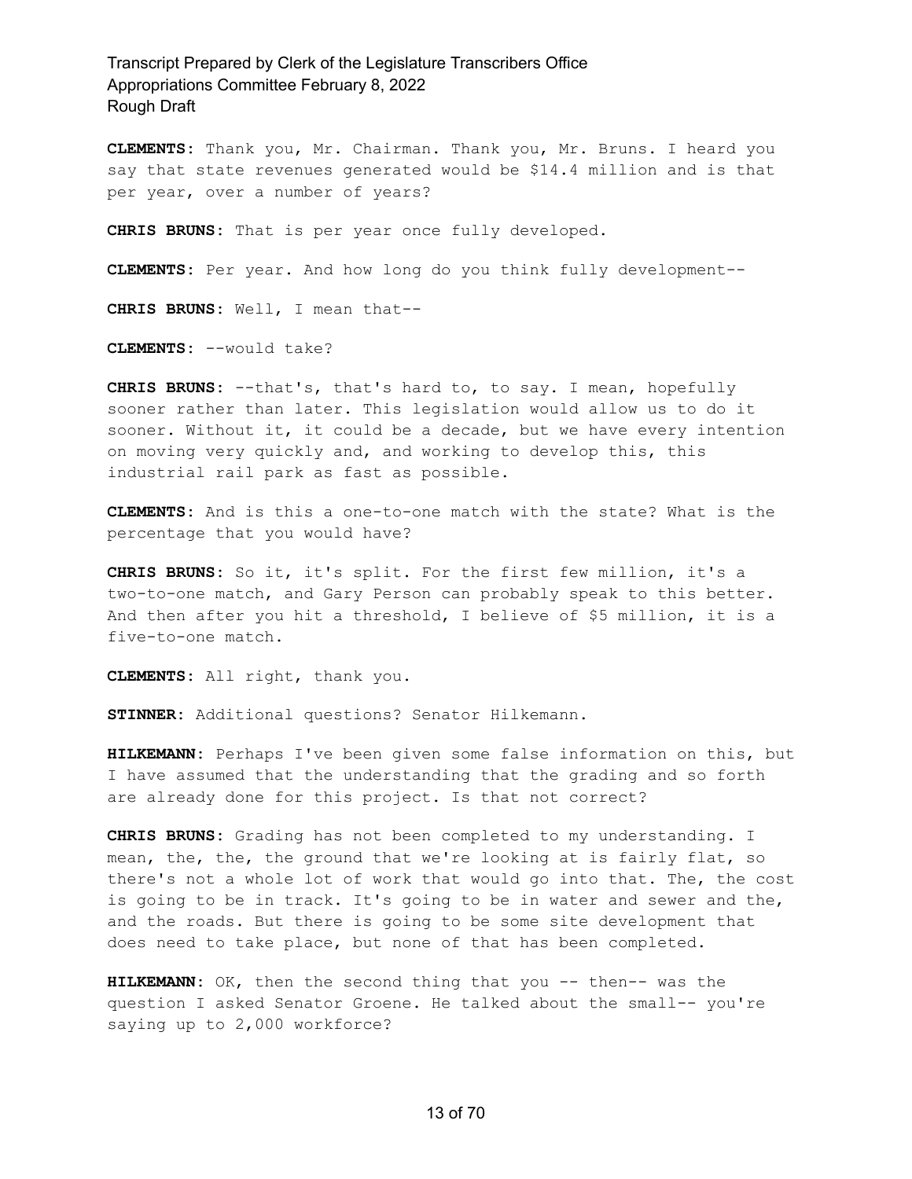**CLEMENTS:** Thank you, Mr. Chairman. Thank you, Mr. Bruns. I heard you say that state revenues generated would be $14.4 million and is that per year, over a number of years?

**CHRIS BRUNS:** That is per year once fully developed.

**CLEMENTS:** Per year. And how long do you think fully development--

**CHRIS BRUNS:** Well, I mean that--

**CLEMENTS:** --would take?

**CHRIS BRUNS:** --that's, that's hard to, to say. I mean, hopefully sooner rather than later. This legislation would allow us to do it sooner. Without it, it could be a decade, but we have every intention on moving very quickly and, and working to develop this, this industrial rail park as fast as possible.

**CLEMENTS:** And is this a one-to-one match with the state? What is the percentage that you would have?

**CHRIS BRUNS:** So it, it's split. For the first few million, it's a two-to-one match, and Gary Person can probably speak to this better. And then after you hit a threshold, I believe of $5 million, it is a five-to-one match.

**CLEMENTS:** All right, thank you.

**STINNER:** Additional questions? Senator Hilkemann.

**HILKEMANN:** Perhaps I've been given some false information on this, but I have assumed that the understanding that the grading and so forth are already done for this project. Is that not correct?

**CHRIS BRUNS:** Grading has not been completed to my understanding. I mean, the, the, the ground that we're looking at is fairly flat, so there's not a whole lot of work that would go into that. The, the cost is going to be in track. It's going to be in water and sewer and the, and the roads. But there is going to be some site development that does need to take place, but none of that has been completed.

**HILKEMANN:** OK, then the second thing that you -- then-- was the question I asked Senator Groene. He talked about the small-- you're saying up to 2,000 workforce?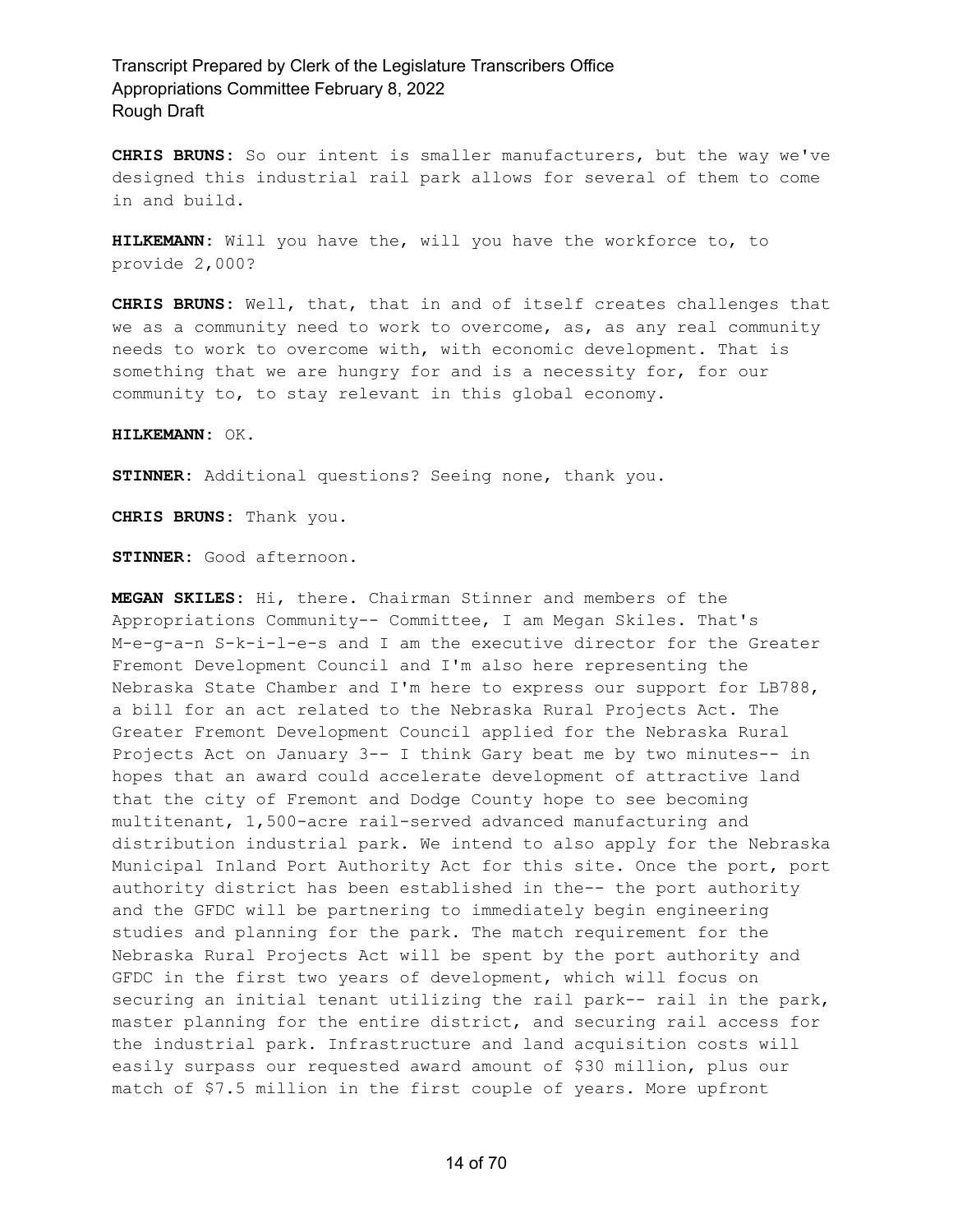**CHRIS BRUNS:** So our intent is smaller manufacturers, but the way we've designed this industrial rail park allows for several of them to come in and build.

**HILKEMANN:** Will you have the, will you have the workforce to, to provide 2,000?

**CHRIS BRUNS:** Well, that, that in and of itself creates challenges that we as a community need to work to overcome, as, as any real community needs to work to overcome with, with economic development. That is something that we are hungry for and is a necessity for, for our community to, to stay relevant in this global economy.

**HILKEMANN:** OK.

**STINNER:** Additional questions? Seeing none, thank you.

**CHRIS BRUNS:** Thank you.

**STINNER:** Good afternoon.

**MEGAN SKILES:** Hi, there. Chairman Stinner and members of the Appropriations Community-- Committee, I am Megan Skiles. That's M-e-g-a-n S-k-i-l-e-s and I am the executive director for the Greater Fremont Development Council and I'm also here representing the Nebraska State Chamber and I'm here to express our support for LB788, a bill for an act related to the Nebraska Rural Projects Act. The Greater Fremont Development Council applied for the Nebraska Rural Projects Act on January 3-- I think Gary beat me by two minutes-- in hopes that an award could accelerate development of attractive land that the city of Fremont and Dodge County hope to see becoming multitenant, 1,500-acre rail-served advanced manufacturing and distribution industrial park. We intend to also apply for the Nebraska Municipal Inland Port Authority Act for this site. Once the port, port authority district has been established in the-- the port authority and the GFDC will be partnering to immediately begin engineering studies and planning for the park. The match requirement for the Nebraska Rural Projects Act will be spent by the port authority and GFDC in the first two years of development, which will focus on securing an initial tenant utilizing the rail park-- rail in the park, master planning for the entire district, and securing rail access for the industrial park. Infrastructure and land acquisition costs will easily surpass our requested award amount of $30 million, plus our match of $7.5 million in the first couple of years. More upfront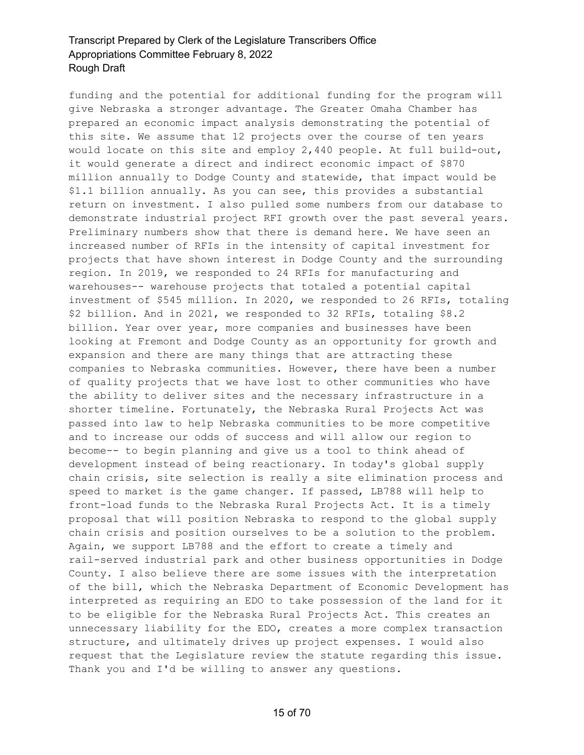funding and the potential for additional funding for the program will give Nebraska a stronger advantage. The Greater Omaha Chamber has prepared an economic impact analysis demonstrating the potential of this site. We assume that 12 projects over the course of ten years would locate on this site and employ 2,440 people. At full build-out, it would generate a direct and indirect economic impact of $870 million annually to Dodge County and statewide, that impact would be $1.1 billion annually. As you can see, this provides a substantial return on investment. I also pulled some numbers from our database to demonstrate industrial project RFI growth over the past several years. Preliminary numbers show that there is demand here. We have seen an increased number of RFIs in the intensity of capital investment for projects that have shown interest in Dodge County and the surrounding region. In 2019, we responded to 24 RFIs for manufacturing and warehouses-- warehouse projects that totaled a potential capital investment of $545 million. In 2020, we responded to 26 RFIs, totaling $2 billion. And in 2021, we responded to 32 RFIs, totaling $8.2 billion. Year over year, more companies and businesses have been looking at Fremont and Dodge County as an opportunity for growth and expansion and there are many things that are attracting these companies to Nebraska communities. However, there have been a number of quality projects that we have lost to other communities who have the ability to deliver sites and the necessary infrastructure in a shorter timeline. Fortunately, the Nebraska Rural Projects Act was passed into law to help Nebraska communities to be more competitive and to increase our odds of success and will allow our region to become-- to begin planning and give us a tool to think ahead of development instead of being reactionary. In today's global supply chain crisis, site selection is really a site elimination process and speed to market is the game changer. If passed, LB788 will help to front-load funds to the Nebraska Rural Projects Act. It is a timely proposal that will position Nebraska to respond to the global supply chain crisis and position ourselves to be a solution to the problem. Again, we support LB788 and the effort to create a timely and rail-served industrial park and other business opportunities in Dodge County. I also believe there are some issues with the interpretation of the bill, which the Nebraska Department of Economic Development has interpreted as requiring an EDO to take possession of the land for it to be eligible for the Nebraska Rural Projects Act. This creates an unnecessary liability for the EDO, creates a more complex transaction structure, and ultimately drives up project expenses. I would also request that the Legislature review the statute regarding this issue. Thank you and I'd be willing to answer any questions.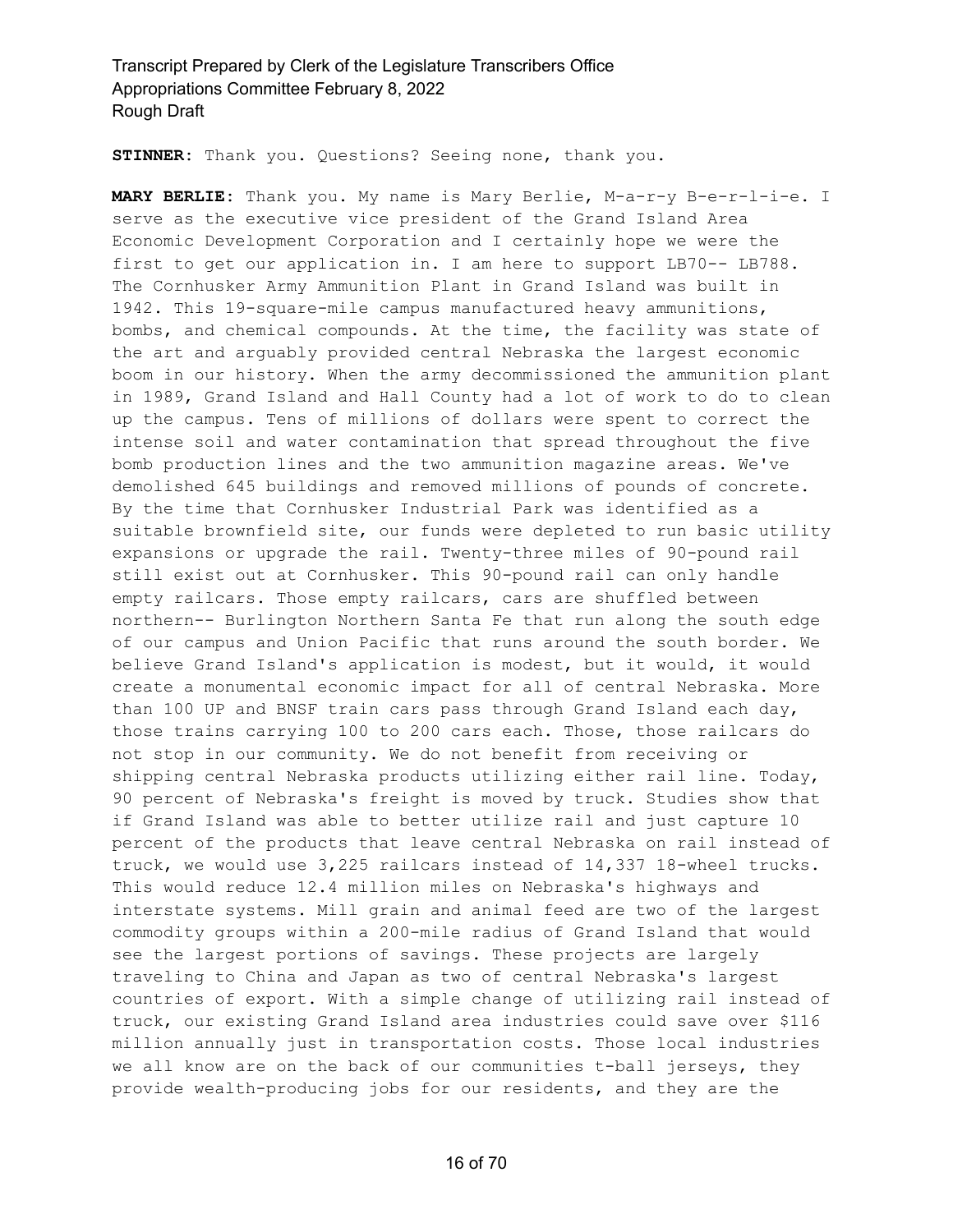**STINNER:** Thank you. Questions? Seeing none, thank you.

**MARY BERLIE:** Thank you. My name is Mary Berlie, M-a-r-y B-e-r-l-i-e. I serve as the executive vice president of the Grand Island Area Economic Development Corporation and I certainly hope we were the first to get our application in. I am here to support LB70-- LB788. The Cornhusker Army Ammunition Plant in Grand Island was built in 1942. This 19-square-mile campus manufactured heavy ammunitions, bombs, and chemical compounds. At the time, the facility was state of the art and arguably provided central Nebraska the largest economic boom in our history. When the army decommissioned the ammunition plant in 1989, Grand Island and Hall County had a lot of work to do to clean up the campus. Tens of millions of dollars were spent to correct the intense soil and water contamination that spread throughout the five bomb production lines and the two ammunition magazine areas. We've demolished 645 buildings and removed millions of pounds of concrete. By the time that Cornhusker Industrial Park was identified as a suitable brownfield site, our funds were depleted to run basic utility expansions or upgrade the rail. Twenty-three miles of 90-pound rail still exist out at Cornhusker. This 90-pound rail can only handle empty railcars. Those empty railcars, cars are shuffled between northern-- Burlington Northern Santa Fe that run along the south edge of our campus and Union Pacific that runs around the south border. We believe Grand Island's application is modest, but it would, it would create a monumental economic impact for all of central Nebraska. More than 100 UP and BNSF train cars pass through Grand Island each day, those trains carrying 100 to 200 cars each. Those, those railcars do not stop in our community. We do not benefit from receiving or shipping central Nebraska products utilizing either rail line. Today, 90 percent of Nebraska's freight is moved by truck. Studies show that if Grand Island was able to better utilize rail and just capture 10 percent of the products that leave central Nebraska on rail instead of truck, we would use 3,225 railcars instead of 14,337 18-wheel trucks. This would reduce 12.4 million miles on Nebraska's highways and interstate systems. Mill grain and animal feed are two of the largest commodity groups within a 200-mile radius of Grand Island that would see the largest portions of savings. These projects are largely traveling to China and Japan as two of central Nebraska's largest countries of export. With a simple change of utilizing rail instead of truck, our existing Grand Island area industries could save over $116 million annually just in transportation costs. Those local industries we all know are on the back of our communities t-ball jerseys, they provide wealth-producing jobs for our residents, and they are the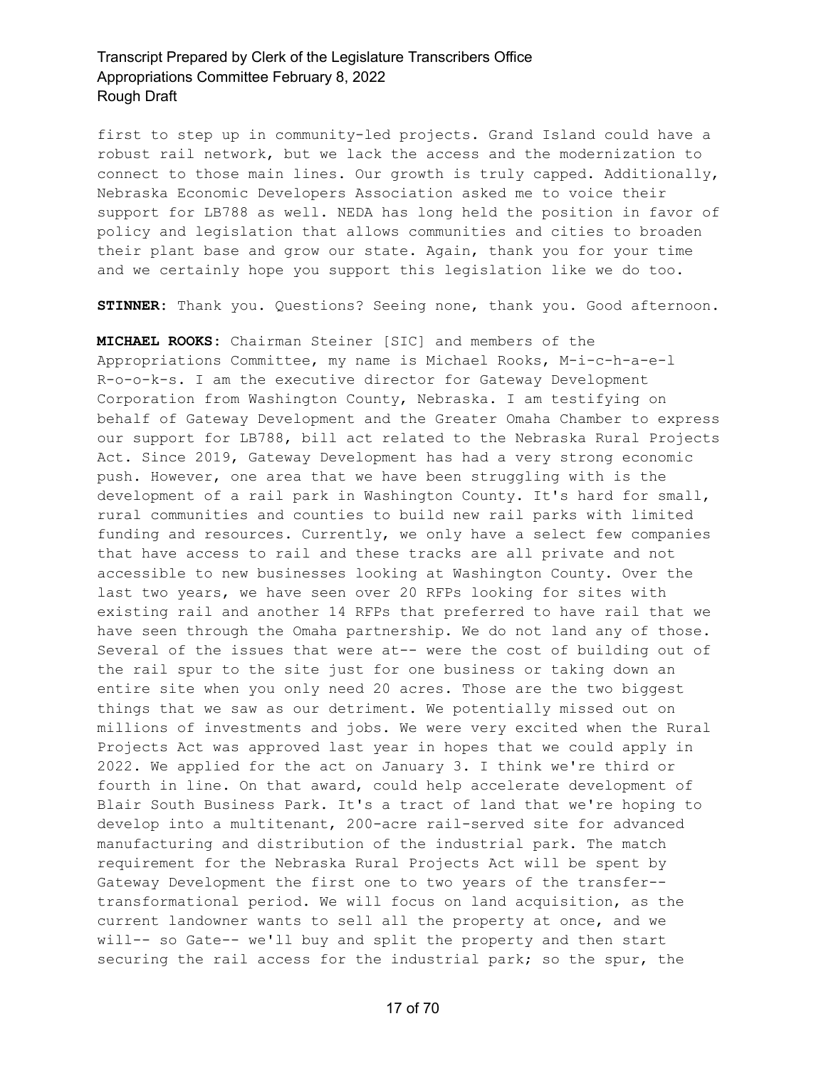first to step up in community-led projects. Grand Island could have a robust rail network, but we lack the access and the modernization to connect to those main lines. Our growth is truly capped. Additionally, Nebraska Economic Developers Association asked me to voice their support for LB788 as well. NEDA has long held the position in favor of policy and legislation that allows communities and cities to broaden their plant base and grow our state. Again, thank you for your time and we certainly hope you support this legislation like we do too.

**STINNER:** Thank you. Questions? Seeing none, thank you. Good afternoon.

**MICHAEL ROOKS:** Chairman Steiner [SIC] and members of the Appropriations Committee, my name is Michael Rooks, M-i-c-h-a-e-l R-o-o-k-s. I am the executive director for Gateway Development Corporation from Washington County, Nebraska. I am testifying on behalf of Gateway Development and the Greater Omaha Chamber to express our support for LB788, bill act related to the Nebraska Rural Projects Act. Since 2019, Gateway Development has had a very strong economic push. However, one area that we have been struggling with is the development of a rail park in Washington County. It's hard for small, rural communities and counties to build new rail parks with limited funding and resources. Currently, we only have a select few companies that have access to rail and these tracks are all private and not accessible to new businesses looking at Washington County. Over the last two years, we have seen over 20 RFPs looking for sites with existing rail and another 14 RFPs that preferred to have rail that we have seen through the Omaha partnership. We do not land any of those. Several of the issues that were at-- were the cost of building out of the rail spur to the site just for one business or taking down an entire site when you only need 20 acres. Those are the two biggest things that we saw as our detriment. We potentially missed out on millions of investments and jobs. We were very excited when the Rural Projects Act was approved last year in hopes that we could apply in 2022. We applied for the act on January 3. I think we're third or fourth in line. On that award, could help accelerate development of Blair South Business Park. It's a tract of land that we're hoping to develop into a multitenant, 200-acre rail-served site for advanced manufacturing and distribution of the industrial park. The match requirement for the Nebraska Rural Projects Act will be spent by Gateway Development the first one to two years of the transfer-- transformational period. We will focus on land acquisition, as the current landowner wants to sell all the property at once, and we will-- so Gate-- we'll buy and split the property and then start securing the rail access for the industrial park; so the spur, the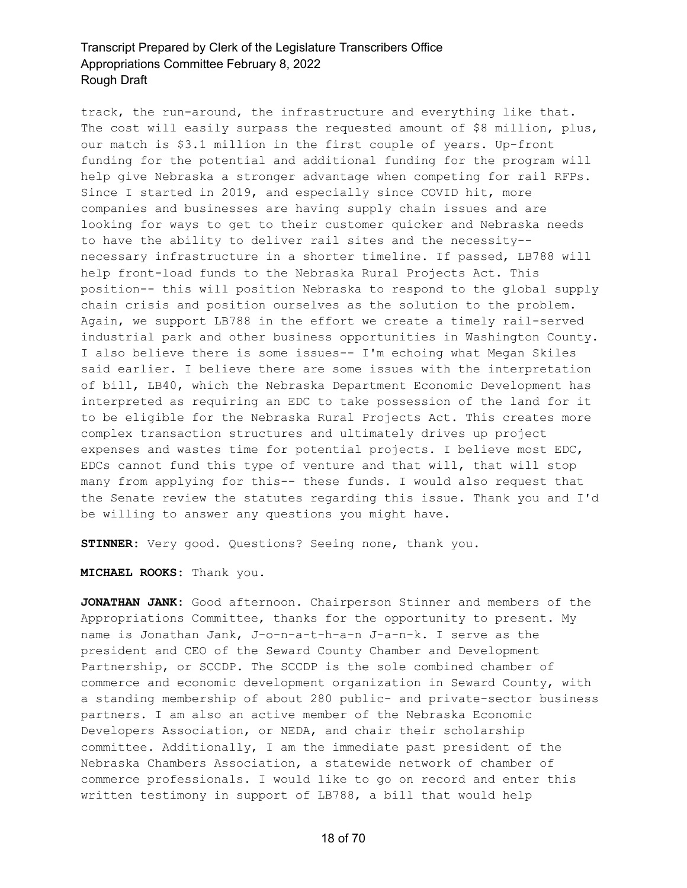track, the run-around, the infrastructure and everything like that. The cost will easily surpass the requested amount of $8 million, plus, our match is $3.1 million in the first couple of years. Up-front funding for the potential and additional funding for the program will help give Nebraska a stronger advantage when competing for rail RFPs. Since I started in 2019, and especially since COVID hit, more companies and businesses are having supply chain issues and are looking for ways to get to their customer quicker and Nebraska needs to have the ability to deliver rail sites and the necessity-- necessary infrastructure in a shorter timeline. If passed, LB788 will help front-load funds to the Nebraska Rural Projects Act. This position-- this will position Nebraska to respond to the global supply chain crisis and position ourselves as the solution to the problem. Again, we support LB788 in the effort we create a timely rail-served industrial park and other business opportunities in Washington County. I also believe there is some issues-- I'm echoing what Megan Skiles said earlier. I believe there are some issues with the interpretation of bill, LB40, which the Nebraska Department Economic Development has interpreted as requiring an EDC to take possession of the land for it to be eligible for the Nebraska Rural Projects Act. This creates more complex transaction structures and ultimately drives up project expenses and wastes time for potential projects. I believe most EDC, EDCs cannot fund this type of venture and that will, that will stop many from applying for this-- these funds. I would also request that the Senate review the statutes regarding this issue. Thank you and I'd be willing to answer any questions you might have.

**STINNER:** Very good. Questions? Seeing none, thank you.

**MICHAEL ROOKS:** Thank you.

**JONATHAN JANK:** Good afternoon. Chairperson Stinner and members of the Appropriations Committee, thanks for the opportunity to present. My name is Jonathan Jank, J-o-n-a-t-h-a-n J-a-n-k. I serve as the president and CEO of the Seward County Chamber and Development Partnership, or SCCDP. The SCCDP is the sole combined chamber of commerce and economic development organization in Seward County, with a standing membership of about 280 public- and private-sector business partners. I am also an active member of the Nebraska Economic Developers Association, or NEDA, and chair their scholarship committee. Additionally, I am the immediate past president of the Nebraska Chambers Association, a statewide network of chamber of commerce professionals. I would like to go on record and enter this written testimony in support of LB788, a bill that would help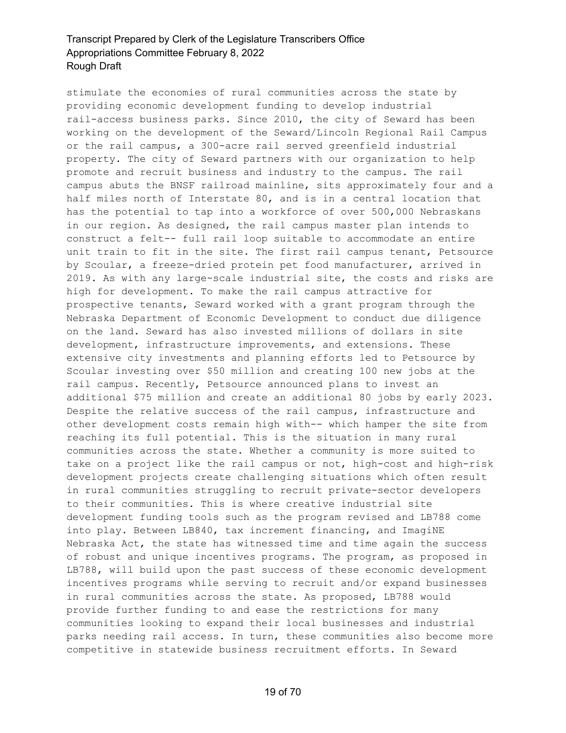stimulate the economies of rural communities across the state by providing economic development funding to develop industrial rail-access business parks. Since 2010, the city of Seward has been working on the development of the Seward/Lincoln Regional Rail Campus or the rail campus, a 300-acre rail served greenfield industrial property. The city of Seward partners with our organization to help promote and recruit business and industry to the campus. The rail campus abuts the BNSF railroad mainline, sits approximately four and a half miles north of Interstate 80, and is in a central location that has the potential to tap into a workforce of over 500,000 Nebraskans in our region. As designed, the rail campus master plan intends to construct a felt-- full rail loop suitable to accommodate an entire unit train to fit in the site. The first rail campus tenant, Petsource by Scoular, a freeze-dried protein pet food manufacturer, arrived in 2019. As with any large-scale industrial site, the costs and risks are high for development. To make the rail campus attractive for prospective tenants, Seward worked with a grant program through the Nebraska Department of Economic Development to conduct due diligence on the land. Seward has also invested millions of dollars in site development, infrastructure improvements, and extensions. These extensive city investments and planning efforts led to Petsource by Scoular investing over $50 million and creating 100 new jobs at the rail campus. Recently, Petsource announced plans to invest an additional $75 million and create an additional 80 jobs by early 2023. Despite the relative success of the rail campus, infrastructure and other development costs remain high with-- which hamper the site from reaching its full potential. This is the situation in many rural communities across the state. Whether a community is more suited to take on a project like the rail campus or not, high-cost and high-risk development projects create challenging situations which often result in rural communities struggling to recruit private-sector developers to their communities. This is where creative industrial site development funding tools such as the program revised and LB788 come into play. Between LB840, tax increment financing, and ImagiNE Nebraska Act, the state has witnessed time and time again the success of robust and unique incentives programs. The program, as proposed in LB788, will build upon the past success of these economic development incentives programs while serving to recruit and/or expand businesses in rural communities across the state. As proposed, LB788 would provide further funding to and ease the restrictions for many communities looking to expand their local businesses and industrial parks needing rail access. In turn, these communities also become more competitive in statewide business recruitment efforts. In Seward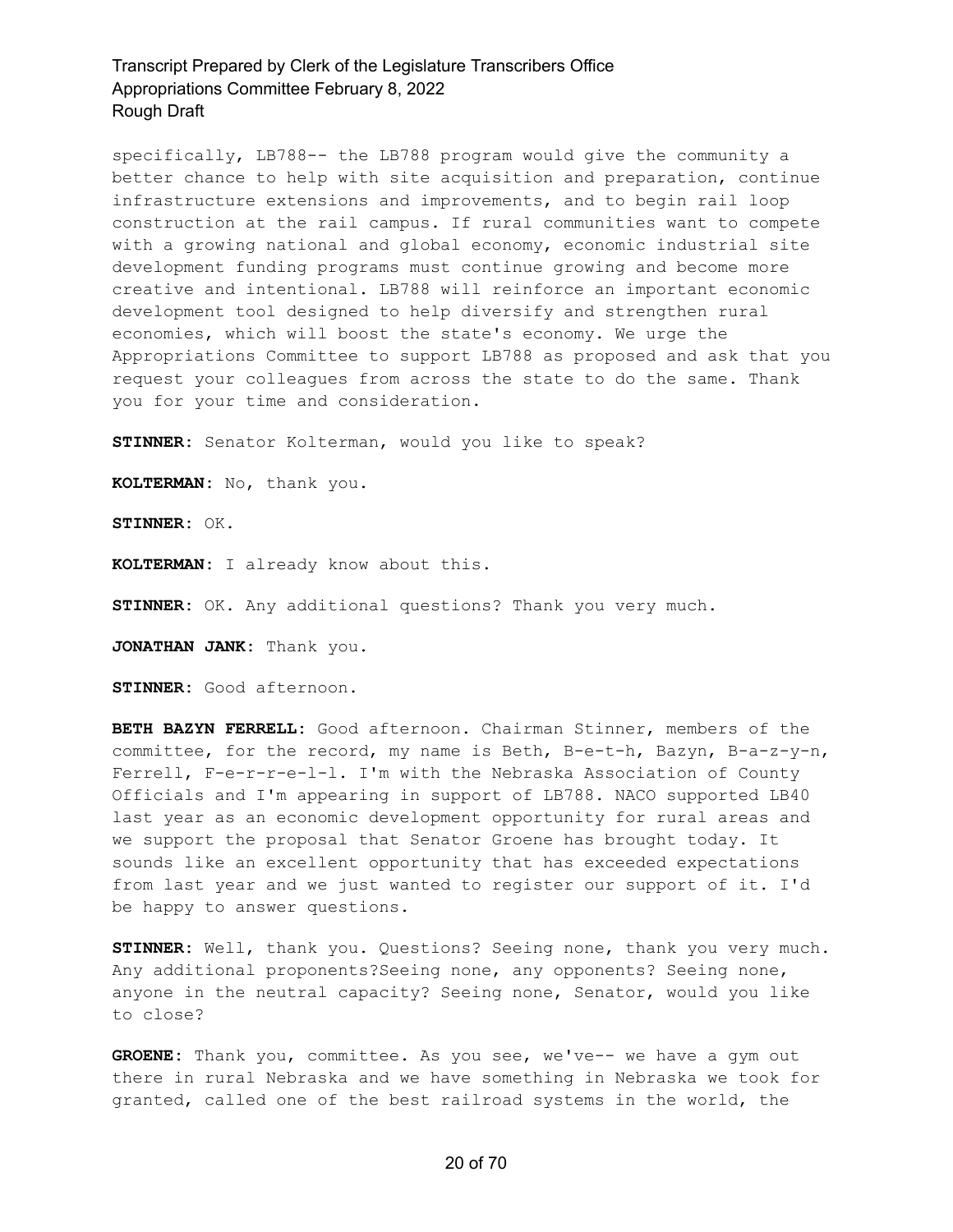specifically, LB788-- the LB788 program would give the community a better chance to help with site acquisition and preparation, continue infrastructure extensions and improvements, and to begin rail loop construction at the rail campus. If rural communities want to compete with a growing national and global economy, economic industrial site development funding programs must continue growing and become more creative and intentional. LB788 will reinforce an important economic development tool designed to help diversify and strengthen rural economies, which will boost the state's economy. We urge the Appropriations Committee to support LB788 as proposed and ask that you request your colleagues from across the state to do the same. Thank you for your time and consideration.

**STINNER:** Senator Kolterman, would you like to speak?

**KOLTERMAN:** No, thank you.

**STINNER:** OK.

**KOLTERMAN:** I already know about this.

**STINNER:** OK. Any additional questions? Thank you very much.

**JONATHAN JANK:** Thank you.

**STINNER:** Good afternoon.

**BETH BAZYN FERRELL:** Good afternoon. Chairman Stinner, members of the committee, for the record, my name is Beth, B-e-t-h, Bazyn, B-a-z-y-n, Ferrell, F-e-r-r-e-l-l. I'm with the Nebraska Association of County Officials and I'm appearing in support of LB788. NACO supported LB40 last year as an economic development opportunity for rural areas and we support the proposal that Senator Groene has brought today. It sounds like an excellent opportunity that has exceeded expectations from last year and we just wanted to register our support of it. I'd be happy to answer questions.

**STINNER:** Well, thank you. Questions? Seeing none, thank you very much. Any additional proponents?Seeing none, any opponents? Seeing none, anyone in the neutral capacity? Seeing none, Senator, would you like to close?

**GROENE:** Thank you, committee. As you see, we've-- we have a gym out there in rural Nebraska and we have something in Nebraska we took for granted, called one of the best railroad systems in the world, the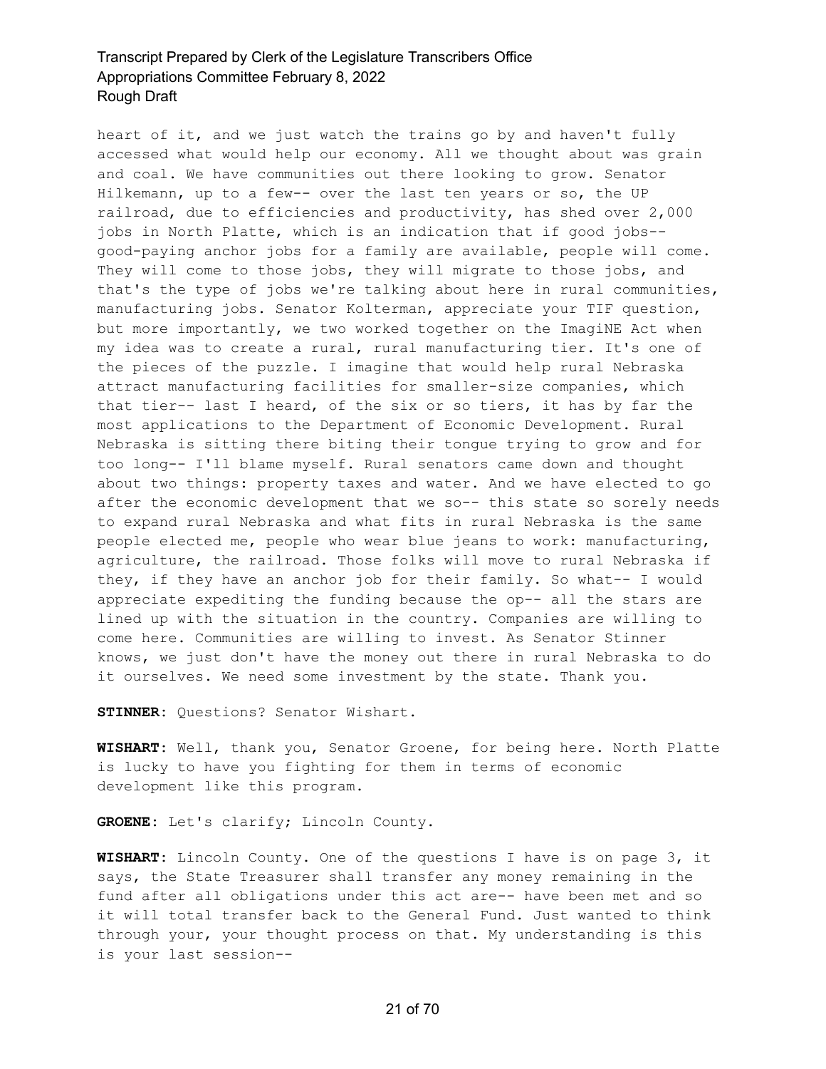heart of it, and we just watch the trains go by and haven't fully accessed what would help our economy. All we thought about was grain and coal. We have communities out there looking to grow. Senator Hilkemann, up to a few-- over the last ten years or so, the UP railroad, due to efficiencies and productivity, has shed over 2,000 jobs in North Platte, which is an indication that if good jobs-- good-paying anchor jobs for a family are available, people will come. They will come to those jobs, they will migrate to those jobs, and that's the type of jobs we're talking about here in rural communities, manufacturing jobs. Senator Kolterman, appreciate your TIF question, but more importantly, we two worked together on the ImagiNE Act when my idea was to create a rural, rural manufacturing tier. It's one of the pieces of the puzzle. I imagine that would help rural Nebraska attract manufacturing facilities for smaller-size companies, which that tier-- last I heard, of the six or so tiers, it has by far the most applications to the Department of Economic Development. Rural Nebraska is sitting there biting their tongue trying to grow and for too long-- I'll blame myself. Rural senators came down and thought about two things: property taxes and water. And we have elected to go after the economic development that we so-- this state so sorely needs to expand rural Nebraska and what fits in rural Nebraska is the same people elected me, people who wear blue jeans to work: manufacturing, agriculture, the railroad. Those folks will move to rural Nebraska if they, if they have an anchor job for their family. So what-- I would appreciate expediting the funding because the op-- all the stars are lined up with the situation in the country. Companies are willing to come here. Communities are willing to invest. As Senator Stinner knows, we just don't have the money out there in rural Nebraska to do it ourselves. We need some investment by the state. Thank you.

**STINNER:** Questions? Senator Wishart.

**WISHART:** Well, thank you, Senator Groene, for being here. North Platte is lucky to have you fighting for them in terms of economic development like this program.

**GROENE:** Let's clarify; Lincoln County.

**WISHART:** Lincoln County. One of the questions I have is on page 3, it says, the State Treasurer shall transfer any money remaining in the fund after all obligations under this act are-- have been met and so it will total transfer back to the General Fund. Just wanted to think through your, your thought process on that. My understanding is this is your last session--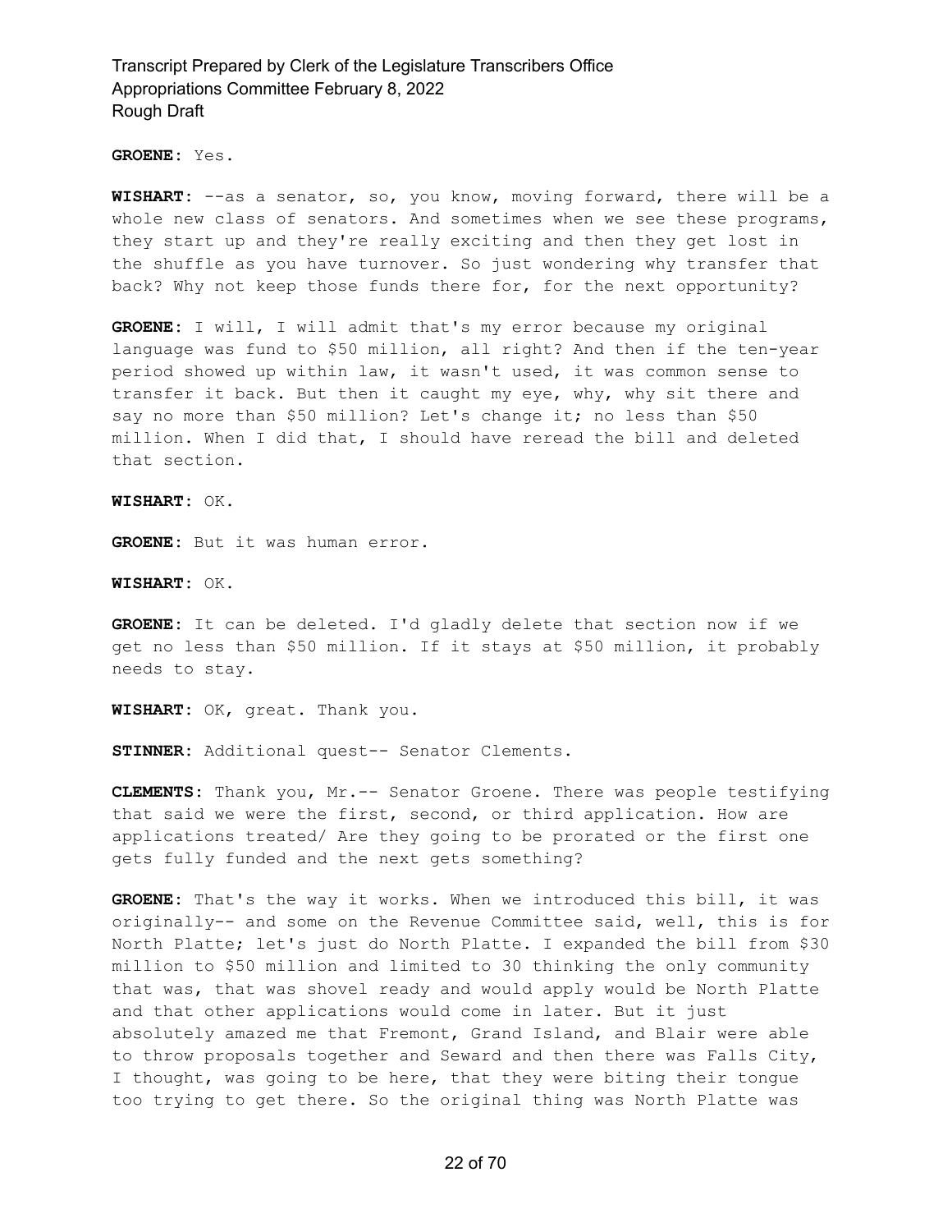**GROENE:** Yes.

**WISHART:** --as a senator, so, you know, moving forward, there will be a whole new class of senators. And sometimes when we see these programs, they start up and they're really exciting and then they get lost in the shuffle as you have turnover. So just wondering why transfer that back? Why not keep those funds there for, for the next opportunity?

**GROENE:** I will, I will admit that's my error because my original language was fund to $50 million, all right? And then if the ten-year period showed up within law, it wasn't used, it was common sense to transfer it back. But then it caught my eye, why, why sit there and say no more than $50 million? Let's change it; no less than $50 million. When I did that, I should have reread the bill and deleted that section.

**WISHART:** OK.

**GROENE:** But it was human error.

**WISHART:** OK.

**GROENE:** It can be deleted. I'd gladly delete that section now if we get no less than $50 million. If it stays at $50 million, it probably needs to stay.

**WISHART:** OK, great. Thank you.

**STINNER:** Additional quest-- Senator Clements.

**CLEMENTS:** Thank you, Mr.-- Senator Groene. There was people testifying that said we were the first, second, or third application. How are applications treated/ Are they going to be prorated or the first one gets fully funded and the next gets something?

**GROENE:** That's the way it works. When we introduced this bill, it was originally-- and some on the Revenue Committee said, well, this is for North Platte; let's just do North Platte. I expanded the bill from $30 million to $50 million and limited to 30 thinking the only community that was, that was shovel ready and would apply would be North Platte and that other applications would come in later. But it just absolutely amazed me that Fremont, Grand Island, and Blair were able to throw proposals together and Seward and then there was Falls City, I thought, was going to be here, that they were biting their tongue too trying to get there. So the original thing was North Platte was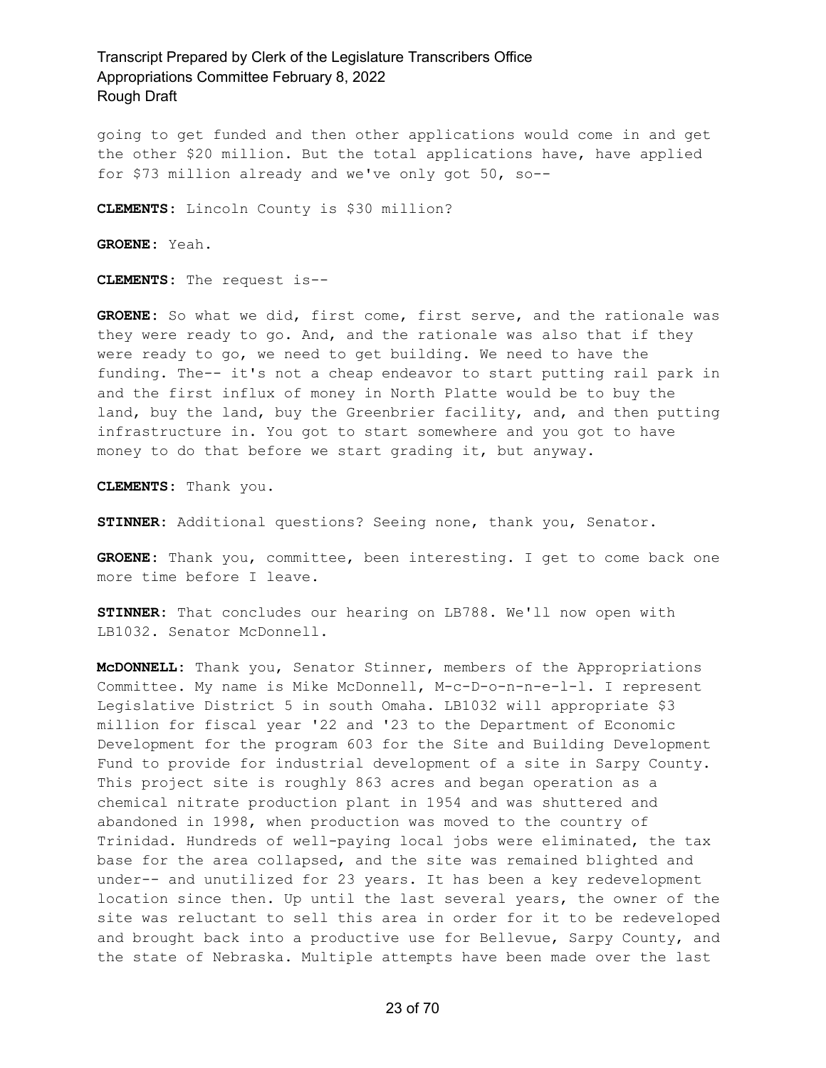going to get funded and then other applications would come in and get the other $20 million. But the total applications have, have applied for $73 million already and we've only got 50, so--

**CLEMENTS:** Lincoln County is $30 million?

**GROENE:** Yeah.

**CLEMENTS:** The request is--

**GROENE:** So what we did, first come, first serve, and the rationale was they were ready to go. And, and the rationale was also that if they were ready to go, we need to get building. We need to have the funding. The-- it's not a cheap endeavor to start putting rail park in and the first influx of money in North Platte would be to buy the land, buy the land, buy the Greenbrier facility, and, and then putting infrastructure in. You got to start somewhere and you got to have money to do that before we start grading it, but anyway.

**CLEMENTS:** Thank you.

**STINNER:** Additional questions? Seeing none, thank you, Senator.

**GROENE:** Thank you, committee, been interesting. I get to come back one more time before I leave.

**STINNER:** That concludes our hearing on LB788. We'll now open with LB1032. Senator McDonnell.

**McDONNELL:** Thank you, Senator Stinner, members of the Appropriations Committee. My name is Mike McDonnell, M-c-D-o-n-n-e-l-l. I represent Legislative District 5 in south Omaha. LB1032 will appropriate $3 million for fiscal year '22 and '23 to the Department of Economic Development for the program 603 for the Site and Building Development Fund to provide for industrial development of a site in Sarpy County. This project site is roughly 863 acres and began operation as a chemical nitrate production plant in 1954 and was shuttered and abandoned in 1998, when production was moved to the country of Trinidad. Hundreds of well-paying local jobs were eliminated, the tax base for the area collapsed, and the site was remained blighted and under-- and unutilized for 23 years. It has been a key redevelopment location since then. Up until the last several years, the owner of the site was reluctant to sell this area in order for it to be redeveloped and brought back into a productive use for Bellevue, Sarpy County, and the state of Nebraska. Multiple attempts have been made over the last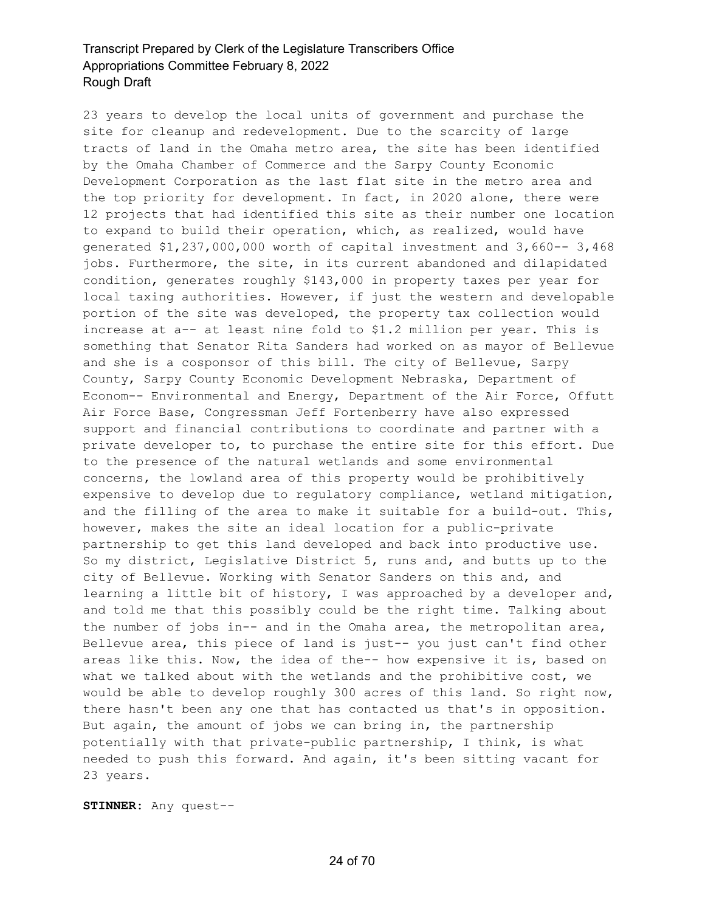23 years to develop the local units of government and purchase the site for cleanup and redevelopment. Due to the scarcity of large tracts of land in the Omaha metro area, the site has been identified by the Omaha Chamber of Commerce and the Sarpy County Economic Development Corporation as the last flat site in the metro area and the top priority for development. In fact, in 2020 alone, there were 12 projects that had identified this site as their number one location to expand to build their operation, which, as realized, would have generated $1,237,000,000 worth of capital investment and 3,660-- 3,468 jobs. Furthermore, the site, in its current abandoned and dilapidated condition, generates roughly $143,000 in property taxes per year for local taxing authorities. However, if just the western and developable portion of the site was developed, the property tax collection would increase at a-- at least nine fold to $1.2 million per year. This is something that Senator Rita Sanders had worked on as mayor of Bellevue and she is a cosponsor of this bill. The city of Bellevue, Sarpy County, Sarpy County Economic Development Nebraska, Department of Econom-- Environmental and Energy, Department of the Air Force, Offutt Air Force Base, Congressman Jeff Fortenberry have also expressed support and financial contributions to coordinate and partner with a private developer to, to purchase the entire site for this effort. Due to the presence of the natural wetlands and some environmental concerns, the lowland area of this property would be prohibitively expensive to develop due to regulatory compliance, wetland mitigation, and the filling of the area to make it suitable for a build-out. This, however, makes the site an ideal location for a public-private partnership to get this land developed and back into productive use. So my district, Legislative District 5, runs and, and butts up to the city of Bellevue. Working with Senator Sanders on this and, and learning a little bit of history, I was approached by a developer and, and told me that this possibly could be the right time. Talking about the number of jobs in-- and in the Omaha area, the metropolitan area, Bellevue area, this piece of land is just-- you just can't find other areas like this. Now, the idea of the-- how expensive it is, based on what we talked about with the wetlands and the prohibitive cost, we would be able to develop roughly 300 acres of this land. So right now, there hasn't been any one that has contacted us that's in opposition. But again, the amount of jobs we can bring in, the partnership potentially with that private-public partnership, I think, is what needed to push this forward. And again, it's been sitting vacant for 23 years.

**STINNER:** Any quest--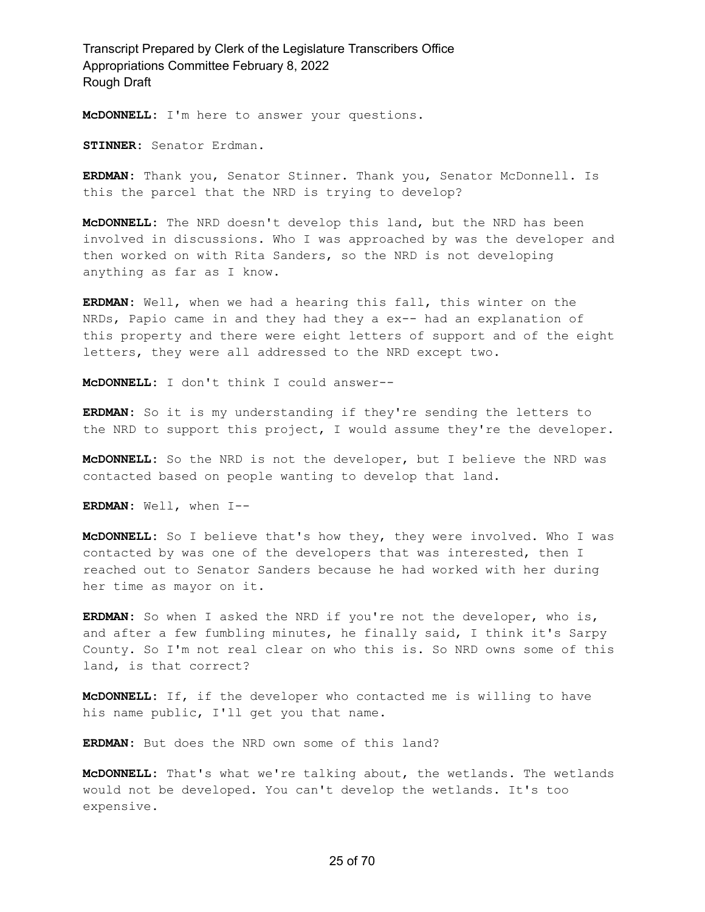**McDONNELL**: I'm here to answer your questions.

**STINNER**: Senator Erdman.

**ERDMAN**: Thank you, Senator Stinner. Thank you, Senator McDonnell. Is this the parcel that the NRD is trying to develop?

**McDONNELL**: The NRD doesn't develop this land, but the NRD has been involved in discussions. Who I was approached by was the developer and then worked on with Rita Sanders, so the NRD is not developing anything as far as I know.

**ERDMAN**: Well, when we had a hearing this fall, this winter on the NRDs, Papio came in and they had they a ex-- had an explanation of this property and there were eight letters of support and of the eight letters, they were all addressed to the NRD except two.

**McDONNELL**: I don't think I could answer--

**ERDMAN**: So it is my understanding if they're sending the letters to the NRD to support this project, I would assume they're the developer.

**McDONNELL**: So the NRD is not the developer, but I believe the NRD was contacted based on people wanting to develop that land.

**ERDMAN**: Well, when I--

**McDONNELL**: So I believe that's how they, they were involved. Who I was contacted by was one of the developers that was interested, then I reached out to Senator Sanders because he had worked with her during her time as mayor on it.

**ERDMAN**: So when I asked the NRD if you're not the developer, who is, and after a few fumbling minutes, he finally said, I think it's Sarpy County. So I'm not real clear on who this is. So NRD owns some of this land, is that correct?

**McDONNELL**: If, if the developer who contacted me is willing to have his name public, I'll get you that name.

**ERDMAN**: But does the NRD own some of this land?

**McDONNELL**: That's what we're talking about, the wetlands. The wetlands would not be developed. You can't develop the wetlands. It's too expensive.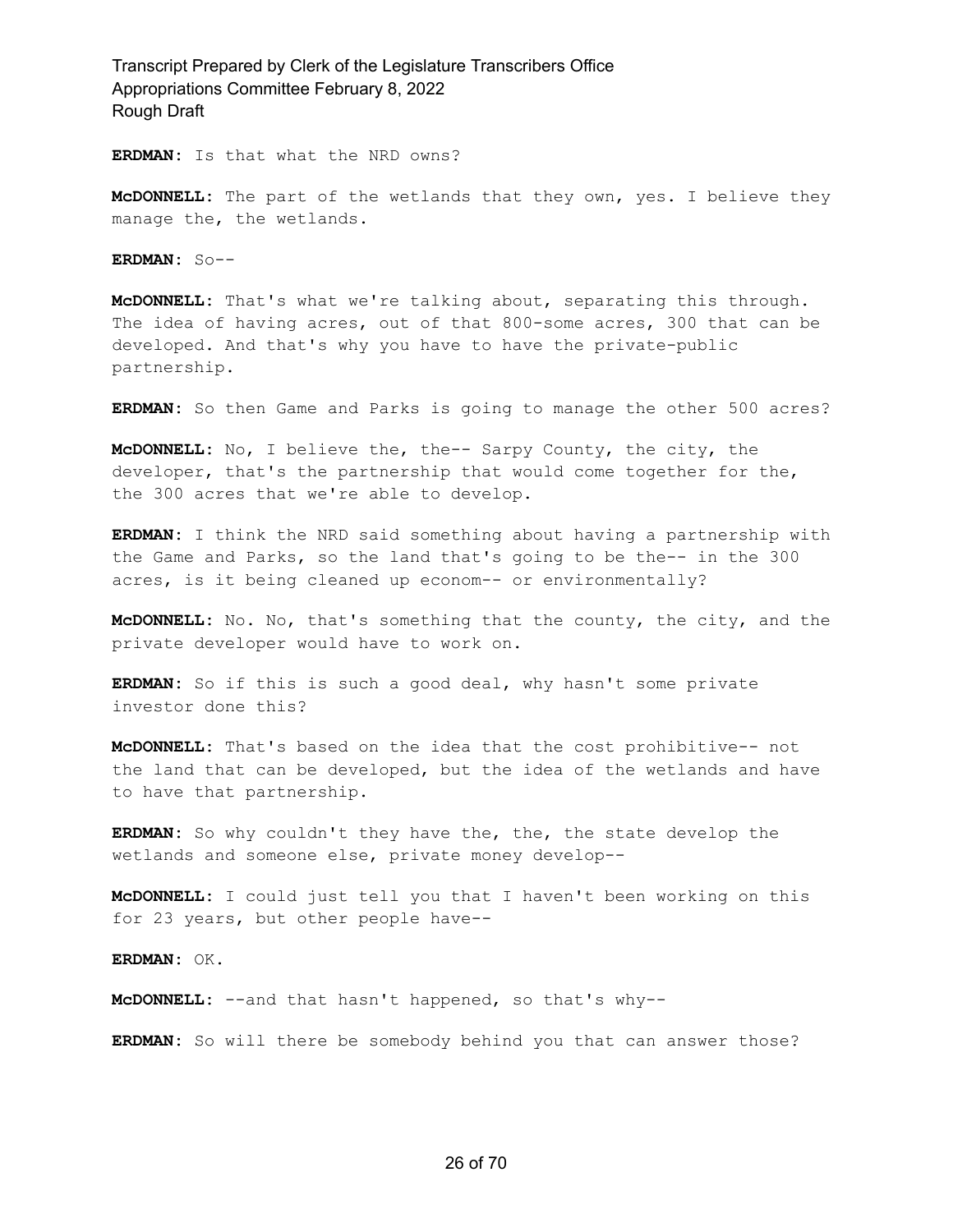**ERDMAN:** Is that what the NRD owns?

**McDONNELL:** The part of the wetlands that they own, yes. I believe they manage the, the wetlands.

**ERDMAN:** So--

**McDONNELL:** That's what we're talking about, separating this through. The idea of having acres, out of that 800-some acres, 300 that can be developed. And that's why you have to have the private-public partnership.

**ERDMAN:** So then Game and Parks is going to manage the other 500 acres?

**McDONNELL:** No, I believe the, the-- Sarpy County, the city, the developer, that's the partnership that would come together for the, the 300 acres that we're able to develop.

**ERDMAN:** I think the NRD said something about having a partnership with the Game and Parks, so the land that's going to be the-- in the 300 acres, is it being cleaned up econom-- or environmentally?

**McDONNELL:** No. No, that's something that the county, the city, and the private developer would have to work on.

**ERDMAN:** So if this is such a good deal, why hasn't some private investor done this?

**McDONNELL:** That's based on the idea that the cost prohibitive-- not the land that can be developed, but the idea of the wetlands and have to have that partnership.

**ERDMAN:** So why couldn't they have the, the, the state develop the wetlands and someone else, private money develop--

**McDONNELL:** I could just tell you that I haven't been working on this for 23 years, but other people have--

**ERDMAN:** OK.

**McDONNELL:** --and that hasn't happened, so that's why--

**ERDMAN:** So will there be somebody behind you that can answer those?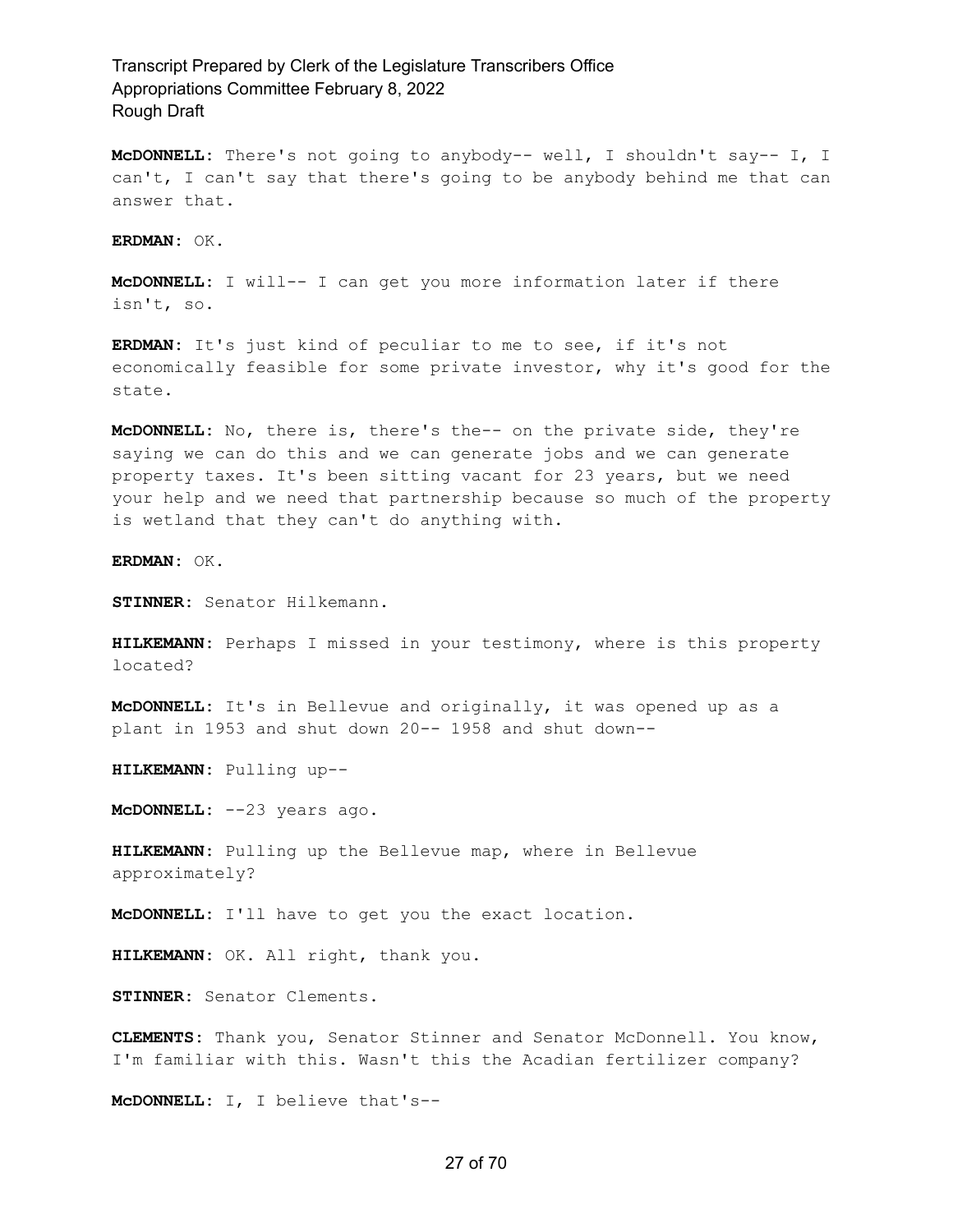**McDONNELL:** There's not going to anybody-- well, I shouldn't say-- I, I can't, I can't say that there's going to be anybody behind me that can answer that.

**ERDMAN:** OK.

**McDONNELL:** I will-- I can get you more information later if there isn't, so.

**ERDMAN:** It's just kind of peculiar to me to see, if it's not economically feasible for some private investor, why it's good for the state.

**McDONNELL:** No, there is, there's the-- on the private side, they're saying we can do this and we can generate jobs and we can generate property taxes. It's been sitting vacant for 23 years, but we need your help and we need that partnership because so much of the property is wetland that they can't do anything with.

**ERDMAN:** OK.

**STINNER:** Senator Hilkemann.

**HILKEMANN:** Perhaps I missed in your testimony, where is this property located?

**McDONNELL:** It's in Bellevue and originally, it was opened up as a plant in 1953 and shut down 20-- 1958 and shut down--

**HILKEMANN:** Pulling up--

**McDONNELL:** --23 years ago.

**HILKEMANN:** Pulling up the Bellevue map, where in Bellevue approximately?

**McDONNELL:** I'll have to get you the exact location.

**HILKEMANN:** OK. All right, thank you.

**STINNER:** Senator Clements.

**CLEMENTS:** Thank you, Senator Stinner and Senator McDonnell. You know, I'm familiar with this. Wasn't this the Acadian fertilizer company?

**McDONNELL:** I, I believe that's--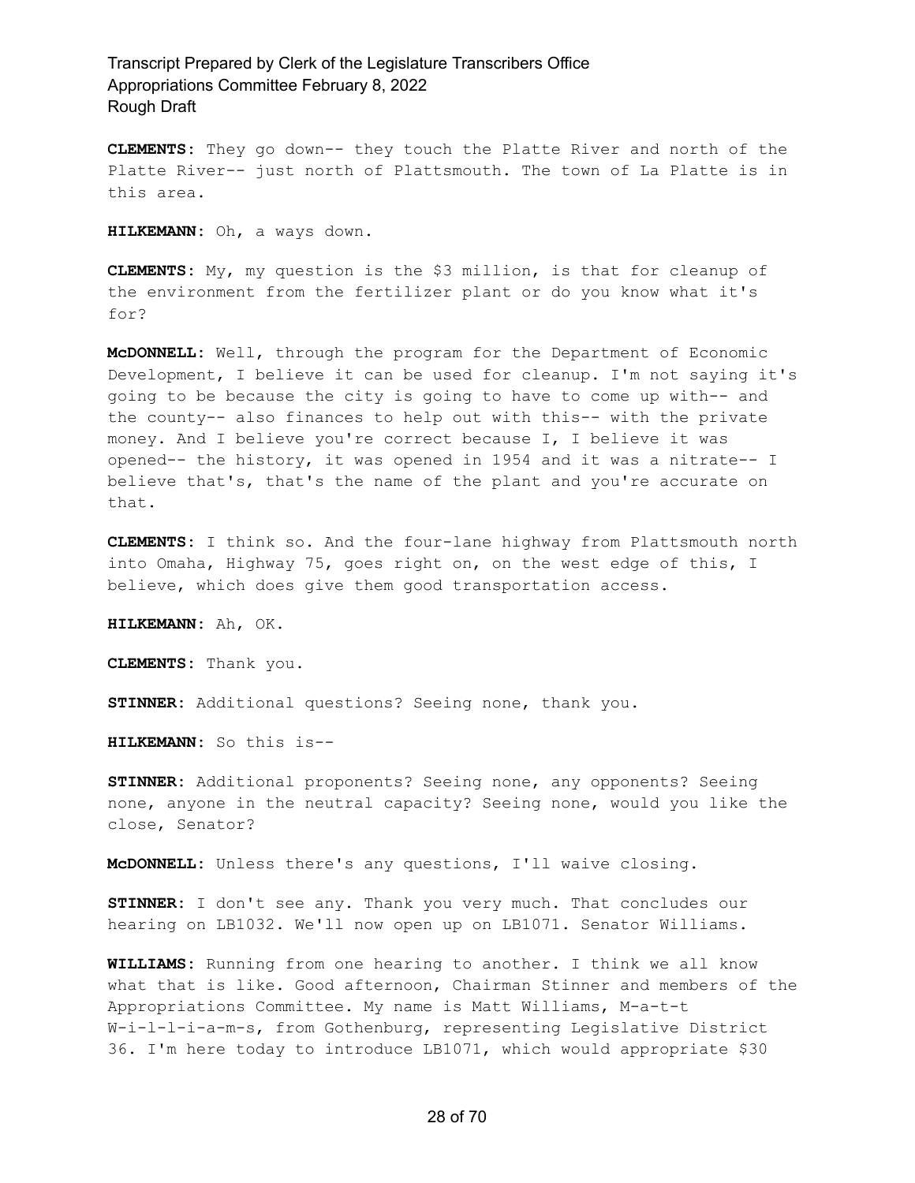**CLEMENTS:** They go down-- they touch the Platte River and north of the Platte River-- just north of Plattsmouth. The town of La Platte is in this area.

**HILKEMANN:** Oh, a ways down.

**CLEMENTS:** My, my question is the $3 million, is that for cleanup of the environment from the fertilizer plant or do you know what it's for?

**McDONNELL:** Well, through the program for the Department of Economic Development, I believe it can be used for cleanup. I'm not saying it's going to be because the city is going to have to come up with-- and the county-- also finances to help out with this-- with the private money. And I believe you're correct because I, I believe it was opened-- the history, it was opened in 1954 and it was a nitrate-- I believe that's, that's the name of the plant and you're accurate on that.

**CLEMENTS:** I think so. And the four-lane highway from Plattsmouth north into Omaha, Highway 75, goes right on, on the west edge of this, I believe, which does give them good transportation access.

**HILKEMANN:** Ah, OK.

**CLEMENTS:** Thank you.

**STINNER:** Additional questions? Seeing none, thank you.

**HILKEMANN:** So this is--

**STINNER:** Additional proponents? Seeing none, any opponents? Seeing none, anyone in the neutral capacity? Seeing none, would you like the close, Senator?

**McDONNELL:** Unless there's any questions, I'll waive closing.

**STINNER:** I don't see any. Thank you very much. That concludes our hearing on LB1032. We'll now open up on LB1071. Senator Williams.

**WILLIAMS:** Running from one hearing to another. I think we all know what that is like. Good afternoon, Chairman Stinner and members of the Appropriations Committee. My name is Matt Williams, M-a-t-t W-i-l-l-i-a-m-s, from Gothenburg, representing Legislative District 36. I'm here today to introduce LB1071, which would appropriate $30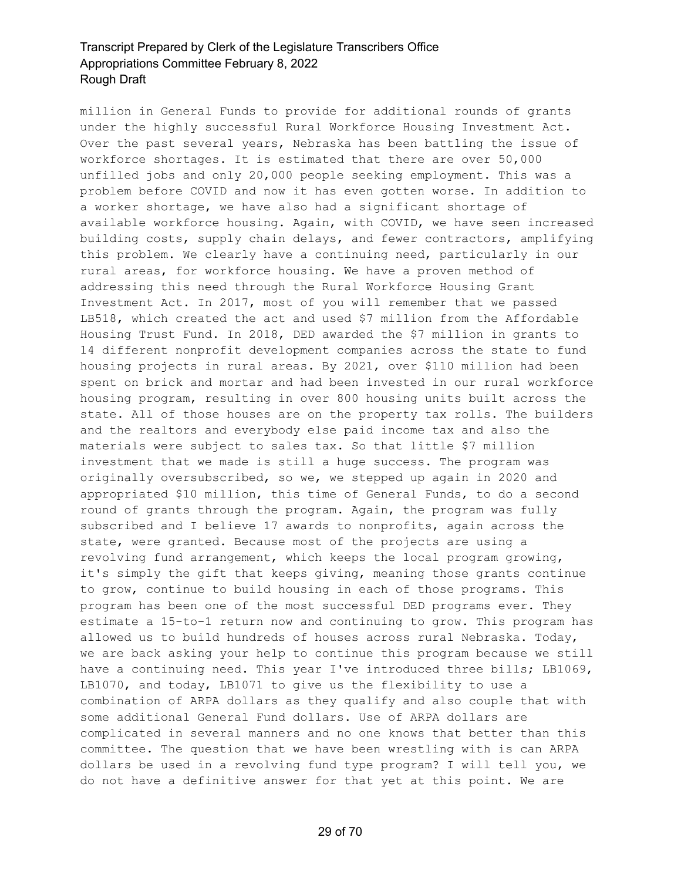million in General Funds to provide for additional rounds of grants under the highly successful Rural Workforce Housing Investment Act. Over the past several years, Nebraska has been battling the issue of workforce shortages. It is estimated that there are over 50,000 unfilled jobs and only 20,000 people seeking employment. This was a problem before COVID and now it has even gotten worse. In addition to a worker shortage, we have also had a significant shortage of available workforce housing. Again, with COVID, we have seen increased building costs, supply chain delays, and fewer contractors, amplifying this problem. We clearly have a continuing need, particularly in our rural areas, for workforce housing. We have a proven method of addressing this need through the Rural Workforce Housing Grant Investment Act. In 2017, most of you will remember that we passed LB518, which created the act and used $7 million from the Affordable Housing Trust Fund. In 2018, DED awarded the $7 million in grants to 14 different nonprofit development companies across the state to fund housing projects in rural areas. By 2021, over $110 million had been spent on brick and mortar and had been invested in our rural workforce housing program, resulting in over 800 housing units built across the state. All of those houses are on the property tax rolls. The builders and the realtors and everybody else paid income tax and also the materials were subject to sales tax. So that little $7 million investment that we made is still a huge success. The program was originally oversubscribed, so we, we stepped up again in 2020 and appropriated $10 million, this time of General Funds, to do a second round of grants through the program. Again, the program was fully subscribed and I believe 17 awards to nonprofits, again across the state, were granted. Because most of the projects are using a revolving fund arrangement, which keeps the local program growing, it's simply the gift that keeps giving, meaning those grants continue to grow, continue to build housing in each of those programs. This program has been one of the most successful DED programs ever. They estimate a 15-to-1 return now and continuing to grow. This program has allowed us to build hundreds of houses across rural Nebraska. Today, we are back asking your help to continue this program because we still have a continuing need. This year I've introduced three bills; LB1069, LB1070, and today, LB1071 to give us the flexibility to use a combination of ARPA dollars as they qualify and also couple that with some additional General Fund dollars. Use of ARPA dollars are complicated in several manners and no one knows that better than this committee. The question that we have been wrestling with is can ARPA dollars be used in a revolving fund type program? I will tell you, we do not have a definitive answer for that yet at this point. We are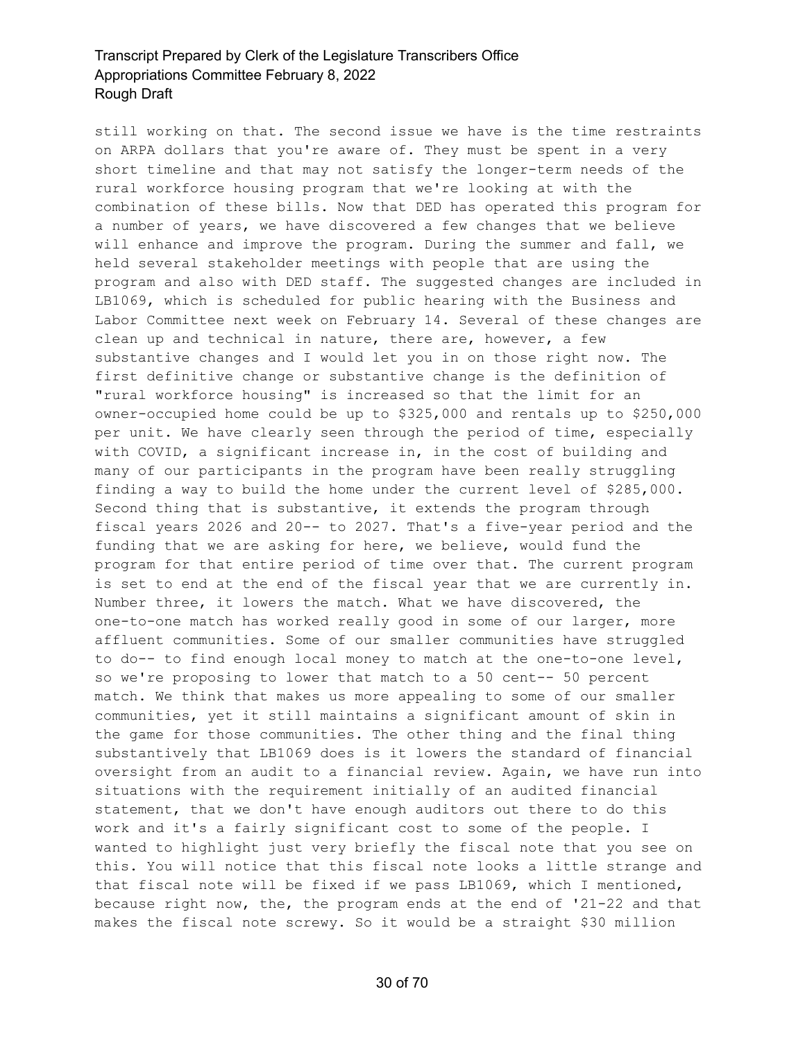still working on that. The second issue we have is the time restraints on ARPA dollars that you're aware of. They must be spent in a very short timeline and that may not satisfy the longer-term needs of the rural workforce housing program that we're looking at with the combination of these bills. Now that DED has operated this program for a number of years, we have discovered a few changes that we believe will enhance and improve the program. During the summer and fall, we held several stakeholder meetings with people that are using the program and also with DED staff. The suggested changes are included in LB1069, which is scheduled for public hearing with the Business and Labor Committee next week on February 14. Several of these changes are clean up and technical in nature, there are, however, a few substantive changes and I would let you in on those right now. The first definitive change or substantive change is the definition of "rural workforce housing" is increased so that the limit for an owner-occupied home could be up to $325,000 and rentals up to $250,000 per unit. We have clearly seen through the period of time, especially with COVID, a significant increase in, in the cost of building and many of our participants in the program have been really struggling finding a way to build the home under the current level of $285,000. Second thing that is substantive, it extends the program through fiscal years 2026 and 20-- to 2027. That's a five-year period and the funding that we are asking for here, we believe, would fund the program for that entire period of time over that. The current program is set to end at the end of the fiscal year that we are currently in. Number three, it lowers the match. What we have discovered, the one-to-one match has worked really good in some of our larger, more affluent communities. Some of our smaller communities have struggled to do-- to find enough local money to match at the one-to-one level, so we're proposing to lower that match to a 50 cent-- 50 percent match. We think that makes us more appealing to some of our smaller communities, yet it still maintains a significant amount of skin in the game for those communities. The other thing and the final thing substantively that LB1069 does is it lowers the standard of financial oversight from an audit to a financial review. Again, we have run into situations with the requirement initially of an audited financial statement, that we don't have enough auditors out there to do this work and it's a fairly significant cost to some of the people. I wanted to highlight just very briefly the fiscal note that you see on this. You will notice that this fiscal note looks a little strange and that fiscal note will be fixed if we pass LB1069, which I mentioned, because right now, the, the program ends at the end of '21-22 and that makes the fiscal note screwy. So it would be a straight $30 million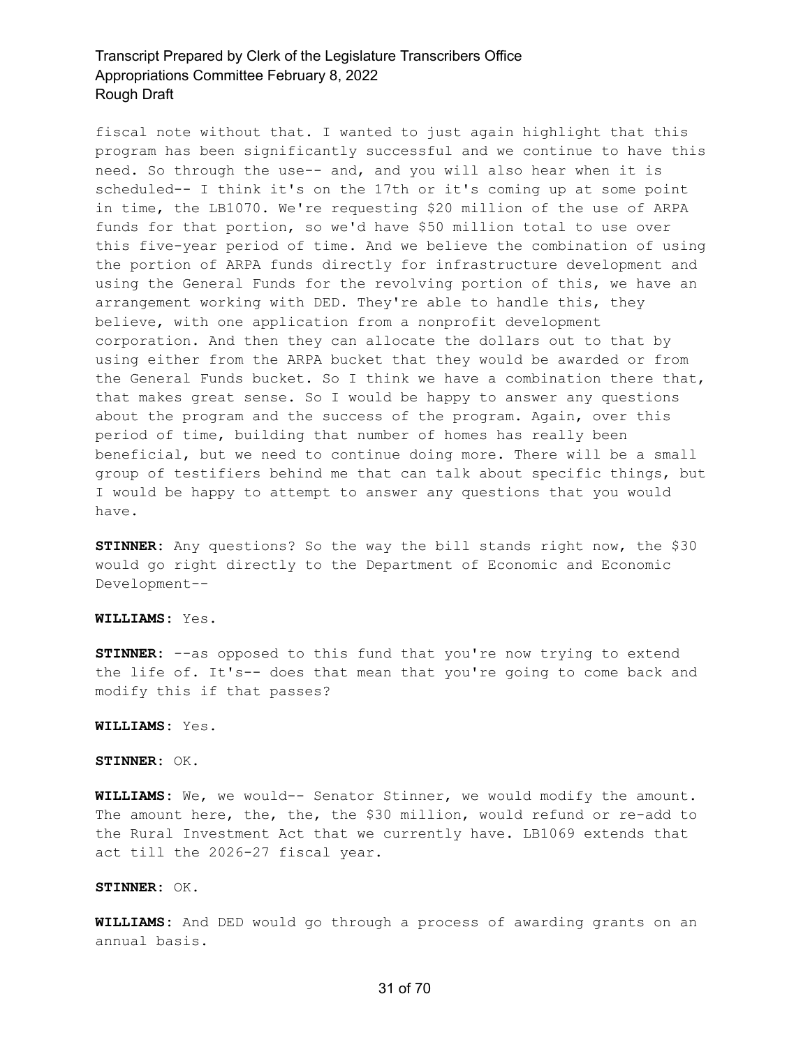fiscal note without that. I wanted to just again highlight that this program has been significantly successful and we continue to have this need. So through the use-- and, and you will also hear when it is scheduled-- I think it's on the 17th or it's coming up at some point in time, the LB1070. We're requesting $20 million of the use of ARPA funds for that portion, so we'd have $50 million total to use over this five-year period of time. And we believe the combination of using the portion of ARPA funds directly for infrastructure development and using the General Funds for the revolving portion of this, we have an arrangement working with DED. They're able to handle this, they believe, with one application from a nonprofit development corporation. And then they can allocate the dollars out to that by using either from the ARPA bucket that they would be awarded or from the General Funds bucket. So I think we have a combination there that, that makes great sense. So I would be happy to answer any questions about the program and the success of the program. Again, over this period of time, building that number of homes has really been beneficial, but we need to continue doing more. There will be a small group of testifiers behind me that can talk about specific things, but I would be happy to attempt to answer any questions that you would have.

**STINNER:** Any questions? So the way the bill stands right now, the $30 would go right directly to the Department of Economic and Economic Development--

**WILLIAMS:** Yes.

**STINNER:** --as opposed to this fund that you're now trying to extend the life of. It's-- does that mean that you're going to come back and modify this if that passes?

**WILLIAMS:** Yes.

**STINNER:** OK.

**WILLIAMS:** We, we would-- Senator Stinner, we would modify the amount. The amount here, the, the, the $30 million, would refund or re-add to the Rural Investment Act that we currently have. LB1069 extends that act till the 2026-27 fiscal year.

**STINNER:** OK.

**WILLIAMS:** And DED would go through a process of awarding grants on an annual basis.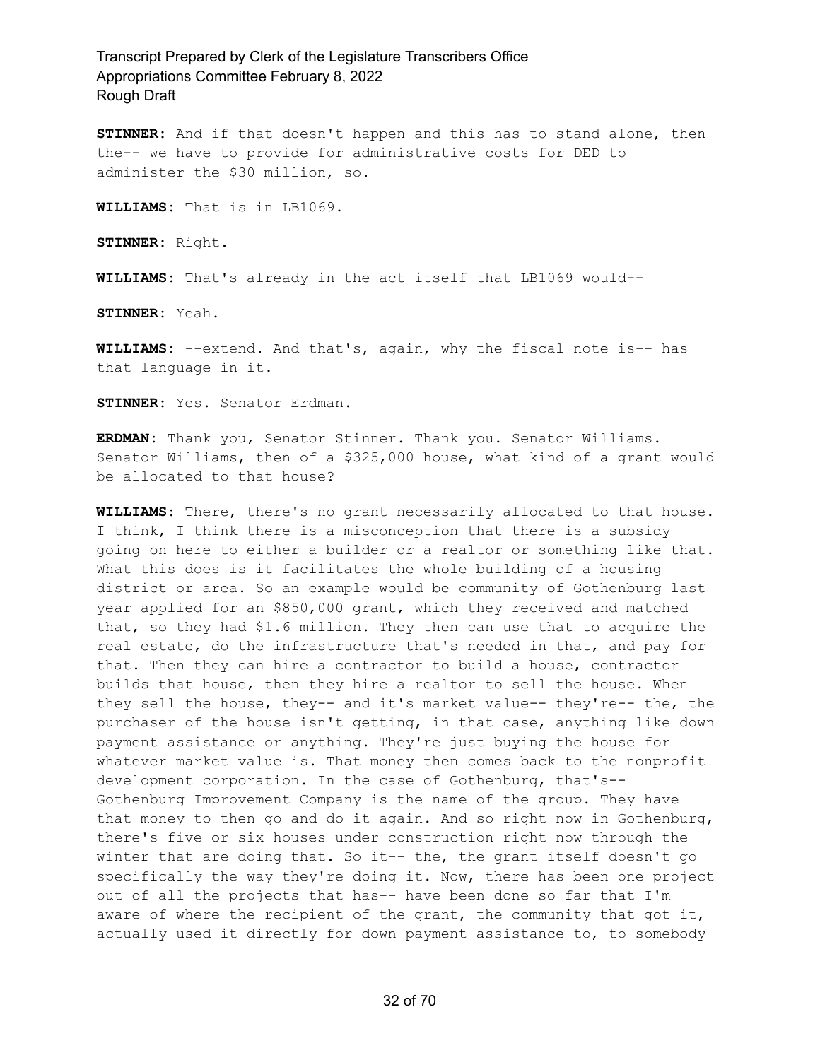**STINNER:** And if that doesn't happen and this has to stand alone, then the-- we have to provide for administrative costs for DED to administer the $30 million, so.

**WILLIAMS:** That is in LB1069.

**STINNER:** Right.

**WILLIAMS:** That's already in the act itself that LB1069 would--

**STINNER:** Yeah.

**WILLIAMS:** --extend. And that's, again, why the fiscal note is-- has that language in it.

**STINNER:** Yes. Senator Erdman.

**ERDMAN:** Thank you, Senator Stinner. Thank you. Senator Williams. Senator Williams, then of a $325,000 house, what kind of a grant would be allocated to that house?

**WILLIAMS:** There, there's no grant necessarily allocated to that house. I think, I think there is a misconception that there is a subsidy going on here to either a builder or a realtor or something like that. What this does is it facilitates the whole building of a housing district or area. So an example would be community of Gothenburg last year applied for an $850,000 grant, which they received and matched that, so they had $1.6 million. They then can use that to acquire the real estate, do the infrastructure that's needed in that, and pay for that. Then they can hire a contractor to build a house, contractor builds that house, then they hire a realtor to sell the house. When they sell the house, they-- and it's market value-- they're-- the, the purchaser of the house isn't getting, in that case, anything like down payment assistance or anything. They're just buying the house for whatever market value is. That money then comes back to the nonprofit development corporation. In the case of Gothenburg, that's-- Gothenburg Improvement Company is the name of the group. They have that money to then go and do it again. And so right now in Gothenburg, there's five or six houses under construction right now through the winter that are doing that. So it-- the, the grant itself doesn't go specifically the way they're doing it. Now, there has been one project out of all the projects that has-- have been done so far that I'm aware of where the recipient of the grant, the community that got it, actually used it directly for down payment assistance to, to somebody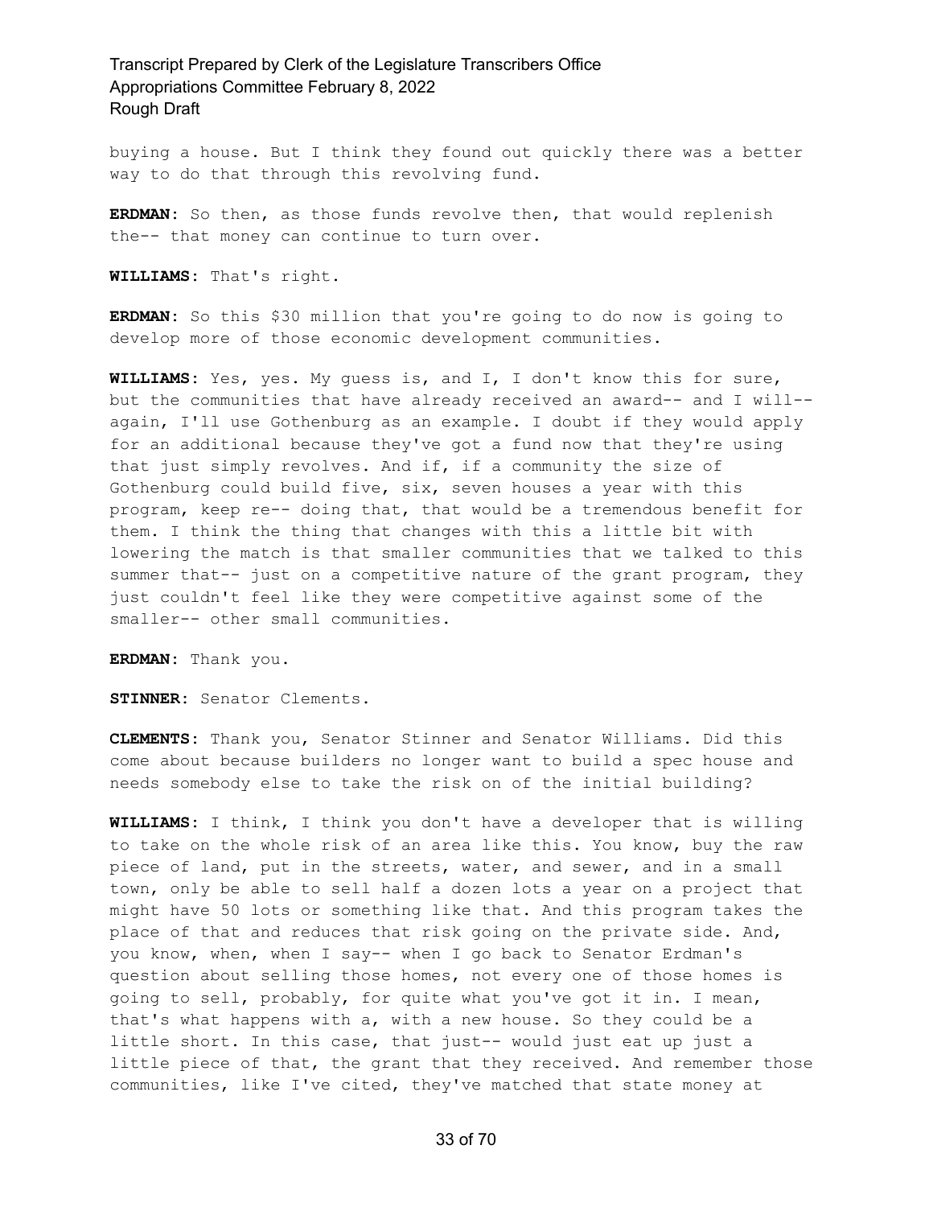buying a house. But I think they found out quickly there was a better way to do that through this revolving fund.

**ERDMAN:** So then, as those funds revolve then, that would replenish the-- that money can continue to turn over.

**WILLIAMS:** That's right.

**ERDMAN:** So this $30 million that you're going to do now is going to develop more of those economic development communities.

**WILLIAMS:** Yes, yes. My guess is, and I, I don't know this for sure, but the communities that have already received an award-- and I will-- again, I'll use Gothenburg as an example. I doubt if they would apply for an additional because they've got a fund now that they're using that just simply revolves. And if, if a community the size of Gothenburg could build five, six, seven houses a year with this program, keep re-- doing that, that would be a tremendous benefit for them. I think the thing that changes with this a little bit with lowering the match is that smaller communities that we talked to this summer that-- just on a competitive nature of the grant program, they just couldn't feel like they were competitive against some of the smaller-- other small communities.

**ERDMAN:** Thank you.

**STINNER:** Senator Clements.

**CLEMENTS:** Thank you, Senator Stinner and Senator Williams. Did this come about because builders no longer want to build a spec house and needs somebody else to take the risk on of the initial building?

**WILLIAMS:** I think, I think you don't have a developer that is willing to take on the whole risk of an area like this. You know, buy the raw piece of land, put in the streets, water, and sewer, and in a small town, only be able to sell half a dozen lots a year on a project that might have 50 lots or something like that. And this program takes the place of that and reduces that risk going on the private side. And, you know, when, when I say-- when I go back to Senator Erdman's question about selling those homes, not every one of those homes is going to sell, probably, for quite what you've got it in. I mean, that's what happens with a, with a new house. So they could be a little short. In this case, that just-- would just eat up just a little piece of that, the grant that they received. And remember those communities, like I've cited, they've matched that state money at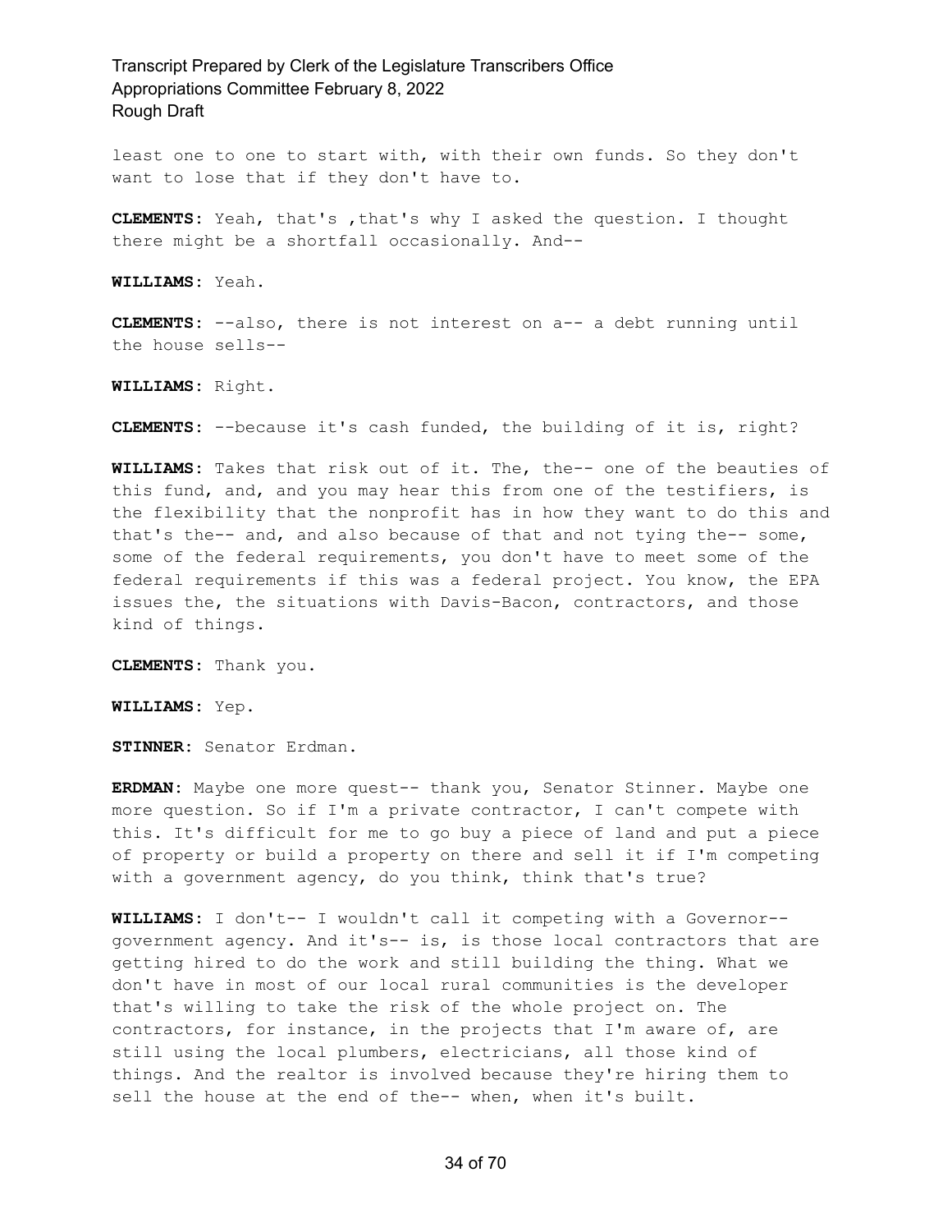least one to one to start with, with their own funds. So they don't want to lose that if they don't have to.

**CLEMENTS:** Yeah, that's ,that's why I asked the question. I thought there might be a shortfall occasionally. And--

**WILLIAMS:** Yeah.

**CLEMENTS:** --also, there is not interest on a-- a debt running until the house sells--

**WILLIAMS:** Right.

**CLEMENTS:** --because it's cash funded, the building of it is, right?

**WILLIAMS:** Takes that risk out of it. The, the-- one of the beauties of this fund, and, and you may hear this from one of the testifiers, is the flexibility that the nonprofit has in how they want to do this and that's the-- and, and also because of that and not tying the-- some, some of the federal requirements, you don't have to meet some of the federal requirements if this was a federal project. You know, the EPA issues the, the situations with Davis-Bacon, contractors, and those kind of things.

**CLEMENTS:** Thank you.

**WILLIAMS:** Yep.

**STINNER:** Senator Erdman.

**ERDMAN:** Maybe one more quest-- thank you, Senator Stinner. Maybe one more question. So if I'm a private contractor, I can't compete with this. It's difficult for me to go buy a piece of land and put a piece of property or build a property on there and sell it if I'm competing with a government agency, do you think, think that's true?

**WILLIAMS:** I don't-- I wouldn't call it competing with a Governor-- government agency. And it's-- is, is those local contractors that are getting hired to do the work and still building the thing. What we don't have in most of our local rural communities is the developer that's willing to take the risk of the whole project on. The contractors, for instance, in the projects that I'm aware of, are still using the local plumbers, electricians, all those kind of things. And the realtor is involved because they're hiring them to sell the house at the end of the-- when, when it's built.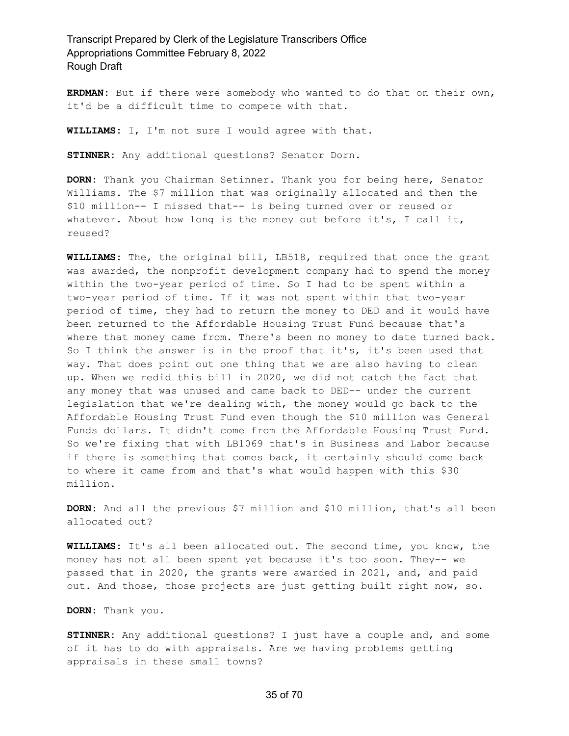**ERDMAN:** But if there were somebody who wanted to do that on their own, it'd be a difficult time to compete with that.

**WILLIAMS:** I, I'm not sure I would agree with that.

**STINNER:** Any additional questions? Senator Dorn.

**DORN:** Thank you Chairman Setinner. Thank you for being here, Senator Williams. The $7 million that was originally allocated and then the $10 million-- I missed that-- is being turned over or reused or whatever. About how long is the money out before it's, I call it, reused?

**WILLIAMS:** The, the original bill, LB518, required that once the grant was awarded, the nonprofit development company had to spend the money within the two-year period of time. So I had to be spent within a two-year period of time. If it was not spent within that two-year period of time, they had to return the money to DED and it would have been returned to the Affordable Housing Trust Fund because that's where that money came from. There's been no money to date turned back. So I think the answer is in the proof that it's, it's been used that way. That does point out one thing that we are also having to clean up. When we redid this bill in 2020, we did not catch the fact that any money that was unused and came back to DED-- under the current legislation that we're dealing with, the money would go back to the Affordable Housing Trust Fund even though the $10 million was General Funds dollars. It didn't come from the Affordable Housing Trust Fund. So we're fixing that with LB1069 that's in Business and Labor because if there is something that comes back, it certainly should come back to where it came from and that's what would happen with this $30 million.

**DORN:** And all the previous $7 million and $10 million, that's all been allocated out?

**WILLIAMS:** It's all been allocated out. The second time, you know, the money has not all been spent yet because it's too soon. They-- we passed that in 2020, the grants were awarded in 2021, and, and paid out. And those, those projects are just getting built right now, so.

**DORN:** Thank you.

**STINNER:** Any additional questions? I just have a couple and, and some of it has to do with appraisals. Are we having problems getting appraisals in these small towns?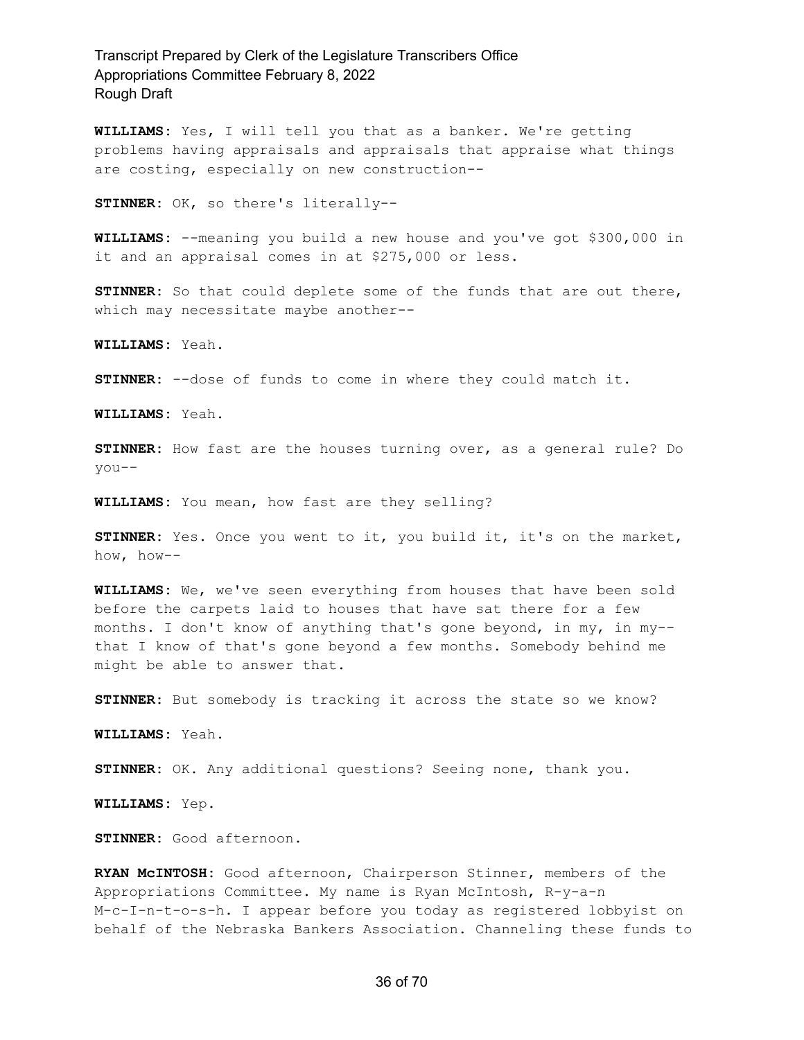**WILLIAMS:** Yes, I will tell you that as a banker. We're getting problems having appraisals and appraisals that appraise what things are costing, especially on new construction--

**STINNER:** OK, so there's literally--

**WILLIAMS:** --meaning you build a new house and you've got $300,000 in it and an appraisal comes in at $275,000 or less.

**STINNER:** So that could deplete some of the funds that are out there, which may necessitate maybe another--

**WILLIAMS:** Yeah.

**STINNER:** --dose of funds to come in where they could match it.

**WILLIAMS:** Yeah.

**STINNER:** How fast are the houses turning over, as a general rule? Do you--

**WILLIAMS:** You mean, how fast are they selling?

**STINNER:** Yes. Once you went to it, you build it, it's on the market, how, how--

**WILLIAMS:** We, we've seen everything from houses that have been sold before the carpets laid to houses that have sat there for a few months. I don't know of anything that's gone beyond, in my, in my-- that I know of that's gone beyond a few months. Somebody behind me might be able to answer that.

**STINNER:** But somebody is tracking it across the state so we know?

**WILLIAMS:** Yeah.

**STINNER:** OK. Any additional questions? Seeing none, thank you.

**WILLIAMS:** Yep.

**STINNER:** Good afternoon.

**RYAN McINTOSH:** Good afternoon, Chairperson Stinner, members of the Appropriations Committee. My name is Ryan McIntosh, R-y-a-n M-c-I-n-t-o-s-h. I appear before you today as registered lobbyist on behalf of the Nebraska Bankers Association. Channeling these funds to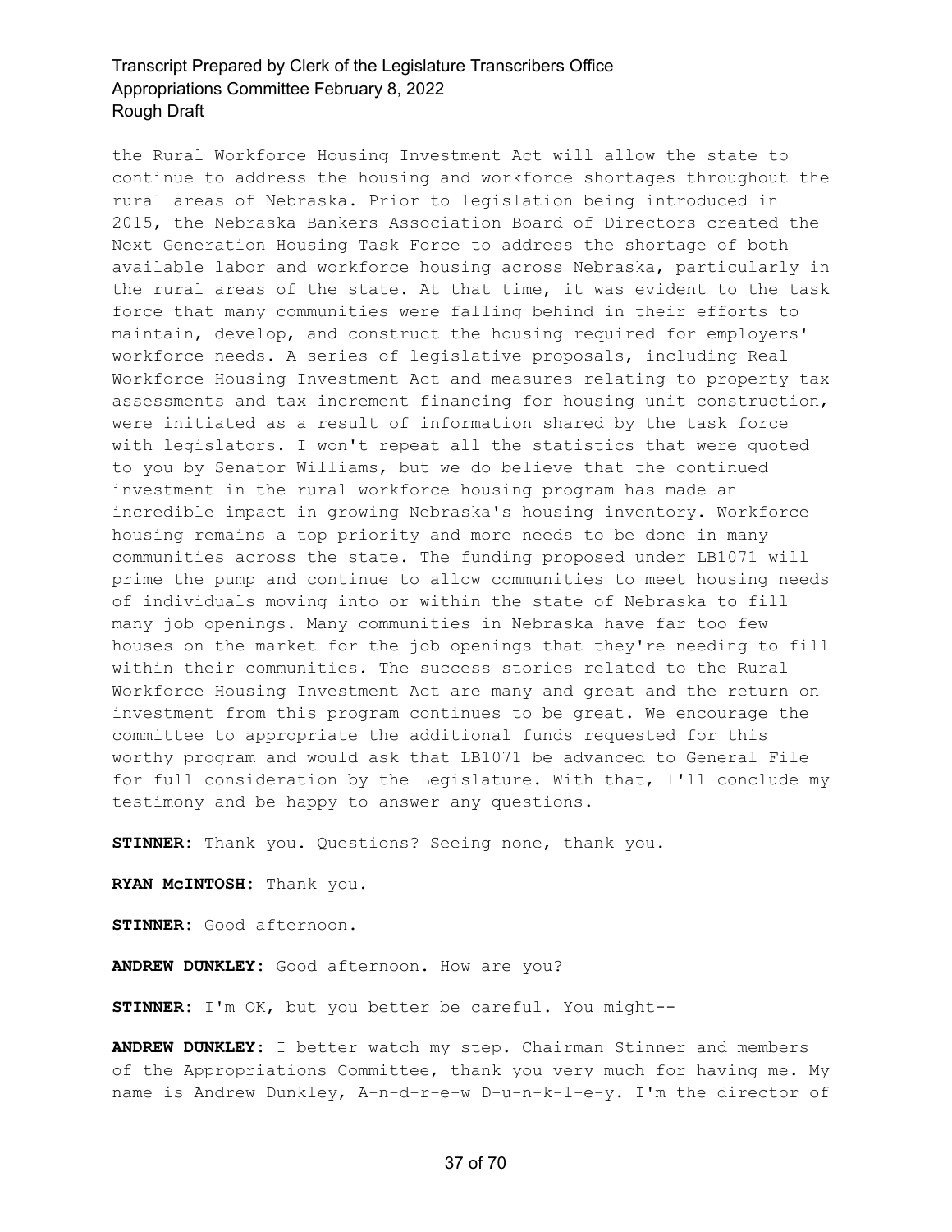the Rural Workforce Housing Investment Act will allow the state to continue to address the housing and workforce shortages throughout the rural areas of Nebraska. Prior to legislation being introduced in 2015, the Nebraska Bankers Association Board of Directors created the Next Generation Housing Task Force to address the shortage of both available labor and workforce housing across Nebraska, particularly in the rural areas of the state. At that time, it was evident to the task force that many communities were falling behind in their efforts to maintain, develop, and construct the housing required for employers' workforce needs. A series of legislative proposals, including Real Workforce Housing Investment Act and measures relating to property tax assessments and tax increment financing for housing unit construction, were initiated as a result of information shared by the task force with legislators. I won't repeat all the statistics that were quoted to you by Senator Williams, but we do believe that the continued investment in the rural workforce housing program has made an incredible impact in growing Nebraska's housing inventory. Workforce housing remains a top priority and more needs to be done in many communities across the state. The funding proposed under LB1071 will prime the pump and continue to allow communities to meet housing needs of individuals moving into or within the state of Nebraska to fill many job openings. Many communities in Nebraska have far too few houses on the market for the job openings that they're needing to fill within their communities. The success stories related to the Rural Workforce Housing Investment Act are many and great and the return on investment from this program continues to be great. We encourage the committee to appropriate the additional funds requested for this worthy program and would ask that LB1071 be advanced to General File for full consideration by the Legislature. With that, I'll conclude my testimony and be happy to answer any questions.

**STINNER:** Thank you. Questions? Seeing none, thank you.

**RYAN McINTOSH:** Thank you.

**STINNER:** Good afternoon.

**ANDREW DUNKLEY:** Good afternoon. How are you?

**STINNER:** I'm OK, but you better be careful. You might--

**ANDREW DUNKLEY:** I better watch my step. Chairman Stinner and members of the Appropriations Committee, thank you very much for having me. My name is Andrew Dunkley, A-n-d-r-e-w D-u-n-k-l-e-y. I'm the director of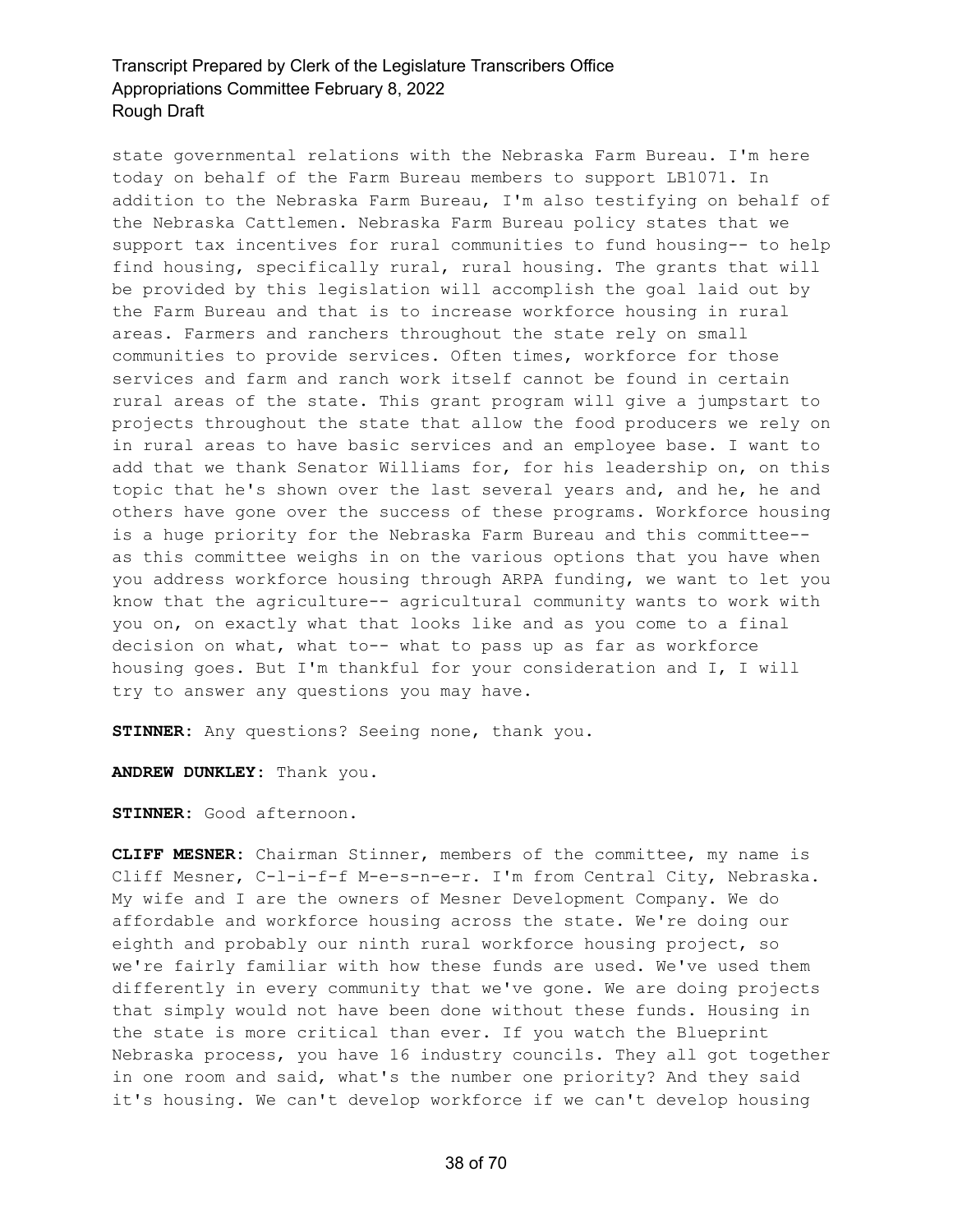state governmental relations with the Nebraska Farm Bureau. I'm here today on behalf of the Farm Bureau members to support LB1071. In addition to the Nebraska Farm Bureau, I'm also testifying on behalf of the Nebraska Cattlemen. Nebraska Farm Bureau policy states that we support tax incentives for rural communities to fund housing-- to help find housing, specifically rural, rural housing. The grants that will be provided by this legislation will accomplish the goal laid out by the Farm Bureau and that is to increase workforce housing in rural areas. Farmers and ranchers throughout the state rely on small communities to provide services. Often times, workforce for those services and farm and ranch work itself cannot be found in certain rural areas of the state. This grant program will give a jumpstart to projects throughout the state that allow the food producers we rely on in rural areas to have basic services and an employee base. I want to add that we thank Senator Williams for, for his leadership on, on this topic that he's shown over the last several years and, and he, he and others have gone over the success of these programs. Workforce housing is a huge priority for the Nebraska Farm Bureau and this committee-- as this committee weighs in on the various options that you have when you address workforce housing through ARPA funding, we want to let you know that the agriculture-- agricultural community wants to work with you on, on exactly what that looks like and as you come to a final decision on what, what to-- what to pass up as far as workforce housing goes. But I'm thankful for your consideration and I, I will try to answer any questions you may have.

**STINNER:** Any questions? Seeing none, thank you.

**ANDREW DUNKLEY:** Thank you.

**STINNER:** Good afternoon.

**CLIFF MESNER:** Chairman Stinner, members of the committee, my name is Cliff Mesner, C-l-i-f-f M-e-s-n-e-r. I'm from Central City, Nebraska. My wife and I are the owners of Mesner Development Company. We do affordable and workforce housing across the state. We're doing our eighth and probably our ninth rural workforce housing project, so we're fairly familiar with how these funds are used. We've used them differently in every community that we've gone. We are doing projects that simply would not have been done without these funds. Housing in the state is more critical than ever. If you watch the Blueprint Nebraska process, you have 16 industry councils. They all got together in one room and said, what's the number one priority? And they said it's housing. We can't develop workforce if we can't develop housing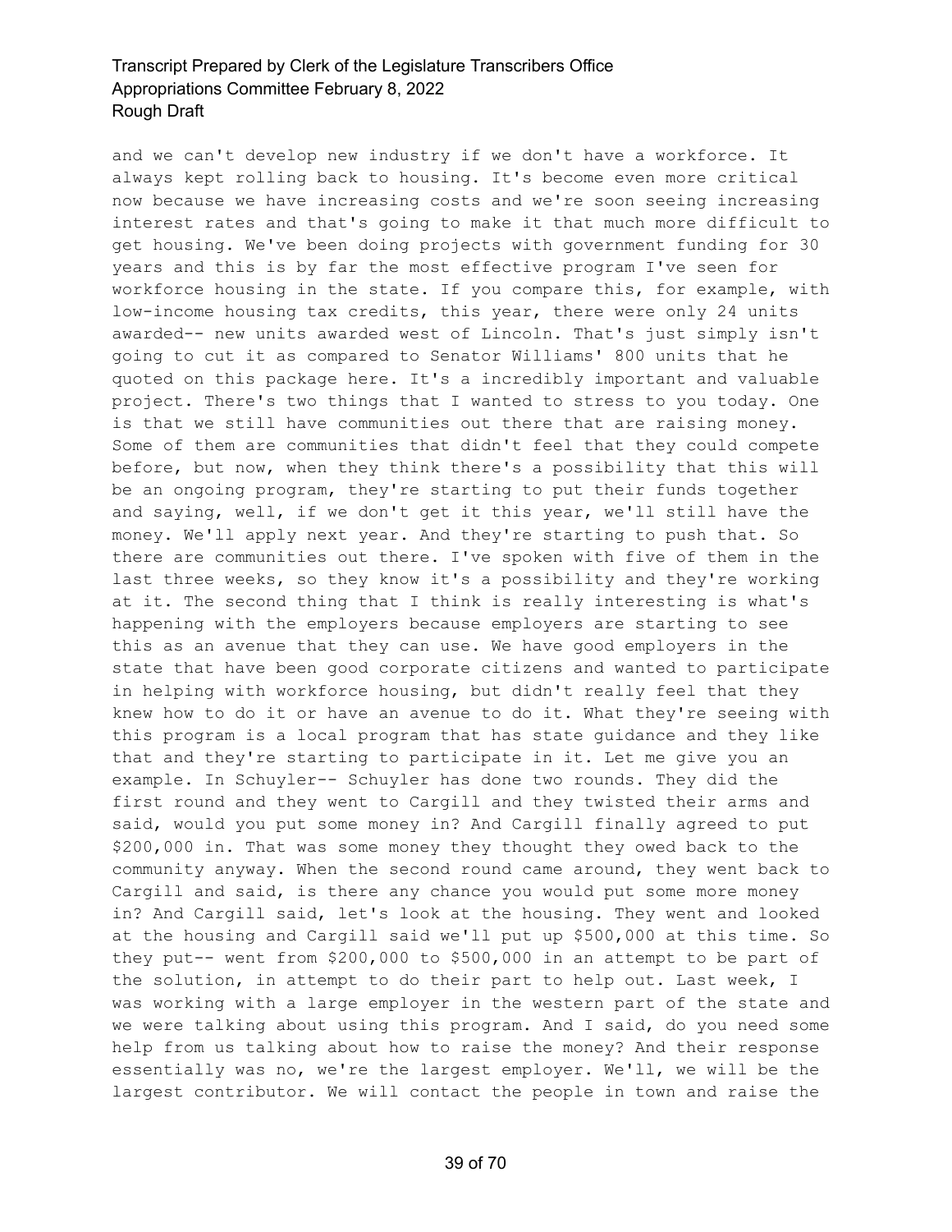and we can't develop new industry if we don't have a workforce. It always kept rolling back to housing. It's become even more critical now because we have increasing costs and we're soon seeing increasing interest rates and that's going to make it that much more difficult to get housing. We've been doing projects with government funding for 30 years and this is by far the most effective program I've seen for workforce housing in the state. If you compare this, for example, with low-income housing tax credits, this year, there were only 24 units awarded-- new units awarded west of Lincoln. That's just simply isn't going to cut it as compared to Senator Williams' 800 units that he quoted on this package here. It's a incredibly important and valuable project. There's two things that I wanted to stress to you today. One is that we still have communities out there that are raising money. Some of them are communities that didn't feel that they could compete before, but now, when they think there's a possibility that this will be an ongoing program, they're starting to put their funds together and saying, well, if we don't get it this year, we'll still have the money. We'll apply next year. And they're starting to push that. So there are communities out there. I've spoken with five of them in the last three weeks, so they know it's a possibility and they're working at it. The second thing that I think is really interesting is what's happening with the employers because employers are starting to see this as an avenue that they can use. We have good employers in the state that have been good corporate citizens and wanted to participate in helping with workforce housing, but didn't really feel that they knew how to do it or have an avenue to do it. What they're seeing with this program is a local program that has state guidance and they like that and they're starting to participate in it. Let me give you an example. In Schuyler-- Schuyler has done two rounds. They did the first round and they went to Cargill and they twisted their arms and said, would you put some money in? And Cargill finally agreed to put $200,000 in. That was some money they thought they owed back to the community anyway. When the second round came around, they went back to Cargill and said, is there any chance you would put some more money in? And Cargill said, let's look at the housing. They went and looked at the housing and Cargill said we'll put up $500,000 at this time. So they put-- went from $200,000 to $500,000 in an attempt to be part of the solution, in attempt to do their part to help out. Last week, I was working with a large employer in the western part of the state and we were talking about using this program. And I said, do you need some help from us talking about how to raise the money? And their response essentially was no, we're the largest employer. We'll, we will be the largest contributor. We will contact the people in town and raise the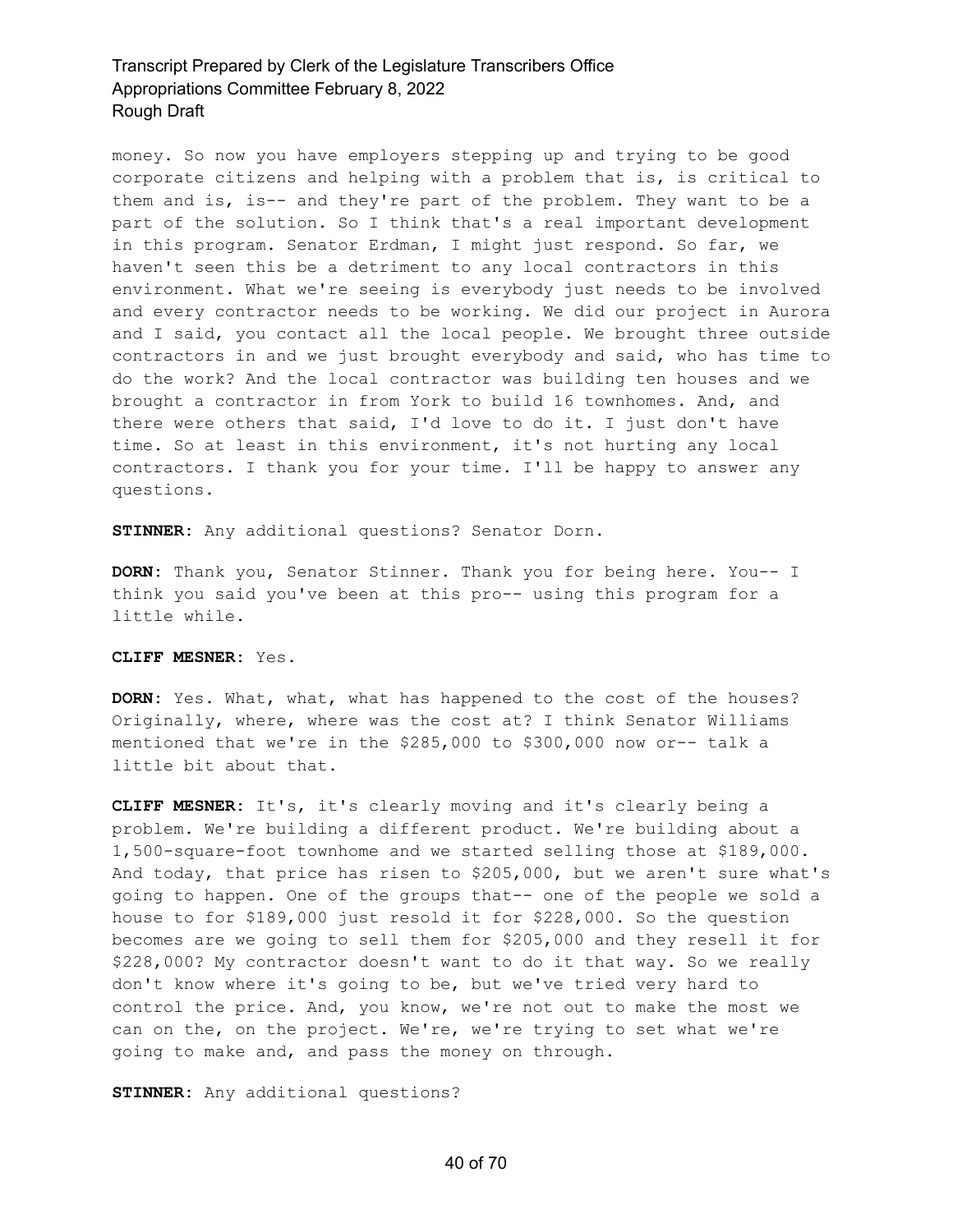money. So now you have employers stepping up and trying to be good corporate citizens and helping with a problem that is, is critical to them and is, is-- and they're part of the problem. They want to be a part of the solution. So I think that's a real important development in this program. Senator Erdman, I might just respond. So far, we haven't seen this be a detriment to any local contractors in this environment. What we're seeing is everybody just needs to be involved and every contractor needs to be working. We did our project in Aurora and I said, you contact all the local people. We brought three outside contractors in and we just brought everybody and said, who has time to do the work? And the local contractor was building ten houses and we brought a contractor in from York to build 16 townhomes. And, and there were others that said, I'd love to do it. I just don't have time. So at least in this environment, it's not hurting any local contractors. I thank you for your time. I'll be happy to answer any questions.

**STINNER:** Any additional questions? Senator Dorn.

**DORN:** Thank you, Senator Stinner. Thank you for being here. You-- I think you said you've been at this pro-- using this program for a little while.

**CLIFF MESNER:** Yes.

**DORN:** Yes. What, what, what has happened to the cost of the houses? Originally, where, where was the cost at? I think Senator Williams mentioned that we're in the $285,000 to $300,000 now or-- talk a little bit about that.

**CLIFF MESNER:** It's, it's clearly moving and it's clearly being a problem. We're building a different product. We're building about a 1,500-square-foot townhome and we started selling those at $189,000. And today, that price has risen to $205,000, but we aren't sure what's going to happen. One of the groups that-- one of the people we sold a house to for $189,000 just resold it for $228,000. So the question becomes are we going to sell them for $205,000 and they resell it for $228,000? My contractor doesn't want to do it that way. So we really don't know where it's going to be, but we've tried very hard to control the price. And, you know, we're not out to make the most we can on the, on the project. We're, we're trying to set what we're going to make and, and pass the money on through.

**STINNER:** Any additional questions?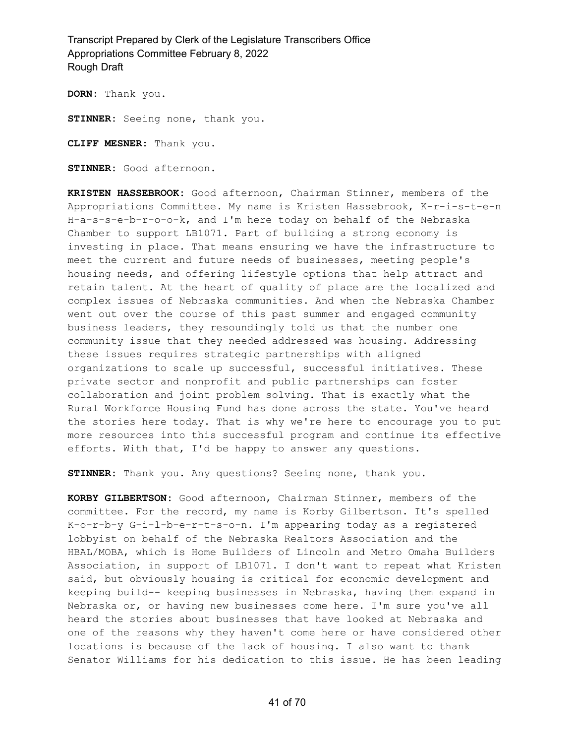**DORN:** Thank you.

**STINNER:** Seeing none, thank you.

**CLIFF MESNER:** Thank you.

**STINNER:** Good afternoon.

**KRISTEN HASSEBROOK:** Good afternoon, Chairman Stinner, members of the Appropriations Committee. My name is Kristen Hassebrook, K-r-i-s-t-e-n H-a-s-s-e-b-r-o-o-k, and I'm here today on behalf of the Nebraska Chamber to support LB1071. Part of building a strong economy is investing in place. That means ensuring we have the infrastructure to meet the current and future needs of businesses, meeting people's housing needs, and offering lifestyle options that help attract and retain talent. At the heart of quality of place are the localized and complex issues of Nebraska communities. And when the Nebraska Chamber went out over the course of this past summer and engaged community business leaders, they resoundingly told us that the number one community issue that they needed addressed was housing. Addressing these issues requires strategic partnerships with aligned organizations to scale up successful, successful initiatives. These private sector and nonprofit and public partnerships can foster collaboration and joint problem solving. That is exactly what the Rural Workforce Housing Fund has done across the state. You've heard the stories here today. That is why we're here to encourage you to put more resources into this successful program and continue its effective efforts. With that, I'd be happy to answer any questions.

**STINNER:** Thank you. Any questions? Seeing none, thank you.

**KORBY GILBERTSON:** Good afternoon, Chairman Stinner, members of the committee. For the record, my name is Korby Gilbertson. It's spelled K-o-r-b-y G-i-l-b-e-r-t-s-o-n. I'm appearing today as a registered lobbyist on behalf of the Nebraska Realtors Association and the HBAL/MOBA, which is Home Builders of Lincoln and Metro Omaha Builders Association, in support of LB1071. I don't want to repeat what Kristen said, but obviously housing is critical for economic development and keeping build-- keeping businesses in Nebraska, having them expand in Nebraska or, or having new businesses come here. I'm sure you've all heard the stories about businesses that have looked at Nebraska and one of the reasons why they haven't come here or have considered other locations is because of the lack of housing. I also want to thank Senator Williams for his dedication to this issue. He has been leading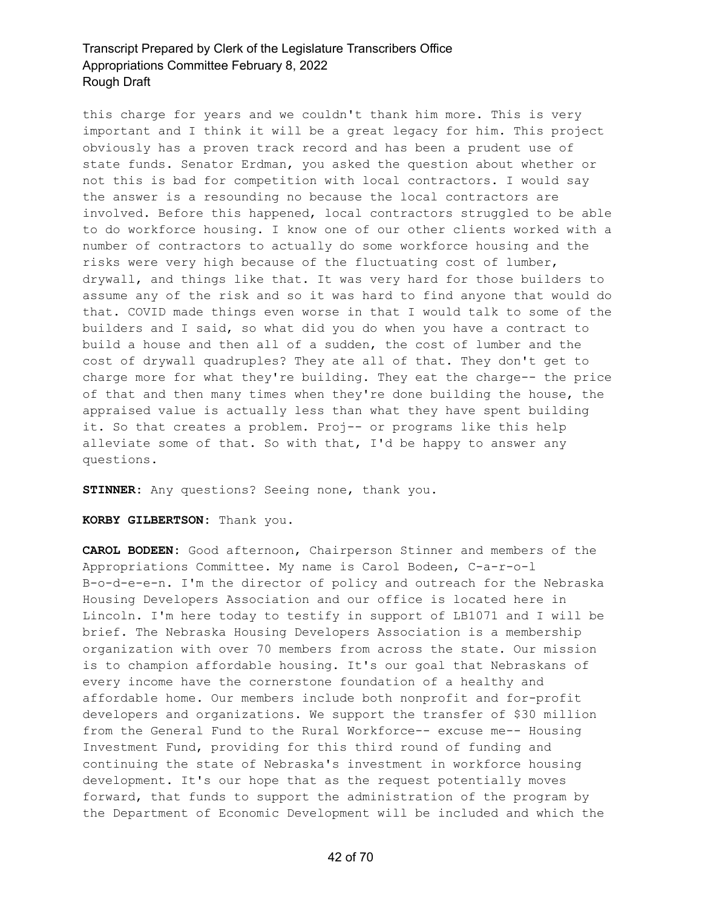this charge for years and we couldn't thank him more. This is very important and I think it will be a great legacy for him. This project obviously has a proven track record and has been a prudent use of state funds. Senator Erdman, you asked the question about whether or not this is bad for competition with local contractors. I would say the answer is a resounding no because the local contractors are involved. Before this happened, local contractors struggled to be able to do workforce housing. I know one of our other clients worked with a number of contractors to actually do some workforce housing and the risks were very high because of the fluctuating cost of lumber, drywall, and things like that. It was very hard for those builders to assume any of the risk and so it was hard to find anyone that would do that. COVID made things even worse in that I would talk to some of the builders and I said, so what did you do when you have a contract to build a house and then all of a sudden, the cost of lumber and the cost of drywall quadruples? They ate all of that. They don't get to charge more for what they're building. They eat the charge-- the price of that and then many times when they're done building the house, the appraised value is actually less than what they have spent building it. So that creates a problem. Proj-- or programs like this help alleviate some of that. So with that, I'd be happy to answer any questions.

**STINNER:** Any questions? Seeing none, thank you.

**KORBY GILBERTSON:** Thank you.

**CAROL BODEEN:** Good afternoon, Chairperson Stinner and members of the Appropriations Committee. My name is Carol Bodeen, C-a-r-o-l B-o-d-e-e-n. I'm the director of policy and outreach for the Nebraska Housing Developers Association and our office is located here in Lincoln. I'm here today to testify in support of LB1071 and I will be brief. The Nebraska Housing Developers Association is a membership organization with over 70 members from across the state. Our mission is to champion affordable housing. It's our goal that Nebraskans of every income have the cornerstone foundation of a healthy and affordable home. Our members include both nonprofit and for-profit developers and organizations. We support the transfer of $30 million from the General Fund to the Rural Workforce-- excuse me-- Housing Investment Fund, providing for this third round of funding and continuing the state of Nebraska's investment in workforce housing development. It's our hope that as the request potentially moves forward, that funds to support the administration of the program by the Department of Economic Development will be included and which the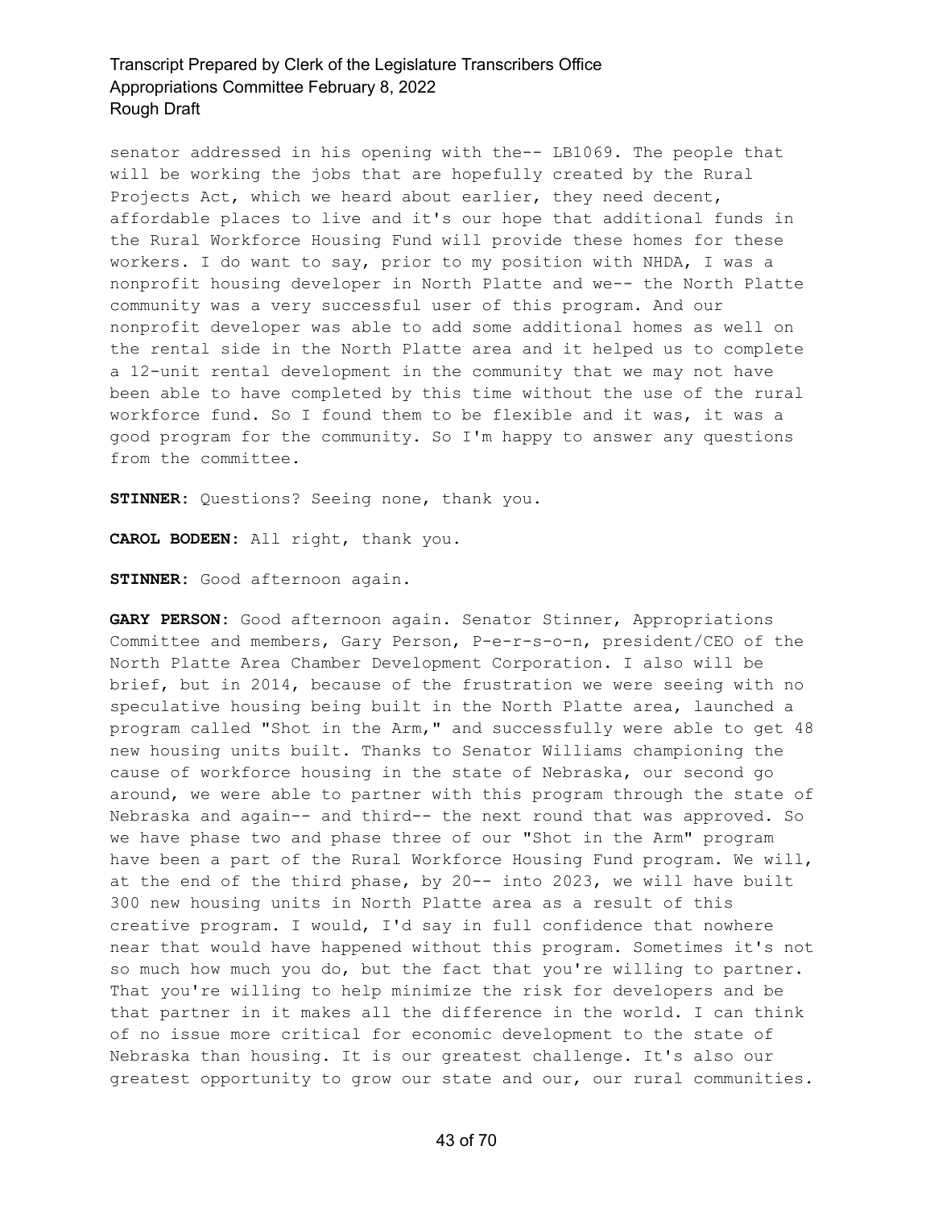senator addressed in his opening with the-- LB1069. The people that will be working the jobs that are hopefully created by the Rural Projects Act, which we heard about earlier, they need decent, affordable places to live and it's our hope that additional funds in the Rural Workforce Housing Fund will provide these homes for these workers. I do want to say, prior to my position with NHDA, I was a nonprofit housing developer in North Platte and we-- the North Platte community was a very successful user of this program. And our nonprofit developer was able to add some additional homes as well on the rental side in the North Platte area and it helped us to complete a 12-unit rental development in the community that we may not have been able to have completed by this time without the use of the rural workforce fund. So I found them to be flexible and it was, it was a good program for the community. So I'm happy to answer any questions from the committee.

**STINNER:** Questions? Seeing none, thank you.

**CAROL BODEEN:** All right, thank you.

**STINNER:** Good afternoon again.

**GARY PERSON:** Good afternoon again. Senator Stinner, Appropriations Committee and members, Gary Person, P-e-r-s-o-n, president/CEO of the North Platte Area Chamber Development Corporation. I also will be brief, but in 2014, because of the frustration we were seeing with no speculative housing being built in the North Platte area, launched a program called "Shot in the Arm," and successfully were able to get 48 new housing units built. Thanks to Senator Williams championing the cause of workforce housing in the state of Nebraska, our second go around, we were able to partner with this program through the state of Nebraska and again-- and third-- the next round that was approved. So we have phase two and phase three of our "Shot in the Arm" program have been a part of the Rural Workforce Housing Fund program. We will, at the end of the third phase, by 20-- into 2023, we will have built 300 new housing units in North Platte area as a result of this creative program. I would, I'd say in full confidence that nowhere near that would have happened without this program. Sometimes it's not so much how much you do, but the fact that you're willing to partner. That you're willing to help minimize the risk for developers and be that partner in it makes all the difference in the world. I can think of no issue more critical for economic development to the state of Nebraska than housing. It is our greatest challenge. It's also our greatest opportunity to grow our state and our, our rural communities.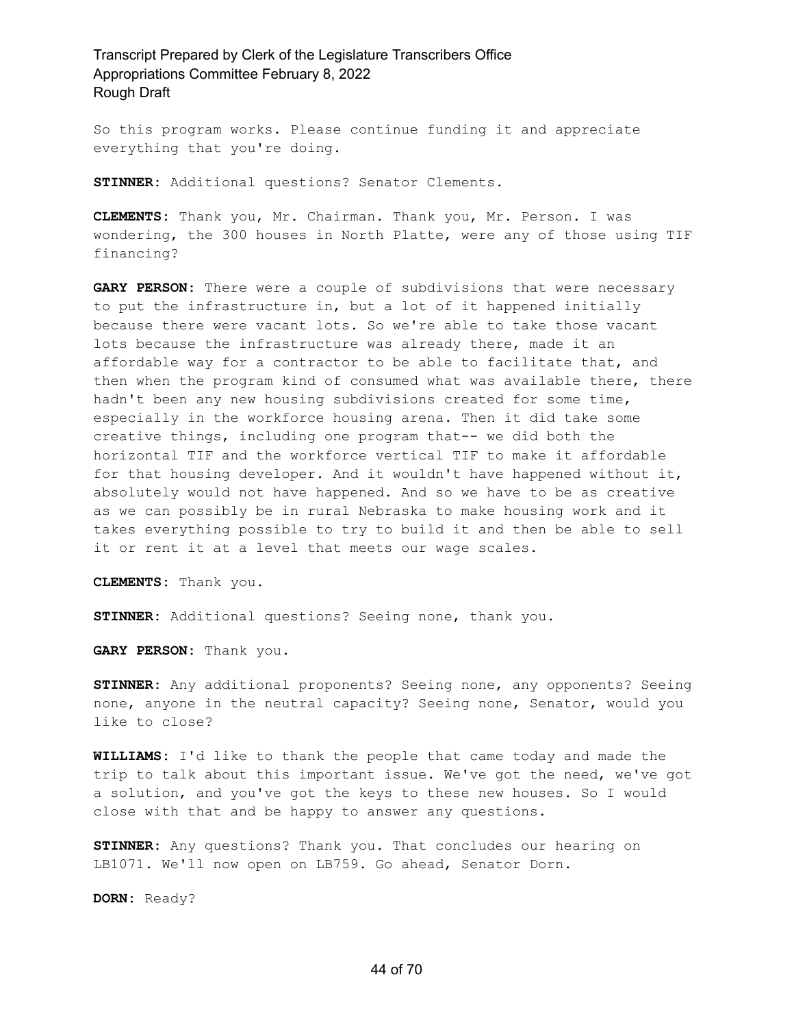So this program works. Please continue funding it and appreciate everything that you're doing.

**STINNER**: Additional questions? Senator Clements.

**CLEMENTS**: Thank you, Mr. Chairman. Thank you, Mr. Person. I was wondering, the 300 houses in North Platte, were any of those using TIF financing?

**GARY PERSON**: There were a couple of subdivisions that were necessary to put the infrastructure in, but a lot of it happened initially because there were vacant lots. So we're able to take those vacant lots because the infrastructure was already there, made it an affordable way for a contractor to be able to facilitate that, and then when the program kind of consumed what was available there, there hadn't been any new housing subdivisions created for some time, especially in the workforce housing arena. Then it did take some creative things, including one program that-- we did both the horizontal TIF and the workforce vertical TIF to make it affordable for that housing developer. And it wouldn't have happened without it, absolutely would not have happened. And so we have to be as creative as we can possibly be in rural Nebraska to make housing work and it takes everything possible to try to build it and then be able to sell it or rent it at a level that meets our wage scales.

**CLEMENTS**: Thank you.

**STINNER**: Additional questions? Seeing none, thank you.

**GARY PERSON**: Thank you.

**STINNER**: Any additional proponents? Seeing none, any opponents? Seeing none, anyone in the neutral capacity? Seeing none, Senator, would you like to close?

**WILLIAMS**: I'd like to thank the people that came today and made the trip to talk about this important issue. We've got the need, we've got a solution, and you've got the keys to these new houses. So I would close with that and be happy to answer any questions.

**STINNER**: Any questions? Thank you. That concludes our hearing on LB1071. We'll now open on LB759. Go ahead, Senator Dorn.

**DORN**: Ready?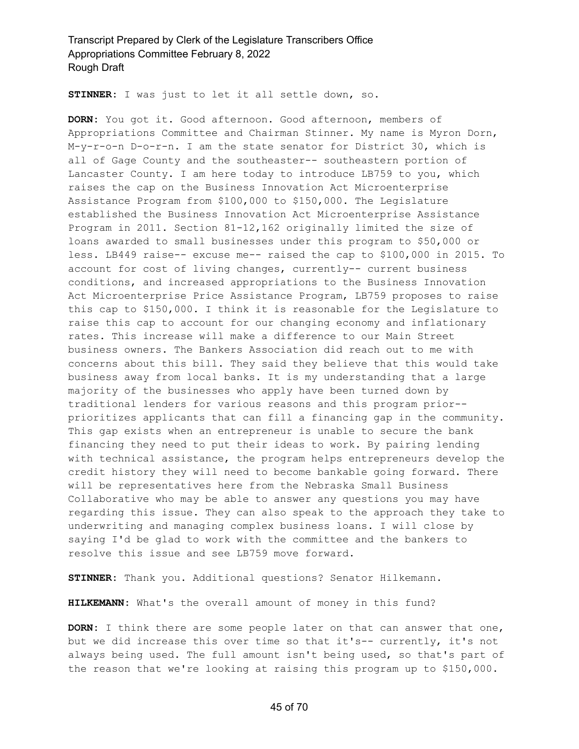**STINNER:** I was just to let it all settle down, so.

**DORN:** You got it. Good afternoon. Good afternoon, members of Appropriations Committee and Chairman Stinner. My name is Myron Dorn, M-y-r-o-n D-o-r-n. I am the state senator for District 30, which is all of Gage County and the southeaster-- southeastern portion of Lancaster County. I am here today to introduce LB759 to you, which raises the cap on the Business Innovation Act Microenterprise Assistance Program from $100,000 to $150,000. The Legislature established the Business Innovation Act Microenterprise Assistance Program in 2011. Section 81-12,162 originally limited the size of loans awarded to small businesses under this program to $50,000 or less. LB449 raise-- excuse me-- raised the cap to $100,000 in 2015. To account for cost of living changes, currently-- current business conditions, and increased appropriations to the Business Innovation Act Microenterprise Price Assistance Program, LB759 proposes to raise this cap to $150,000. I think it is reasonable for the Legislature to raise this cap to account for our changing economy and inflationary rates. This increase will make a difference to our Main Street business owners. The Bankers Association did reach out to me with concerns about this bill. They said they believe that this would take business away from local banks. It is my understanding that a large majority of the businesses who apply have been turned down by traditional lenders for various reasons and this program prior-- prioritizes applicants that can fill a financing gap in the community. This gap exists when an entrepreneur is unable to secure the bank financing they need to put their ideas to work. By pairing lending with technical assistance, the program helps entrepreneurs develop the credit history they will need to become bankable going forward. There will be representatives here from the Nebraska Small Business Collaborative who may be able to answer any questions you may have regarding this issue. They can also speak to the approach they take to underwriting and managing complex business loans. I will close by saying I'd be glad to work with the committee and the bankers to resolve this issue and see LB759 move forward.

**STINNER:** Thank you. Additional questions? Senator Hilkemann.

**HILKEMANN:** What's the overall amount of money in this fund?

**DORN:** I think there are some people later on that can answer that one, but we did increase this over time so that it's-- currently, it's not always being used. The full amount isn't being used, so that's part of the reason that we're looking at raising this program up to $150,000.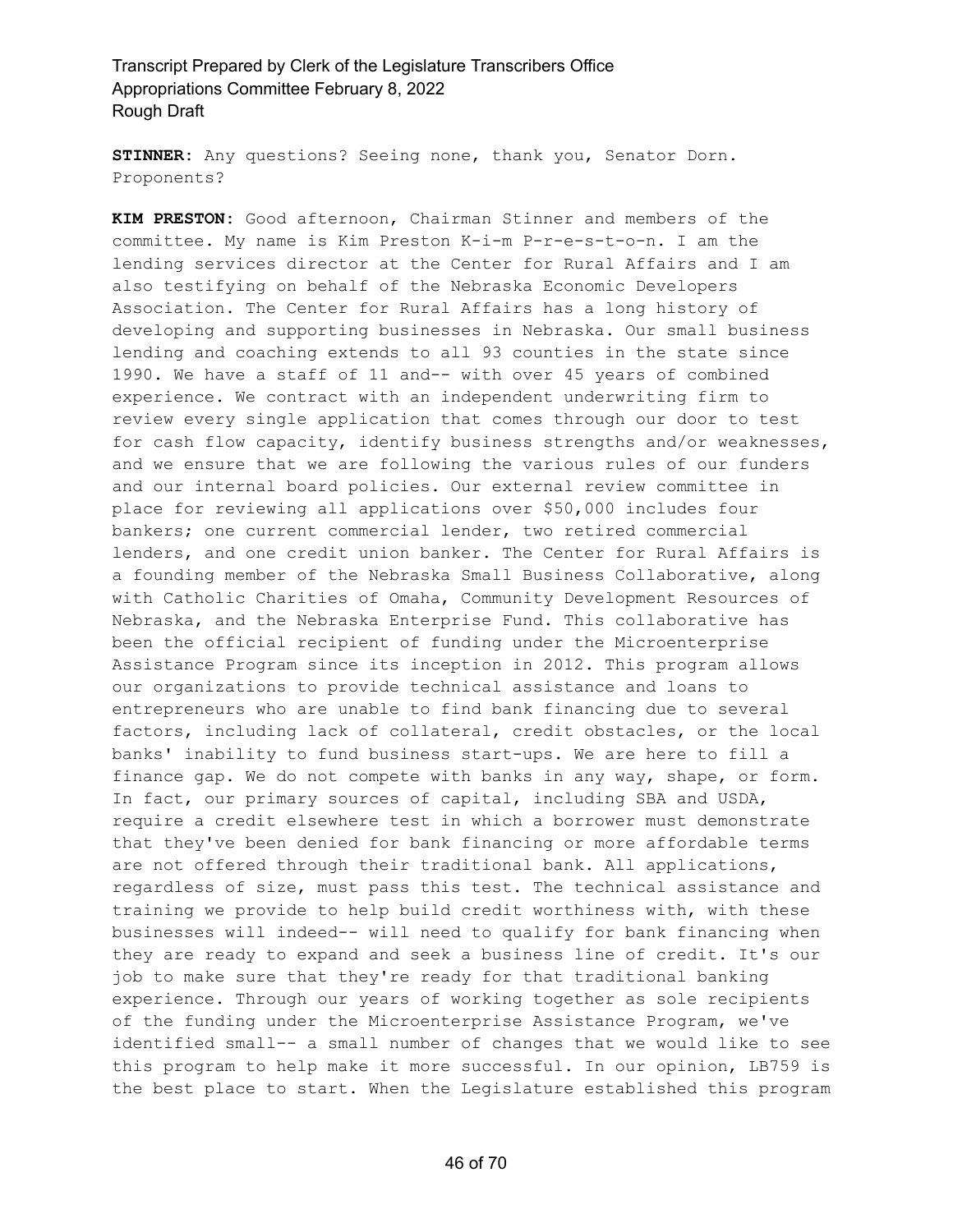**STINNER:** Any questions? Seeing none, thank you, Senator Dorn. Proponents?

**KIM PRESTON:** Good afternoon, Chairman Stinner and members of the committee. My name is Kim Preston K-i-m P-r-e-s-t-o-n. I am the lending services director at the Center for Rural Affairs and I am also testifying on behalf of the Nebraska Economic Developers Association. The Center for Rural Affairs has a long history of developing and supporting businesses in Nebraska. Our small business lending and coaching extends to all 93 counties in the state since 1990. We have a staff of 11 and-- with over 45 years of combined experience. We contract with an independent underwriting firm to review every single application that comes through our door to test for cash flow capacity, identify business strengths and/or weaknesses, and we ensure that we are following the various rules of our funders and our internal board policies. Our external review committee in place for reviewing all applications over $50,000 includes four bankers; one current commercial lender, two retired commercial lenders, and one credit union banker. The Center for Rural Affairs is a founding member of the Nebraska Small Business Collaborative, along with Catholic Charities of Omaha, Community Development Resources of Nebraska, and the Nebraska Enterprise Fund. This collaborative has been the official recipient of funding under the Microenterprise Assistance Program since its inception in 2012. This program allows our organizations to provide technical assistance and loans to entrepreneurs who are unable to find bank financing due to several factors, including lack of collateral, credit obstacles, or the local banks' inability to fund business start-ups. We are here to fill a finance gap. We do not compete with banks in any way, shape, or form. In fact, our primary sources of capital, including SBA and USDA, require a credit elsewhere test in which a borrower must demonstrate that they've been denied for bank financing or more affordable terms are not offered through their traditional bank. All applications, regardless of size, must pass this test. The technical assistance and training we provide to help build credit worthiness with, with these businesses will indeed-- will need to qualify for bank financing when they are ready to expand and seek a business line of credit. It's our job to make sure that they're ready for that traditional banking experience. Through our years of working together as sole recipients of the funding under the Microenterprise Assistance Program, we've identified small-- a small number of changes that we would like to see this program to help make it more successful. In our opinion, LB759 is the best place to start. When the Legislature established this program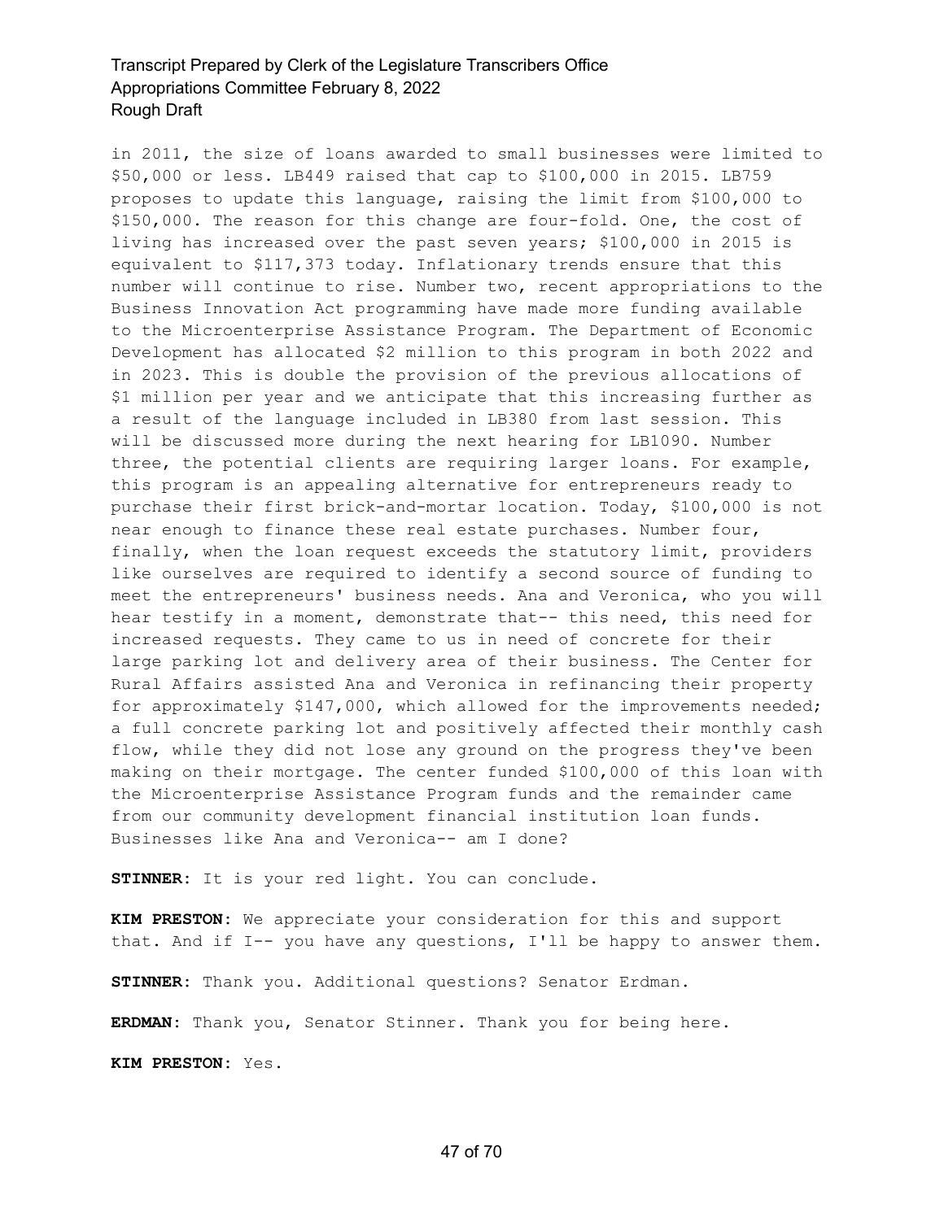in 2011, the size of loans awarded to small businesses were limited to $50,000 or less. LB449 raised that cap to $100,000 in 2015. LB759 proposes to update this language, raising the limit from $100,000 to $150,000. The reason for this change are four-fold. One, the cost of living has increased over the past seven years; $100,000 in 2015 is equivalent to $117,373 today. Inflationary trends ensure that this number will continue to rise. Number two, recent appropriations to the Business Innovation Act programming have made more funding available to the Microenterprise Assistance Program. The Department of Economic Development has allocated $2 million to this program in both 2022 and in 2023. This is double the provision of the previous allocations of $1 million per year and we anticipate that this increasing further as a result of the language included in LB380 from last session. This will be discussed more during the next hearing for LB1090. Number three, the potential clients are requiring larger loans. For example, this program is an appealing alternative for entrepreneurs ready to purchase their first brick-and-mortar location. Today, $100,000 is not near enough to finance these real estate purchases. Number four, finally, when the loan request exceeds the statutory limit, providers like ourselves are required to identify a second source of funding to meet the entrepreneurs' business needs. Ana and Veronica, who you will hear testify in a moment, demonstrate that-- this need, this need for increased requests. They came to us in need of concrete for their large parking lot and delivery area of their business. The Center for Rural Affairs assisted Ana and Veronica in refinancing their property for approximately $147,000, which allowed for the improvements needed; a full concrete parking lot and positively affected their monthly cash flow, while they did not lose any ground on the progress they've been making on their mortgage. The center funded $100,000 of this loan with the Microenterprise Assistance Program funds and the remainder came from our community development financial institution loan funds. Businesses like Ana and Veronica-- am I done?

**STINNER:** It is your red light. You can conclude.

**KIM PRESTON:** We appreciate your consideration for this and support that. And if I-- you have any questions, I'll be happy to answer them.

**STINNER:** Thank you. Additional questions? Senator Erdman.

**ERDMAN:** Thank you, Senator Stinner. Thank you for being here.

**KIM PRESTON:** Yes.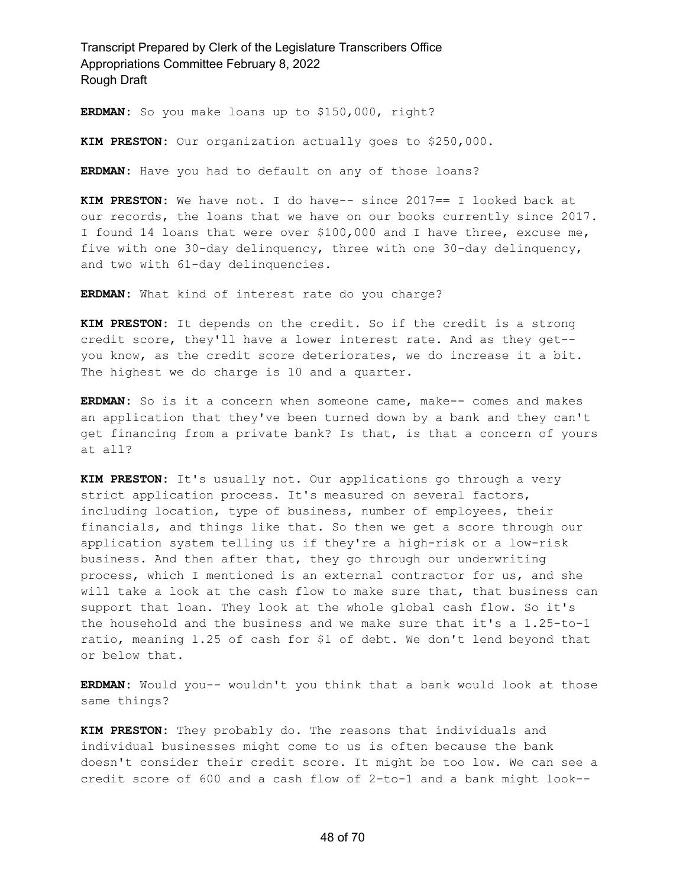**ERDMAN:** So you make loans up to $150,000, right?

**KIM PRESTON:** Our organization actually goes to $250,000.

**ERDMAN:** Have you had to default on any of those loans?

**KIM PRESTON:** We have not. I do have-- since 2017== I looked back at our records, the loans that we have on our books currently since 2017. I found 14 loans that were over $100,000 and I have three, excuse me, five with one 30-day delinquency, three with one 30-day delinquency, and two with 61-day delinquencies.

**ERDMAN:** What kind of interest rate do you charge?

**KIM PRESTON:** It depends on the credit. So if the credit is a strong credit score, they'll have a lower interest rate. And as they get-- you know, as the credit score deteriorates, we do increase it a bit. The highest we do charge is 10 and a quarter.

**ERDMAN:** So is it a concern when someone came, make-- comes and makes an application that they've been turned down by a bank and they can't get financing from a private bank? Is that, is that a concern of yours at all?

**KIM PRESTON:** It's usually not. Our applications go through a very strict application process. It's measured on several factors, including location, type of business, number of employees, their financials, and things like that. So then we get a score through our application system telling us if they're a high-risk or a low-risk business. And then after that, they go through our underwriting process, which I mentioned is an external contractor for us, and she will take a look at the cash flow to make sure that, that business can support that loan. They look at the whole global cash flow. So it's the household and the business and we make sure that it's a 1.25-to-1 ratio, meaning 1.25 of cash for $1 of debt. We don't lend beyond that or below that.

**ERDMAN:** Would you-- wouldn't you think that a bank would look at those same things?

**KIM PRESTON:** They probably do. The reasons that individuals and individual businesses might come to us is often because the bank doesn't consider their credit score. It might be too low. We can see a credit score of 600 and a cash flow of 2-to-1 and a bank might look--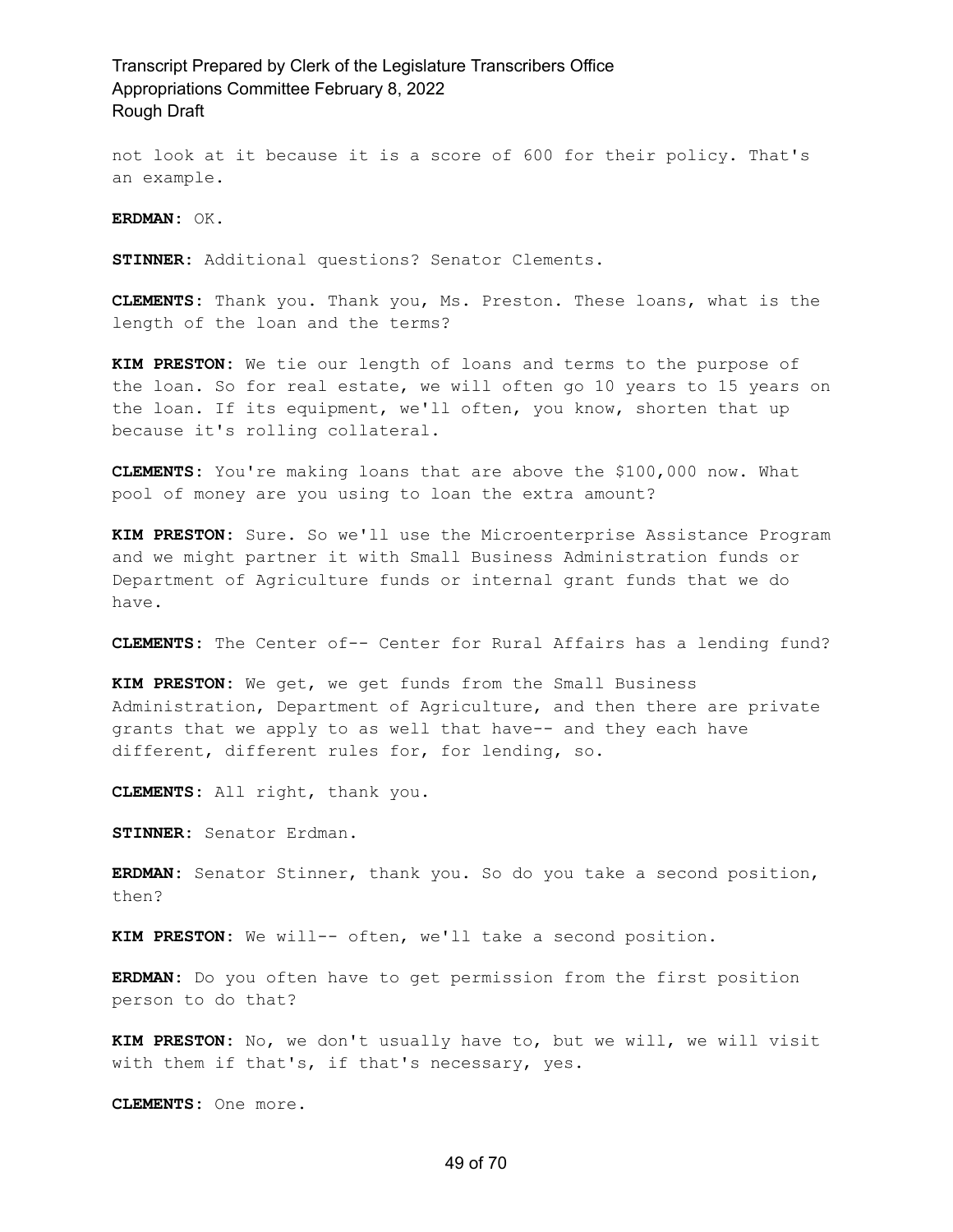not look at it because it is a score of 600 for their policy. That's an example.

**ERDMAN:** OK.

**STINNER:** Additional questions? Senator Clements.

**CLEMENTS:** Thank you. Thank you, Ms. Preston. These loans, what is the length of the loan and the terms?

**KIM PRESTON:** We tie our length of loans and terms to the purpose of the loan. So for real estate, we will often go 10 years to 15 years on the loan. If its equipment, we'll often, you know, shorten that up because it's rolling collateral.

**CLEMENTS:** You're making loans that are above the $100,000 now. What pool of money are you using to loan the extra amount?

**KIM PRESTON:** Sure. So we'll use the Microenterprise Assistance Program and we might partner it with Small Business Administration funds or Department of Agriculture funds or internal grant funds that we do have.

**CLEMENTS:** The Center of-- Center for Rural Affairs has a lending fund?

**KIM PRESTON:** We get, we get funds from the Small Business Administration, Department of Agriculture, and then there are private grants that we apply to as well that have-- and they each have different, different rules for, for lending, so.

**CLEMENTS:** All right, thank you.

**STINNER:** Senator Erdman.

**ERDMAN:** Senator Stinner, thank you. So do you take a second position, then?

**KIM PRESTON:** We will-- often, we'll take a second position.

**ERDMAN:** Do you often have to get permission from the first position person to do that?

**KIM PRESTON:** No, we don't usually have to, but we will, we will visit with them if that's, if that's necessary, yes.

**CLEMENTS:** One more.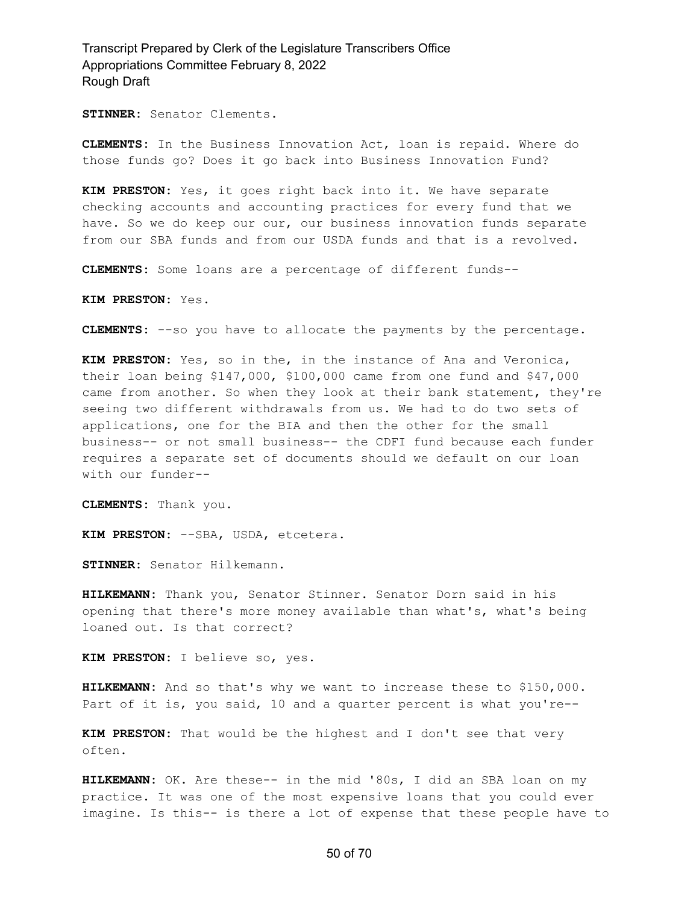**STINNER:** Senator Clements.

**CLEMENTS:** In the Business Innovation Act, loan is repaid. Where do those funds go? Does it go back into Business Innovation Fund?

**KIM PRESTON:** Yes, it goes right back into it. We have separate checking accounts and accounting practices for every fund that we have. So we do keep our our, our business innovation funds separate from our SBA funds and from our USDA funds and that is a revolved.

**CLEMENTS:** Some loans are a percentage of different funds--

**KIM PRESTON:** Yes.

**CLEMENTS:** --so you have to allocate the payments by the percentage.

**KIM PRESTON:** Yes, so in the, in the instance of Ana and Veronica, their loan being $147,000, $100,000 came from one fund and $47,000 came from another. So when they look at their bank statement, they're seeing two different withdrawals from us. We had to do two sets of applications, one for the BIA and then the other for the small business-- or not small business-- the CDFI fund because each funder requires a separate set of documents should we default on our loan with our funder--

**CLEMENTS:** Thank you.

**KIM PRESTON:** --SBA, USDA, etcetera.

**STINNER:** Senator Hilkemann.

**HILKEMANN:** Thank you, Senator Stinner. Senator Dorn said in his opening that there's more money available than what's, what's being loaned out. Is that correct?

**KIM PRESTON:** I believe so, yes.

**HILKEMANN:** And so that's why we want to increase these to $150,000. Part of it is, you said, 10 and a quarter percent is what you're--

**KIM PRESTON:** That would be the highest and I don't see that very often.

**HILKEMANN:** OK. Are these-- in the mid '80s, I did an SBA loan on my practice. It was one of the most expensive loans that you could ever imagine. Is this-- is there a lot of expense that these people have to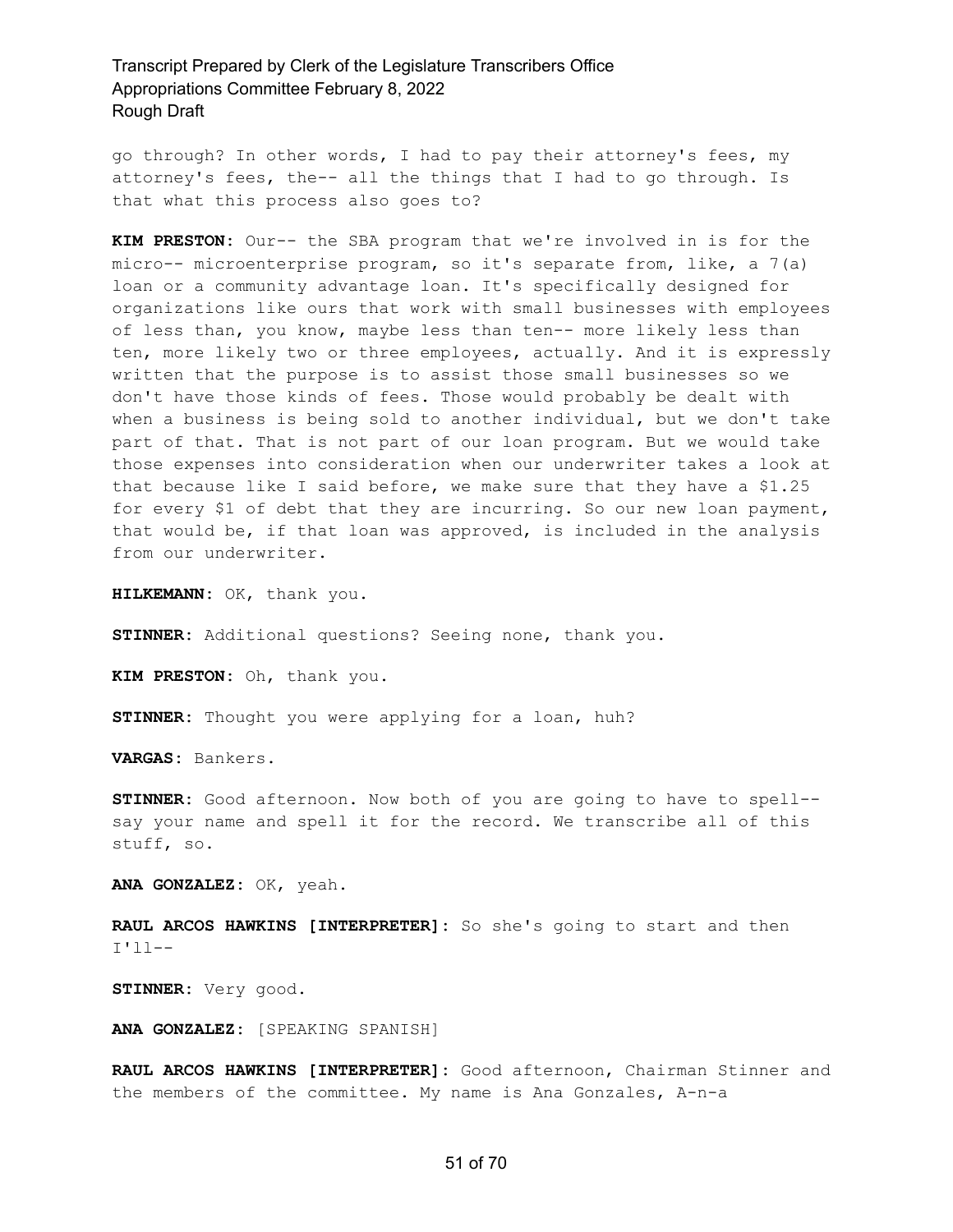go through? In other words, I had to pay their attorney's fees, my attorney's fees, the-- all the things that I had to go through. Is that what this process also goes to?

**KIM PRESTON:** Our-- the SBA program that we're involved in is for the micro-- microenterprise program, so it's separate from, like, a 7(a) loan or a community advantage loan. It's specifically designed for organizations like ours that work with small businesses with employees of less than, you know, maybe less than ten-- more likely less than ten, more likely two or three employees, actually. And it is expressly written that the purpose is to assist those small businesses so we don't have those kinds of fees. Those would probably be dealt with when a business is being sold to another individual, but we don't take part of that. That is not part of our loan program. But we would take those expenses into consideration when our underwriter takes a look at that because like I said before, we make sure that they have a $1.25 for every $1 of debt that they are incurring. So our new loan payment, that would be, if that loan was approved, is included in the analysis from our underwriter.

**HILKEMANN:** OK, thank you.

**STINNER:** Additional questions? Seeing none, thank you.

**KIM PRESTON:** Oh, thank you.

**STINNER:** Thought you were applying for a loan, huh?

**VARGAS:** Bankers.

**STINNER:** Good afternoon. Now both of you are going to have to spell-- say your name and spell it for the record. We transcribe all of this stuff, so.

**ANA GONZALEZ:** OK, yeah.

**RAUL ARCOS HAWKINS [INTERPRETER]:** So she's going to start and then I'll--

**STINNER:** Very good.

**ANA GONZALEZ:** [SPEAKING SPANISH]

**RAUL ARCOS HAWKINS [INTERPRETER]:** Good afternoon, Chairman Stinner and the members of the committee. My name is Ana Gonzales, A-n-a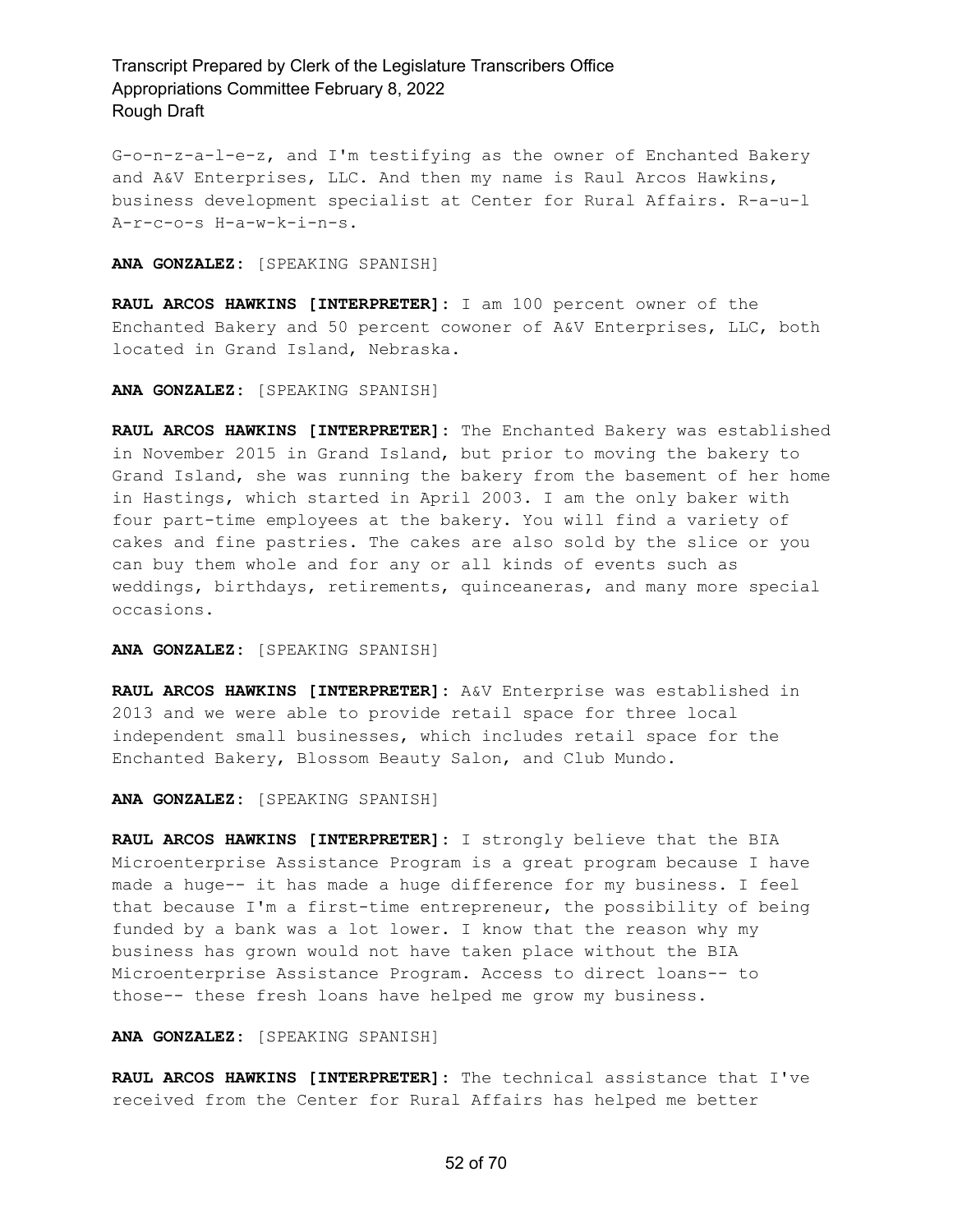G-o-n-z-a-l-e-z, and I'm testifying as the owner of Enchanted Bakery and A&V Enterprises, LLC. And then my name is Raul Arcos Hawkins, business development specialist at Center for Rural Affairs. R-a-u-l A-r-c-o-s H-a-w-k-i-n-s.

**ANA GONZALEZ:** [SPEAKING SPANISH]

**RAUL ARCOS HAWKINS [INTERPRETER]:** I am 100 percent owner of the Enchanted Bakery and 50 percent cowoner of A&V Enterprises, LLC, both located in Grand Island, Nebraska.

**ANA GONZALEZ:** [SPEAKING SPANISH]

**RAUL ARCOS HAWKINS [INTERPRETER]:** The Enchanted Bakery was established in November 2015 in Grand Island, but prior to moving the bakery to Grand Island, she was running the bakery from the basement of her home in Hastings, which started in April 2003. I am the only baker with four part-time employees at the bakery. You will find a variety of cakes and fine pastries. The cakes are also sold by the slice or you can buy them whole and for any or all kinds of events such as weddings, birthdays, retirements, quinceaneras, and many more special occasions.

**ANA GONZALEZ:** [SPEAKING SPANISH]

**RAUL ARCOS HAWKINS [INTERPRETER]:** A&V Enterprise was established in 2013 and we were able to provide retail space for three local independent small businesses, which includes retail space for the Enchanted Bakery, Blossom Beauty Salon, and Club Mundo.

**ANA GONZALEZ:** [SPEAKING SPANISH]

**RAUL ARCOS HAWKINS [INTERPRETER]:** I strongly believe that the BIA Microenterprise Assistance Program is a great program because I have made a huge-- it has made a huge difference for my business. I feel that because I'm a first-time entrepreneur, the possibility of being funded by a bank was a lot lower. I know that the reason why my business has grown would not have taken place without the BIA Microenterprise Assistance Program. Access to direct loans-- to those-- these fresh loans have helped me grow my business.

**ANA GONZALEZ:** [SPEAKING SPANISH]

**RAUL ARCOS HAWKINS [INTERPRETER]:** The technical assistance that I've received from the Center for Rural Affairs has helped me better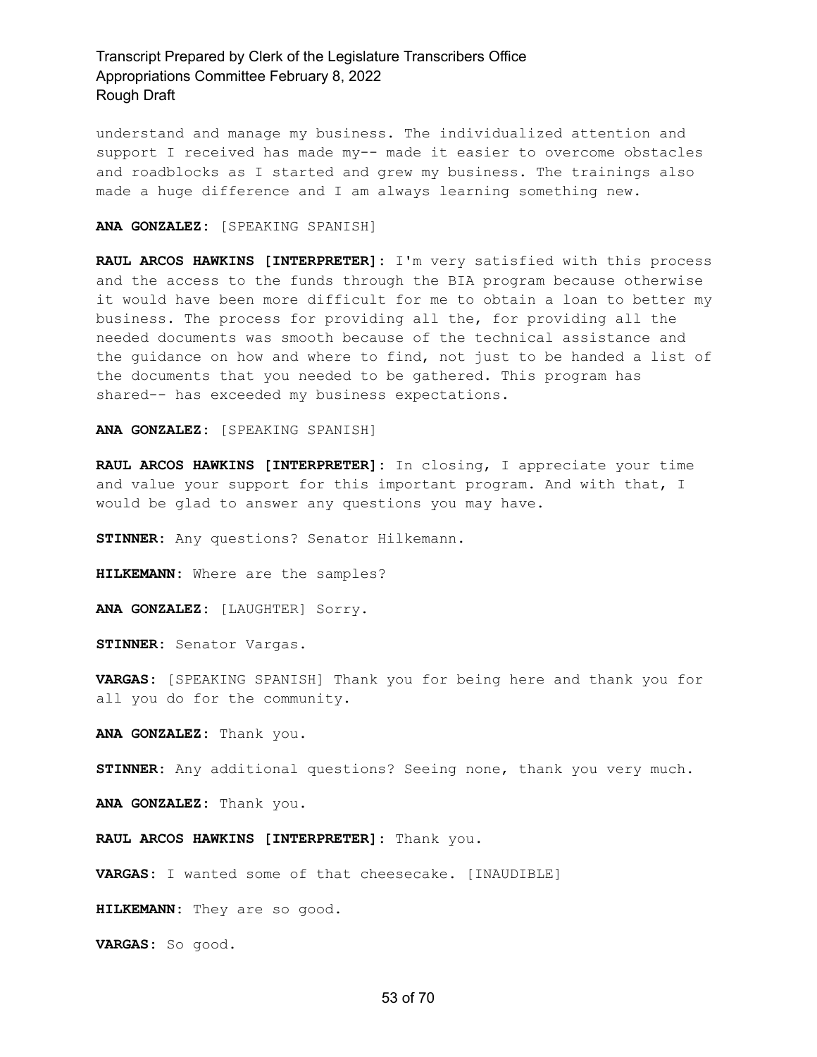understand and manage my business. The individualized attention and support I received has made my-- made it easier to overcome obstacles and roadblocks as I started and grew my business. The trainings also made a huge difference and I am always learning something new.

**ANA GONZALEZ:** [SPEAKING SPANISH]

**RAUL ARCOS HAWKINS [INTERPRETER]:** I'm very satisfied with this process and the access to the funds through the BIA program because otherwise it would have been more difficult for me to obtain a loan to better my business. The process for providing all the, for providing all the needed documents was smooth because of the technical assistance and the guidance on how and where to find, not just to be handed a list of the documents that you needed to be gathered. This program has shared-- has exceeded my business expectations.

**ANA GONZALEZ:** [SPEAKING SPANISH]

**RAUL ARCOS HAWKINS [INTERPRETER]:** In closing, I appreciate your time and value your support for this important program. And with that, I would be glad to answer any questions you may have.

**STINNER:** Any questions? Senator Hilkemann.

**HILKEMANN:** Where are the samples?

**ANA GONZALEZ:** [LAUGHTER] Sorry.

**STINNER:** Senator Vargas.

**VARGAS:** [SPEAKING SPANISH] Thank you for being here and thank you for all you do for the community.

**ANA GONZALEZ:** Thank you.

**STINNER:** Any additional questions? Seeing none, thank you very much.

**ANA GONZALEZ:** Thank you.

**RAUL ARCOS HAWKINS [INTERPRETER]:** Thank you.

**VARGAS:** I wanted some of that cheesecake. [INAUDIBLE]

**HILKEMANN:** They are so good.

**VARGAS:** So good.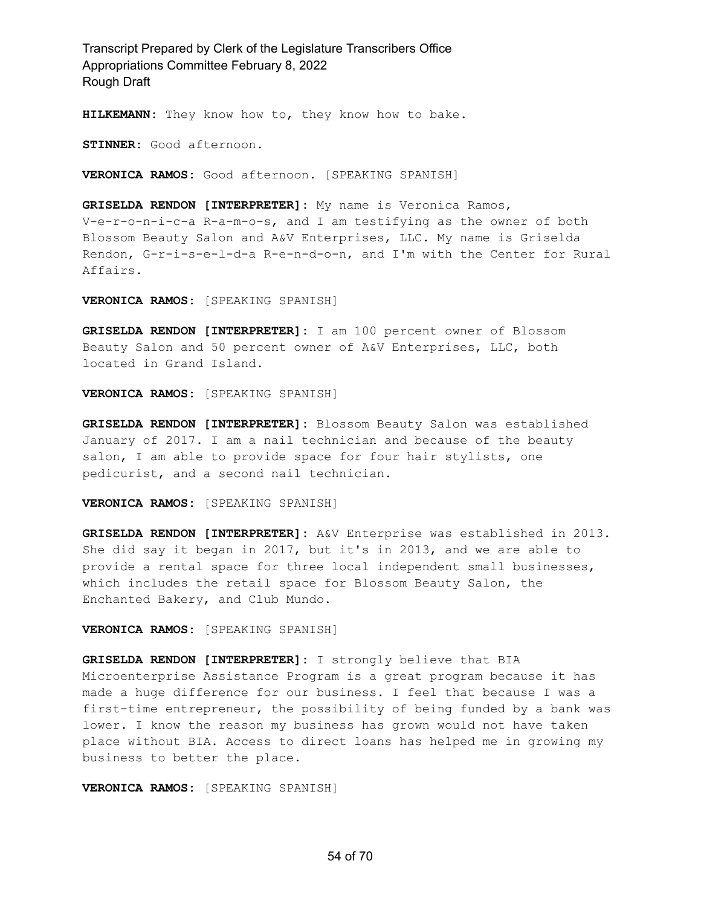**HILKEMANN:** They know how to, they know how to bake.

**STINNER:** Good afternoon.

**VERONICA RAMOS:** Good afternoon. [SPEAKING SPANISH]

**GRISELDA RENDON [INTERPRETER]:** My name is Veronica Ramos, V-e-r-o-n-i-c-a R-a-m-o-s, and I am testifying as the owner of both Blossom Beauty Salon and A&V Enterprises, LLC. My name is Griselda Rendon, G-r-i-s-e-l-d-a R-e-n-d-o-n, and I'm with the Center for Rural Affairs.

**VERONICA RAMOS:** [SPEAKING SPANISH]

**GRISELDA RENDON [INTERPRETER]:** I am 100 percent owner of Blossom Beauty Salon and 50 percent owner of A&V Enterprises, LLC, both located in Grand Island.

**VERONICA RAMOS:** [SPEAKING SPANISH]

**GRISELDA RENDON [INTERPRETER]:** Blossom Beauty Salon was established January of 2017. I am a nail technician and because of the beauty salon, I am able to provide space for four hair stylists, one pedicurist, and a second nail technician.

**VERONICA RAMOS:** [SPEAKING SPANISH]

**GRISELDA RENDON [INTERPRETER]:** A&V Enterprise was established in 2013. She did say it began in 2017, but it's in 2013, and we are able to provide a rental space for three local independent small businesses, which includes the retail space for Blossom Beauty Salon, the Enchanted Bakery, and Club Mundo.

**VERONICA RAMOS:** [SPEAKING SPANISH]

**GRISELDA RENDON [INTERPRETER]:** I strongly believe that BIA Microenterprise Assistance Program is a great program because it has made a huge difference for our business. I feel that because I was a first-time entrepreneur, the possibility of being funded by a bank was lower. I know the reason my business has grown would not have taken place without BIA. Access to direct loans has helped me in growing my business to better the place.

**VERONICA RAMOS:** [SPEAKING SPANISH]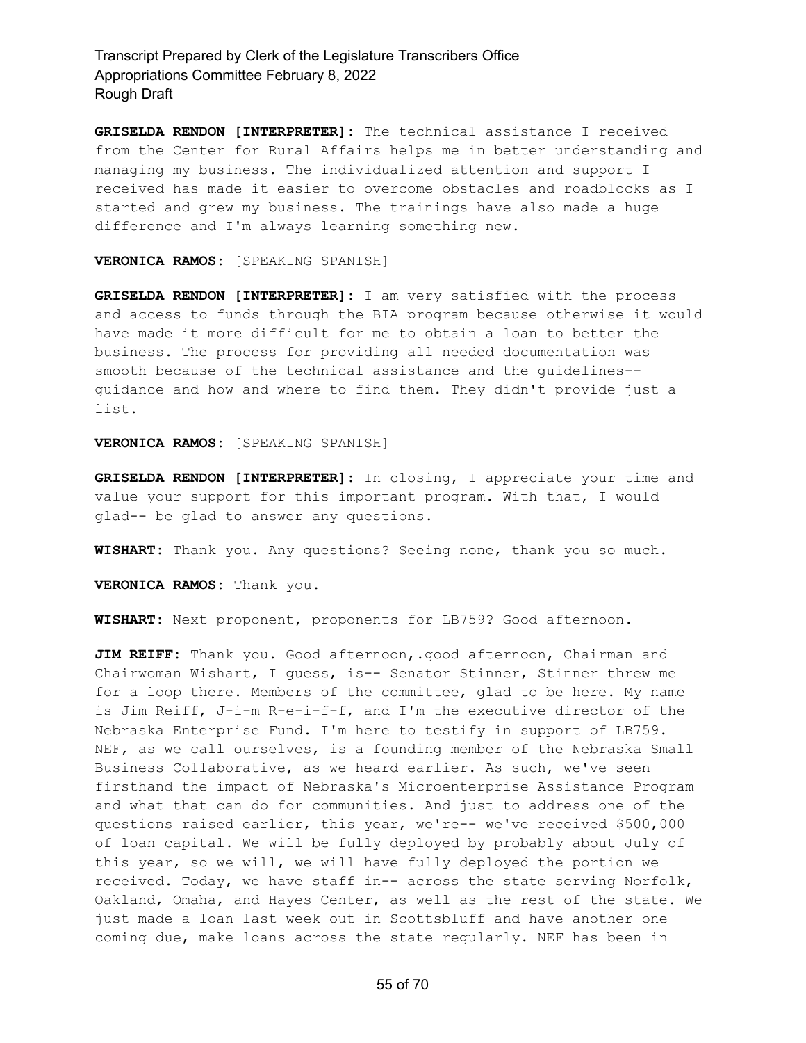**GRISELDA RENDON [INTERPRETER]:** The technical assistance I received from the Center for Rural Affairs helps me in better understanding and managing my business. The individualized attention and support I received has made it easier to overcome obstacles and roadblocks as I started and grew my business. The trainings have also made a huge difference and I'm always learning something new.

**VERONICA RAMOS:** [SPEAKING SPANISH]

**GRISELDA RENDON [INTERPRETER]:** I am very satisfied with the process and access to funds through the BIA program because otherwise it would have made it more difficult for me to obtain a loan to better the business. The process for providing all needed documentation was smooth because of the technical assistance and the guidelines-- guidance and how and where to find them. They didn't provide just a list.

**VERONICA RAMOS:** [SPEAKING SPANISH]

**GRISELDA RENDON [INTERPRETER]:** In closing, I appreciate your time and value your support for this important program. With that, I would glad-- be glad to answer any questions.

**WISHART:** Thank you. Any questions? Seeing none, thank you so much.

**VERONICA RAMOS:** Thank you.

**WISHART:** Next proponent, proponents for LB759? Good afternoon.

**JIM REIFF:** Thank you. Good afternoon,.good afternoon, Chairman and Chairwoman Wishart, I guess, is-- Senator Stinner, Stinner threw me for a loop there. Members of the committee, glad to be here. My name is Jim Reiff, J-i-m R-e-i-f-f, and I'm the executive director of the Nebraska Enterprise Fund. I'm here to testify in support of LB759. NEF, as we call ourselves, is a founding member of the Nebraska Small Business Collaborative, as we heard earlier. As such, we've seen firsthand the impact of Nebraska's Microenterprise Assistance Program and what that can do for communities. And just to address one of the questions raised earlier, this year, we're-- we've received $500,000 of loan capital. We will be fully deployed by probably about July of this year, so we will, we will have fully deployed the portion we received. Today, we have staff in-- across the state serving Norfolk, Oakland, Omaha, and Hayes Center, as well as the rest of the state. We just made a loan last week out in Scottsbluff and have another one coming due, make loans across the state regularly. NEF has been in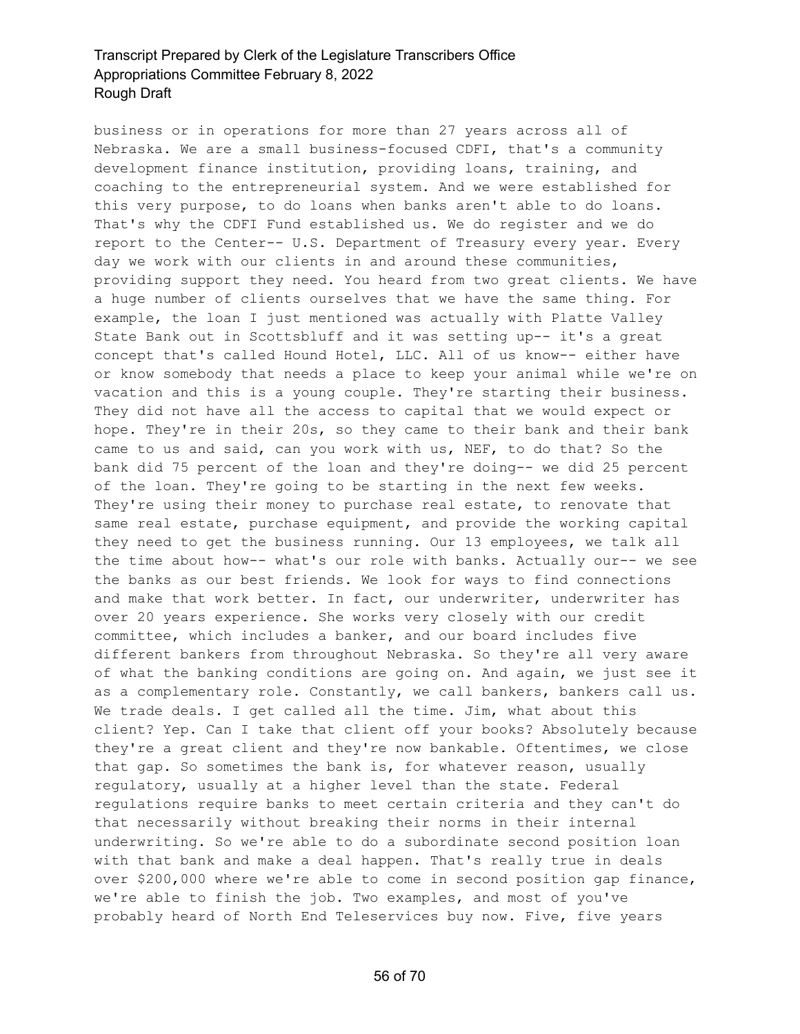business or in operations for more than 27 years across all of Nebraska. We are a small business-focused CDFI, that's a community development finance institution, providing loans, training, and coaching to the entrepreneurial system. And we were established for this very purpose, to do loans when banks aren't able to do loans. That's why the CDFI Fund established us. We do register and we do report to the Center-- U.S. Department of Treasury every year. Every day we work with our clients in and around these communities, providing support they need. You heard from two great clients. We have a huge number of clients ourselves that we have the same thing. For example, the loan I just mentioned was actually with Platte Valley State Bank out in Scottsbluff and it was setting up-- it's a great concept that's called Hound Hotel, LLC. All of us know-- either have or know somebody that needs a place to keep your animal while we're on vacation and this is a young couple. They're starting their business. They did not have all the access to capital that we would expect or hope. They're in their 20s, so they came to their bank and their bank came to us and said, can you work with us, NEF, to do that? So the bank did 75 percent of the loan and they're doing-- we did 25 percent of the loan. They're going to be starting in the next few weeks. They're using their money to purchase real estate, to renovate that same real estate, purchase equipment, and provide the working capital they need to get the business running. Our 13 employees, we talk all the time about how-- what's our role with banks. Actually our-- we see the banks as our best friends. We look for ways to find connections and make that work better. In fact, our underwriter, underwriter has over 20 years experience. She works very closely with our credit committee, which includes a banker, and our board includes five different bankers from throughout Nebraska. So they're all very aware of what the banking conditions are going on. And again, we just see it as a complementary role. Constantly, we call bankers, bankers call us. We trade deals. I get called all the time. Jim, what about this client? Yep. Can I take that client off your books? Absolutely because they're a great client and they're now bankable. Oftentimes, we close that gap. So sometimes the bank is, for whatever reason, usually regulatory, usually at a higher level than the state. Federal regulations require banks to meet certain criteria and they can't do that necessarily without breaking their norms in their internal underwriting. So we're able to do a subordinate second position loan with that bank and make a deal happen. That's really true in deals over $200,000 where we're able to come in second position gap finance, we're able to finish the job. Two examples, and most of you've probably heard of North End Teleservices buy now. Five, five years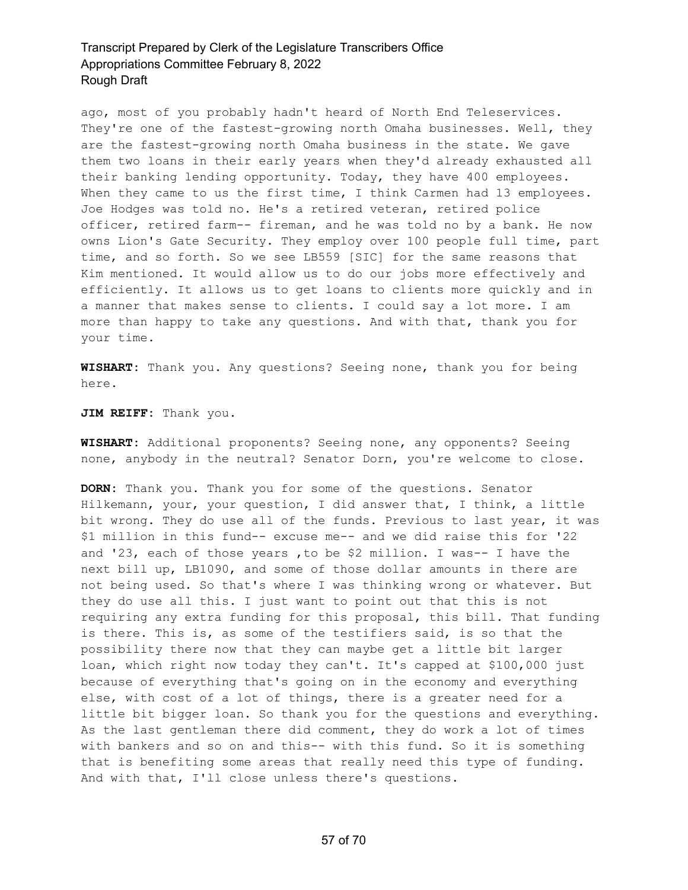ago, most of you probably hadn't heard of North End Teleservices. They're one of the fastest-growing north Omaha businesses. Well, they are the fastest-growing north Omaha business in the state. We gave them two loans in their early years when they'd already exhausted all their banking lending opportunity. Today, they have 400 employees. When they came to us the first time, I think Carmen had 13 employees. Joe Hodges was told no. He's a retired veteran, retired police officer, retired farm-- fireman, and he was told no by a bank. He now owns Lion's Gate Security. They employ over 100 people full time, part time, and so forth. So we see LB559 [SIC] for the same reasons that Kim mentioned. It would allow us to do our jobs more effectively and efficiently. It allows us to get loans to clients more quickly and in a manner that makes sense to clients. I could say a lot more. I am more than happy to take any questions. And with that, thank you for your time.

**WISHART:** Thank you. Any questions? Seeing none, thank you for being here.

**JIM REIFF:** Thank you.

**WISHART:** Additional proponents? Seeing none, any opponents? Seeing none, anybody in the neutral? Senator Dorn, you're welcome to close.

**DORN:** Thank you. Thank you for some of the questions. Senator Hilkemann, your, your question, I did answer that, I think, a little bit wrong. They do use all of the funds. Previous to last year, it was $1 million in this fund-- excuse me-- and we did raise this for '22 and '23, each of those years ,to be $2 million. I was-- I have the next bill up, LB1090, and some of those dollar amounts in there are not being used. So that's where I was thinking wrong or whatever. But they do use all this. I just want to point out that this is not requiring any extra funding for this proposal, this bill. That funding is there. This is, as some of the testifiers said, is so that the possibility there now that they can maybe get a little bit larger loan, which right now today they can't. It's capped at $100,000 just because of everything that's going on in the economy and everything else, with cost of a lot of things, there is a greater need for a little bit bigger loan. So thank you for the questions and everything. As the last gentleman there did comment, they do work a lot of times with bankers and so on and this-- with this fund. So it is something that is benefiting some areas that really need this type of funding. And with that, I'll close unless there's questions.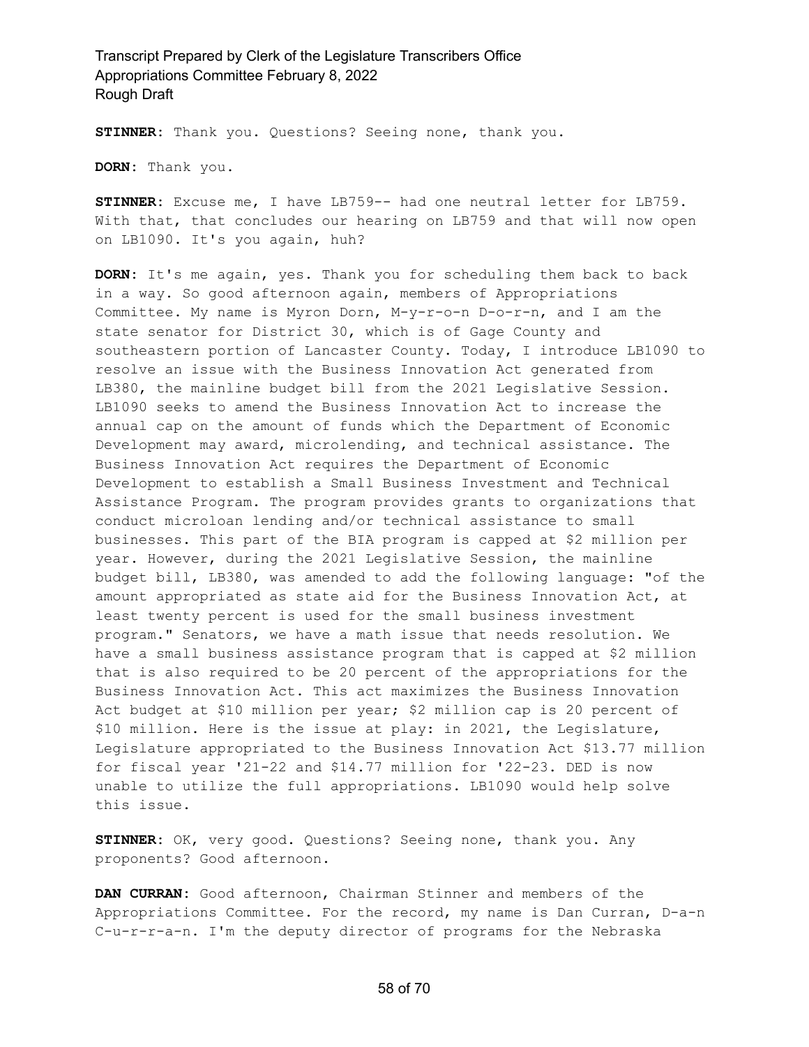**STINNER**: Thank you. Questions? Seeing none, thank you.

**DORN**: Thank you.

**STINNER**: Excuse me, I have LB759-- had one neutral letter for LB759. With that, that concludes our hearing on LB759 and that will now open on LB1090. It's you again, huh?

**DORN**: It's me again, yes. Thank you for scheduling them back to back in a way. So good afternoon again, members of Appropriations Committee. My name is Myron Dorn, M-y-r-o-n D-o-r-n, and I am the state senator for District 30, which is of Gage County and southeastern portion of Lancaster County. Today, I introduce LB1090 to resolve an issue with the Business Innovation Act generated from LB380, the mainline budget bill from the 2021 Legislative Session. LB1090 seeks to amend the Business Innovation Act to increase the annual cap on the amount of funds which the Department of Economic Development may award, microlending, and technical assistance. The Business Innovation Act requires the Department of Economic Development to establish a Small Business Investment and Technical Assistance Program. The program provides grants to organizations that conduct microloan lending and/or technical assistance to small businesses. This part of the BIA program is capped at $2 million per year. However, during the 2021 Legislative Session, the mainline budget bill, LB380, was amended to add the following language: "of the amount appropriated as state aid for the Business Innovation Act, at least twenty percent is used for the small business investment program." Senators, we have a math issue that needs resolution. We have a small business assistance program that is capped at $2 million that is also required to be 20 percent of the appropriations for the Business Innovation Act. This act maximizes the Business Innovation Act budget at $10 million per year; $2 million cap is 20 percent of $10 million. Here is the issue at play: in 2021, the Legislature, Legislature appropriated to the Business Innovation Act $13.77 million for fiscal year '21-22 and $14.77 million for '22-23. DED is now unable to utilize the full appropriations. LB1090 would help solve this issue.

**STINNER**: OK, very good. Questions? Seeing none, thank you. Any proponents? Good afternoon.

**DAN CURRAN**: Good afternoon, Chairman Stinner and members of the Appropriations Committee. For the record, my name is Dan Curran, D-a-n C-u-r-r-a-n. I'm the deputy director of programs for the Nebraska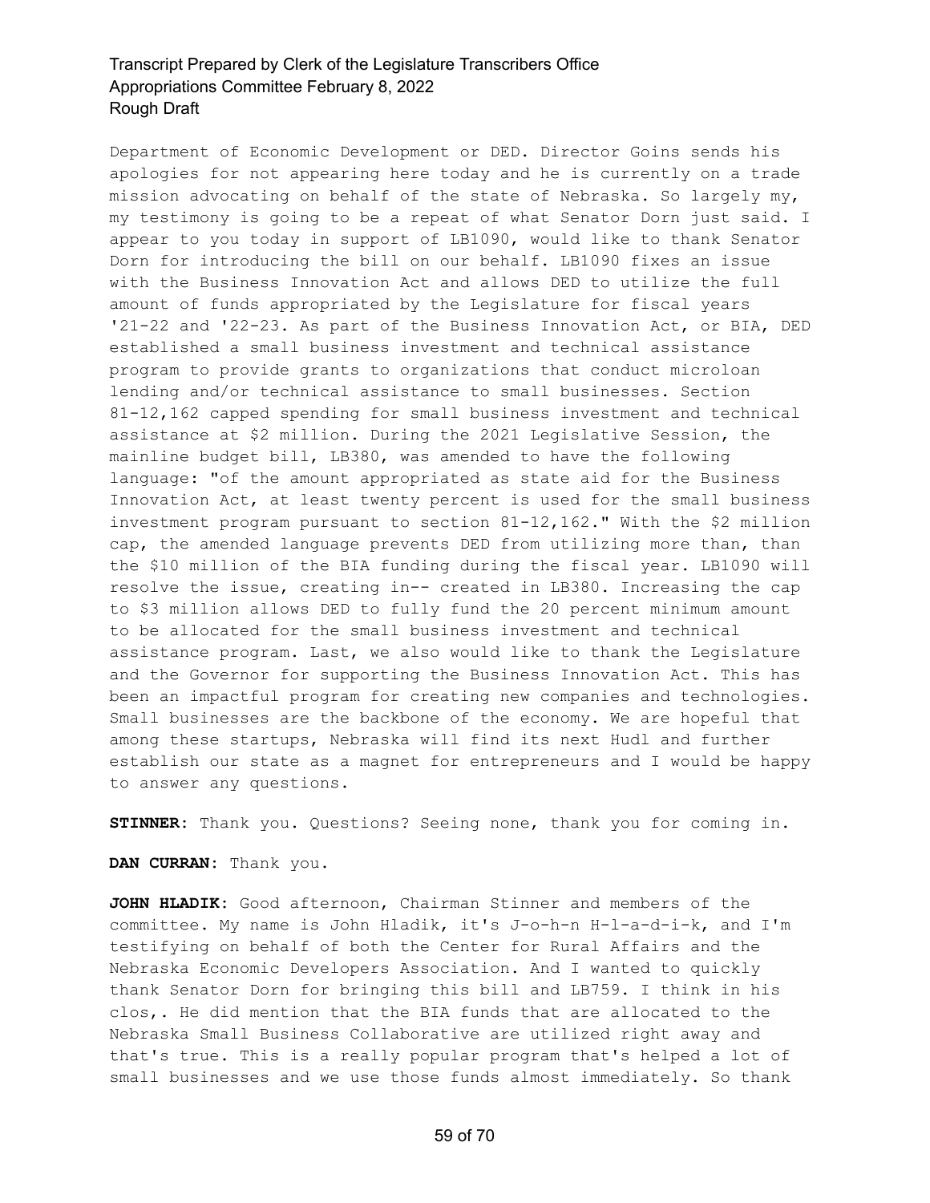Department of Economic Development or DED. Director Goins sends his apologies for not appearing here today and he is currently on a trade mission advocating on behalf of the state of Nebraska. So largely my, my testimony is going to be a repeat of what Senator Dorn just said. I appear to you today in support of LB1090, would like to thank Senator Dorn for introducing the bill on our behalf. LB1090 fixes an issue with the Business Innovation Act and allows DED to utilize the full amount of funds appropriated by the Legislature for fiscal years '21-22 and '22-23. As part of the Business Innovation Act, or BIA, DED established a small business investment and technical assistance program to provide grants to organizations that conduct microloan lending and/or technical assistance to small businesses. Section 81-12,162 capped spending for small business investment and technical assistance at $2 million. During the 2021 Legislative Session, the mainline budget bill, LB380, was amended to have the following language: "of the amount appropriated as state aid for the Business Innovation Act, at least twenty percent is used for the small business investment program pursuant to section 81-12,162." With the $2 million cap, the amended language prevents DED from utilizing more than, than the $10 million of the BIA funding during the fiscal year. LB1090 will resolve the issue, creating in-- created in LB380. Increasing the cap to $3 million allows DED to fully fund the 20 percent minimum amount to be allocated for the small business investment and technical assistance program. Last, we also would like to thank the Legislature and the Governor for supporting the Business Innovation Act. This has been an impactful program for creating new companies and technologies. Small businesses are the backbone of the economy. We are hopeful that among these startups, Nebraska will find its next Hudl and further establish our state as a magnet for entrepreneurs and I would be happy to answer any questions.

**STINNER:** Thank you. Questions? Seeing none, thank you for coming in.

**DAN CURRAN:** Thank you.

**JOHN HLADIK:** Good afternoon, Chairman Stinner and members of the committee. My name is John Hladik, it's J-o-h-n H-l-a-d-i-k, and I'm testifying on behalf of both the Center for Rural Affairs and the Nebraska Economic Developers Association. And I wanted to quickly thank Senator Dorn for bringing this bill and LB759. I think in his clos,. He did mention that the BIA funds that are allocated to the Nebraska Small Business Collaborative are utilized right away and that's true. This is a really popular program that's helped a lot of small businesses and we use those funds almost immediately. So thank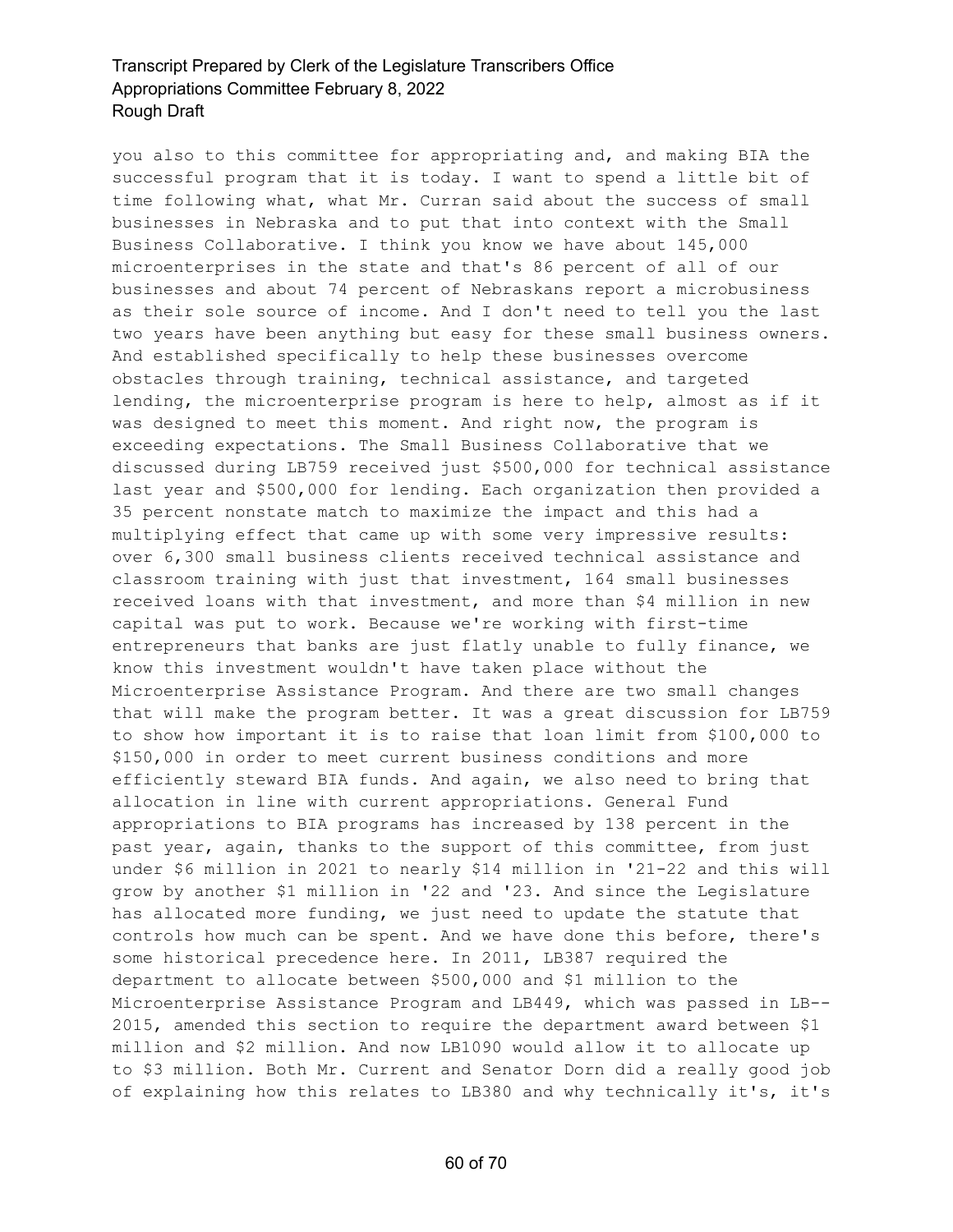you also to this committee for appropriating and, and making BIA the successful program that it is today. I want to spend a little bit of time following what, what Mr. Curran said about the success of small businesses in Nebraska and to put that into context with the Small Business Collaborative. I think you know we have about 145,000 microenterprises in the state and that's 86 percent of all of our businesses and about 74 percent of Nebraskans report a microbusiness as their sole source of income. And I don't need to tell you the last two years have been anything but easy for these small business owners. And established specifically to help these businesses overcome obstacles through training, technical assistance, and targeted lending, the microenterprise program is here to help, almost as if it was designed to meet this moment. And right now, the program is exceeding expectations. The Small Business Collaborative that we discussed during LB759 received just $500,000 for technical assistance last year and $500,000 for lending. Each organization then provided a 35 percent nonstate match to maximize the impact and this had a multiplying effect that came up with some very impressive results: over 6,300 small business clients received technical assistance and classroom training with just that investment, 164 small businesses received loans with that investment, and more than $4 million in new capital was put to work. Because we're working with first-time entrepreneurs that banks are just flatly unable to fully finance, we know this investment wouldn't have taken place without the Microenterprise Assistance Program. And there are two small changes that will make the program better. It was a great discussion for LB759 to show how important it is to raise that loan limit from $100,000 to $150,000 in order to meet current business conditions and more efficiently steward BIA funds. And again, we also need to bring that allocation in line with current appropriations. General Fund appropriations to BIA programs has increased by 138 percent in the past year, again, thanks to the support of this committee, from just under $6 million in 2021 to nearly $14 million in '21-22 and this will grow by another $1 million in '22 and '23. And since the Legislature has allocated more funding, we just need to update the statute that controls how much can be spent. And we have done this before, there's some historical precedence here. In 2011, LB387 required the department to allocate between $500,000 and $1 million to the Microenterprise Assistance Program and LB449, which was passed in LB-- 2015, amended this section to require the department award between $1 million and $2 million. And now LB1090 would allow it to allocate up to $3 million. Both Mr. Current and Senator Dorn did a really good job of explaining how this relates to LB380 and why technically it's, it's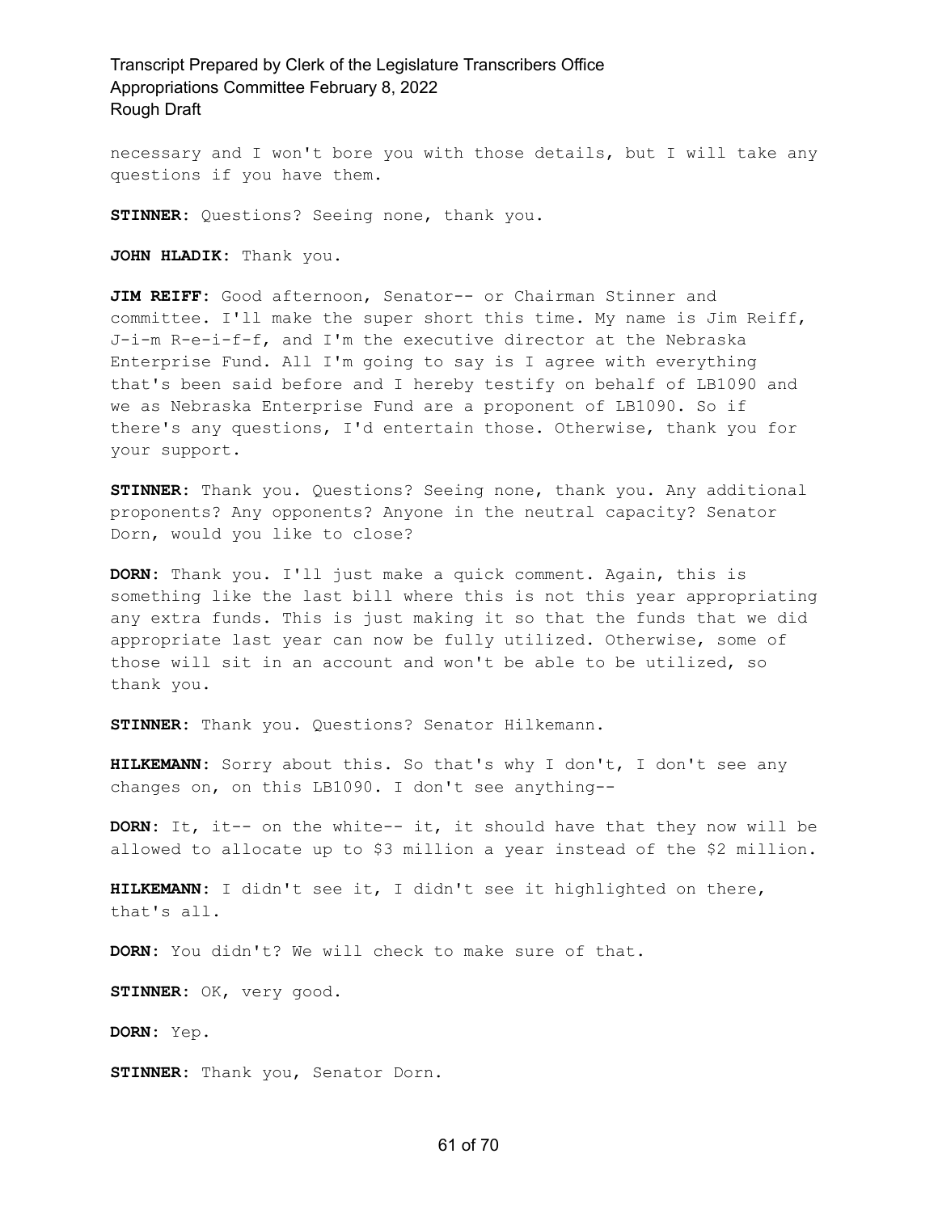necessary and I won't bore you with those details, but I will take any questions if you have them.

**STINNER:** Questions? Seeing none, thank you.

**JOHN HLADIK:** Thank you.

**JIM REIFF:** Good afternoon, Senator-- or Chairman Stinner and committee. I'll make the super short this time. My name is Jim Reiff, J-i-m R-e-i-f-f, and I'm the executive director at the Nebraska Enterprise Fund. All I'm going to say is I agree with everything that's been said before and I hereby testify on behalf of LB1090 and we as Nebraska Enterprise Fund are a proponent of LB1090. So if there's any questions, I'd entertain those. Otherwise, thank you for your support.

**STINNER:** Thank you. Questions? Seeing none, thank you. Any additional proponents? Any opponents? Anyone in the neutral capacity? Senator Dorn, would you like to close?

**DORN:** Thank you. I'll just make a quick comment. Again, this is something like the last bill where this is not this year appropriating any extra funds. This is just making it so that the funds that we did appropriate last year can now be fully utilized. Otherwise, some of those will sit in an account and won't be able to be utilized, so thank you.

**STINNER:** Thank you. Questions? Senator Hilkemann.

**HILKEMANN:** Sorry about this. So that's why I don't, I don't see any changes on, on this LB1090. I don't see anything--

**DORN:** It, it-- on the white-- it, it should have that they now will be allowed to allocate up to $3 million a year instead of the $2 million.

**HILKEMANN:** I didn't see it, I didn't see it highlighted on there, that's all.

**DORN:** You didn't? We will check to make sure of that.

**STINNER:** OK, very good.

**DORN:** Yep.

**STINNER:** Thank you, Senator Dorn.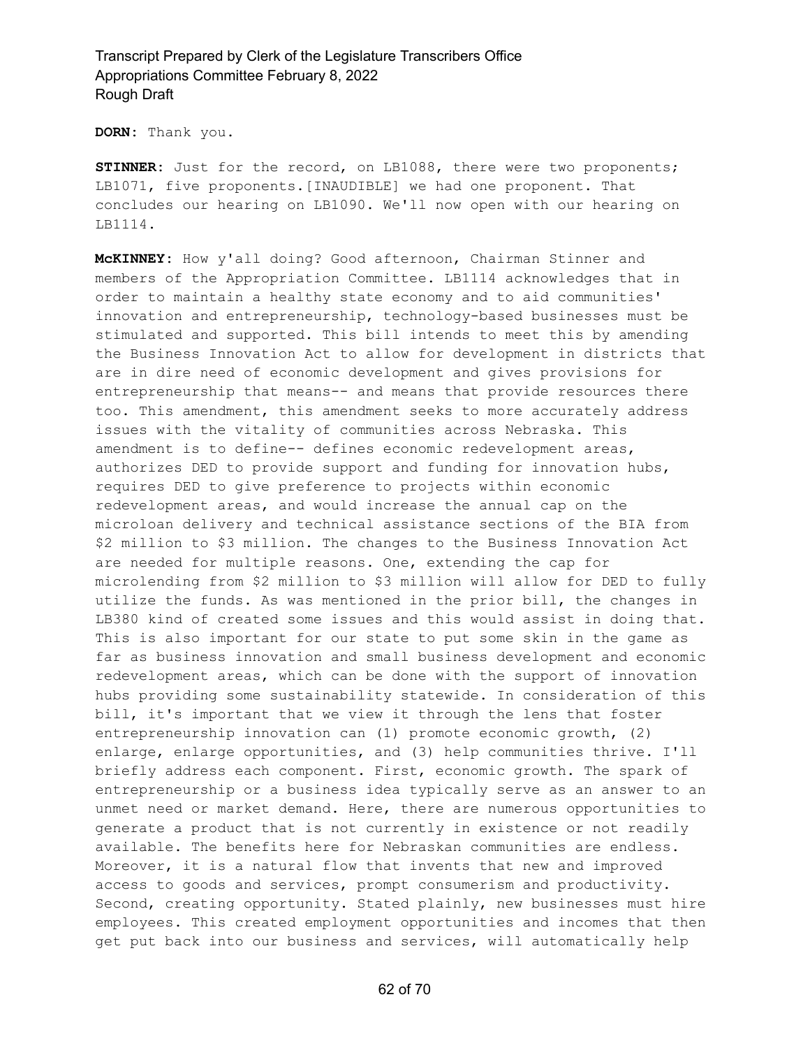**DORN:** Thank you.

**STINNER:** Just for the record, on LB1088, there were two proponents; LB1071, five proponents.[INAUDIBLE] we had one proponent. That concludes our hearing on LB1090. We'll now open with our hearing on LB1114.

**McKINNEY:** How y'all doing? Good afternoon, Chairman Stinner and members of the Appropriation Committee. LB1114 acknowledges that in order to maintain a healthy state economy and to aid communities' innovation and entrepreneurship, technology-based businesses must be stimulated and supported. This bill intends to meet this by amending the Business Innovation Act to allow for development in districts that are in dire need of economic development and gives provisions for entrepreneurship that means-- and means that provide resources there too. This amendment, this amendment seeks to more accurately address issues with the vitality of communities across Nebraska. This amendment is to define-- defines economic redevelopment areas, authorizes DED to provide support and funding for innovation hubs, requires DED to give preference to projects within economic redevelopment areas, and would increase the annual cap on the microloan delivery and technical assistance sections of the BIA from $2 million to $3 million. The changes to the Business Innovation Act are needed for multiple reasons. One, extending the cap for microlending from $2 million to $3 million will allow for DED to fully utilize the funds. As was mentioned in the prior bill, the changes in LB380 kind of created some issues and this would assist in doing that. This is also important for our state to put some skin in the game as far as business innovation and small business development and economic redevelopment areas, which can be done with the support of innovation hubs providing some sustainability statewide. In consideration of this bill, it's important that we view it through the lens that foster entrepreneurship innovation can (1) promote economic growth, (2) enlarge, enlarge opportunities, and (3) help communities thrive. I'll briefly address each component. First, economic growth. The spark of entrepreneurship or a business idea typically serve as an answer to an unmet need or market demand. Here, there are numerous opportunities to generate a product that is not currently in existence or not readily available. The benefits here for Nebraskan communities are endless. Moreover, it is a natural flow that invents that new and improved access to goods and services, prompt consumerism and productivity. Second, creating opportunity. Stated plainly, new businesses must hire employees. This created employment opportunities and incomes that then get put back into our business and services, will automatically help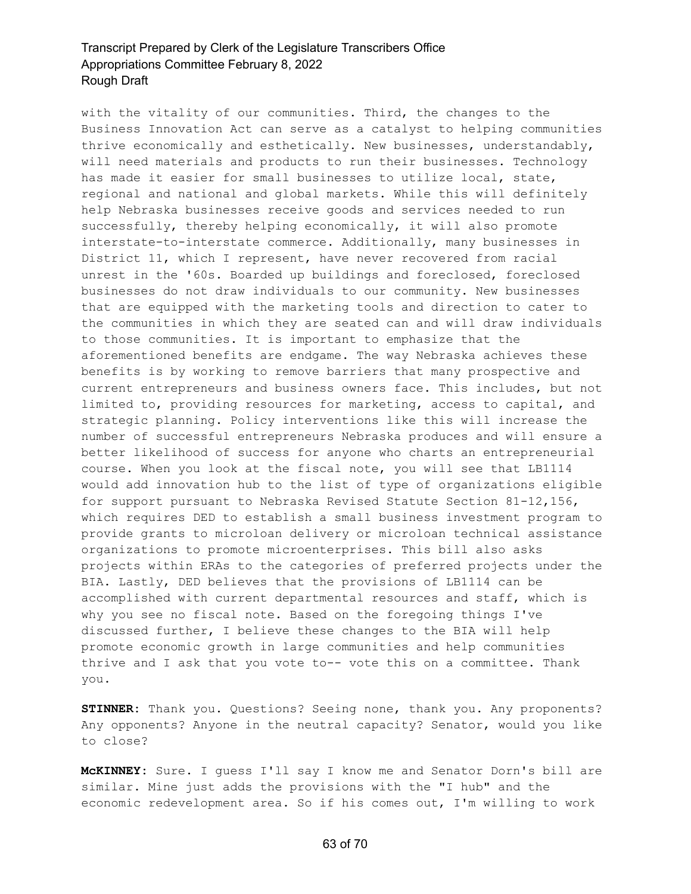with the vitality of our communities. Third, the changes to the Business Innovation Act can serve as a catalyst to helping communities thrive economically and esthetically. New businesses, understandably, will need materials and products to run their businesses. Technology has made it easier for small businesses to utilize local, state, regional and national and global markets. While this will definitely help Nebraska businesses receive goods and services needed to run successfully, thereby helping economically, it will also promote interstate-to-interstate commerce. Additionally, many businesses in District 11, which I represent, have never recovered from racial unrest in the '60s. Boarded up buildings and foreclosed, foreclosed businesses do not draw individuals to our community. New businesses that are equipped with the marketing tools and direction to cater to the communities in which they are seated can and will draw individuals to those communities. It is important to emphasize that the aforementioned benefits are endgame. The way Nebraska achieves these benefits is by working to remove barriers that many prospective and current entrepreneurs and business owners face. This includes, but not limited to, providing resources for marketing, access to capital, and strategic planning. Policy interventions like this will increase the number of successful entrepreneurs Nebraska produces and will ensure a better likelihood of success for anyone who charts an entrepreneurial course. When you look at the fiscal note, you will see that LB1114 would add innovation hub to the list of type of organizations eligible for support pursuant to Nebraska Revised Statute Section 81-12,156, which requires DED to establish a small business investment program to provide grants to microloan delivery or microloan technical assistance organizations to promote microenterprises. This bill also asks projects within ERAs to the categories of preferred projects under the BIA. Lastly, DED believes that the provisions of LB1114 can be accomplished with current departmental resources and staff, which is why you see no fiscal note. Based on the foregoing things I've discussed further, I believe these changes to the BIA will help promote economic growth in large communities and help communities thrive and I ask that you vote to-- vote this on a committee. Thank you.

**STINNER**: Thank you. Questions? Seeing none, thank you. Any proponents? Any opponents? Anyone in the neutral capacity? Senator, would you like to close?

**McKINNEY**: Sure. I guess I'll say I know me and Senator Dorn's bill are similar. Mine just adds the provisions with the "I hub" and the economic redevelopment area. So if his comes out, I'm willing to work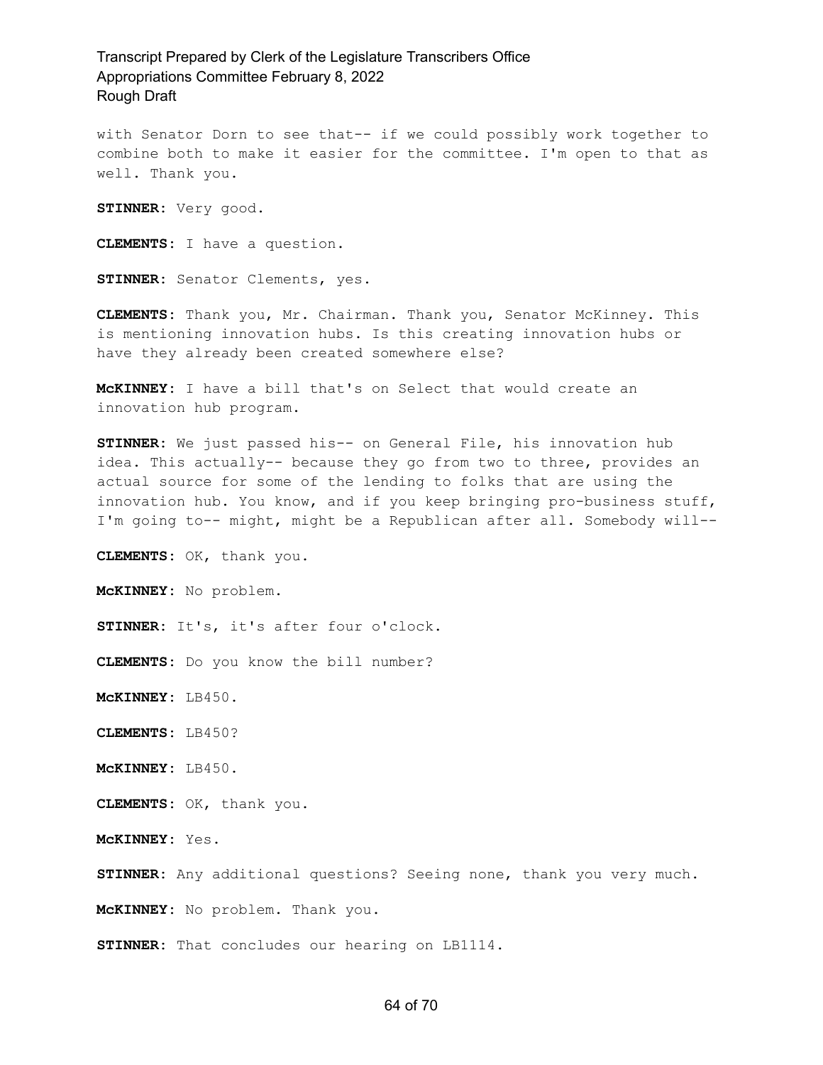with Senator Dorn to see that-- if we could possibly work together to combine both to make it easier for the committee. I'm open to that as well. Thank you.

**STINNER:** Very good.

**CLEMENTS:** I have a question.

**STINNER:** Senator Clements, yes.

**CLEMENTS:** Thank you, Mr. Chairman. Thank you, Senator McKinney. This is mentioning innovation hubs. Is this creating innovation hubs or have they already been created somewhere else?

**McKINNEY:** I have a bill that's on Select that would create an innovation hub program.

**STINNER:** We just passed his-- on General File, his innovation hub idea. This actually-- because they go from two to three, provides an actual source for some of the lending to folks that are using the innovation hub. You know, and if you keep bringing pro-business stuff, I'm going to-- might, might be a Republican after all. Somebody will--

**CLEMENTS:** OK, thank you.

**McKINNEY:** No problem.

**STINNER:** It's, it's after four o'clock.

**CLEMENTS:** Do you know the bill number?

**McKINNEY:** LB450.

**CLEMENTS:** LB450?

**McKINNEY:** LB450.

**CLEMENTS:** OK, thank you.

**McKINNEY:** Yes.

**STINNER:** Any additional questions? Seeing none, thank you very much.

**McKINNEY:** No problem. Thank you.

**STINNER:** That concludes our hearing on LB1114.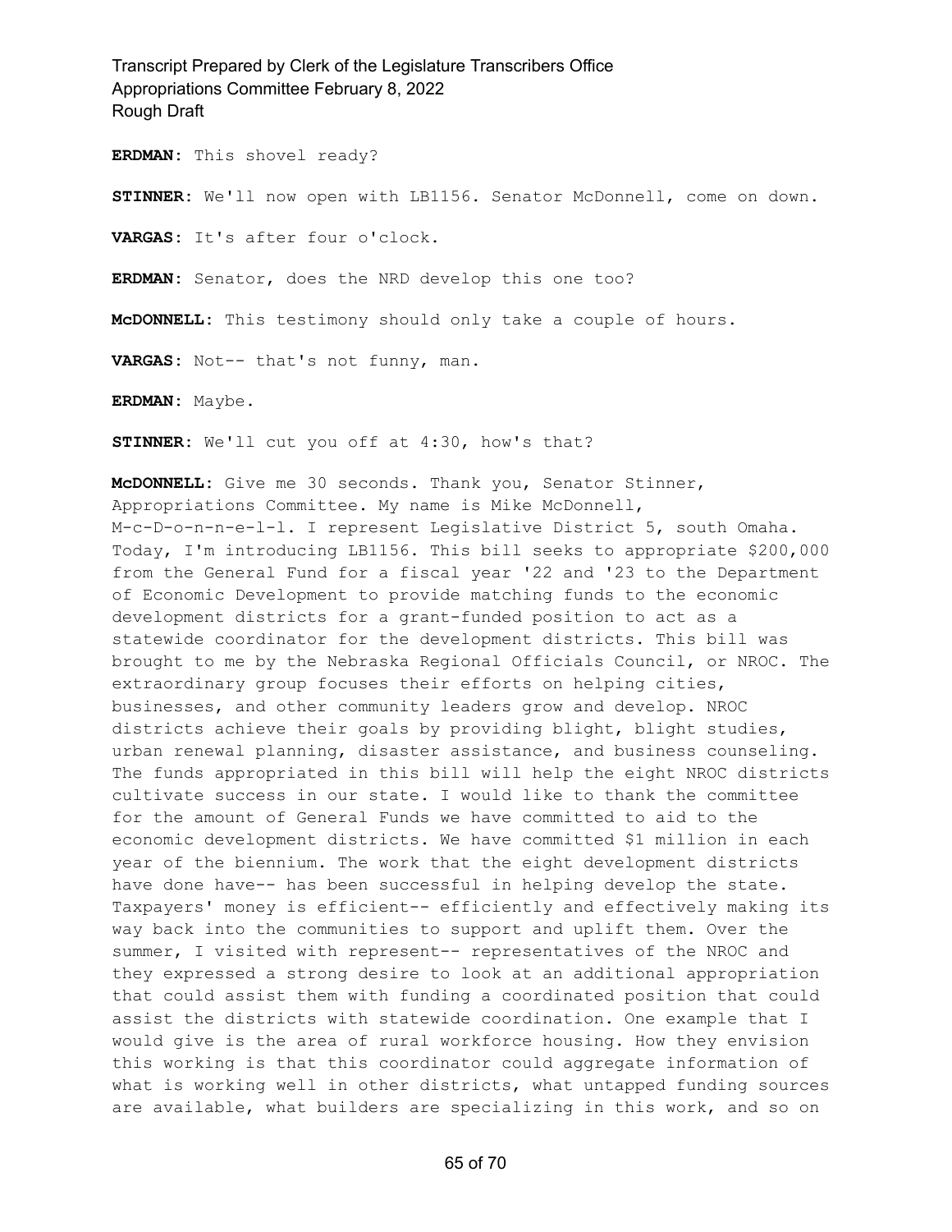**ERDMAN:** This shovel ready?

**STINNER:** We'll now open with LB1156. Senator McDonnell, come on down.

**VARGAS:** It's after four o'clock.

**ERDMAN:** Senator, does the NRD develop this one too?

**McDONNELL:** This testimony should only take a couple of hours.

**VARGAS:** Not-- that's not funny, man.

**ERDMAN:** Maybe.

**STINNER:** We'll cut you off at 4:30, how's that?

**McDONNELL:** Give me 30 seconds. Thank you, Senator Stinner, Appropriations Committee. My name is Mike McDonnell, M-c-D-o-n-n-e-l-l. I represent Legislative District 5, south Omaha. Today, I'm introducing LB1156. This bill seeks to appropriate $200,000 from the General Fund for a fiscal year '22 and '23 to the Department of Economic Development to provide matching funds to the economic development districts for a grant-funded position to act as a statewide coordinator for the development districts. This bill was brought to me by the Nebraska Regional Officials Council, or NROC. The extraordinary group focuses their efforts on helping cities, businesses, and other community leaders grow and develop. NROC districts achieve their goals by providing blight, blight studies, urban renewal planning, disaster assistance, and business counseling. The funds appropriated in this bill will help the eight NROC districts cultivate success in our state. I would like to thank the committee for the amount of General Funds we have committed to aid to the economic development districts. We have committed $1 million in each year of the biennium. The work that the eight development districts have done have-- has been successful in helping develop the state. Taxpayers' money is efficient-- efficiently and effectively making its way back into the communities to support and uplift them. Over the summer, I visited with represent-- representatives of the NROC and they expressed a strong desire to look at an additional appropriation that could assist them with funding a coordinated position that could assist the districts with statewide coordination. One example that I would give is the area of rural workforce housing. How they envision this working is that this coordinator could aggregate information of what is working well in other districts, what untapped funding sources are available, what builders are specializing in this work, and so on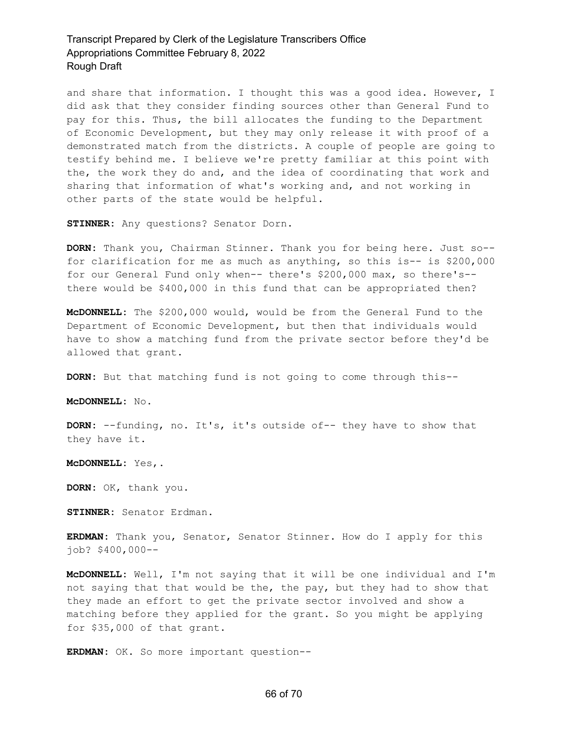and share that information. I thought this was a good idea. However, I did ask that they consider finding sources other than General Fund to pay for this. Thus, the bill allocates the funding to the Department of Economic Development, but they may only release it with proof of a demonstrated match from the districts. A couple of people are going to testify behind me. I believe we're pretty familiar at this point with the, the work they do and, and the idea of coordinating that work and sharing that information of what's working and, and not working in other parts of the state would be helpful.

**STINNER:** Any questions? Senator Dorn.

**DORN:** Thank you, Chairman Stinner. Thank you for being here. Just so-- for clarification for me as much as anything, so this is-- is $200,000 for our General Fund only when-- there's $200,000 max, so there's-- there would be $400,000 in this fund that can be appropriated then?

**McDONNELL:** The $200,000 would, would be from the General Fund to the Department of Economic Development, but then that individuals would have to show a matching fund from the private sector before they'd be allowed that grant.

**DORN:** But that matching fund is not going to come through this--

**McDONNELL:** No.

**DORN:** --funding, no. It's, it's outside of-- they have to show that they have it.

**McDONNELL:** Yes,.

**DORN:** OK, thank you.

**STINNER:** Senator Erdman.

**ERDMAN:** Thank you, Senator, Senator Stinner. How do I apply for this job? $400,000--

**McDONNELL:** Well, I'm not saying that it will be one individual and I'm not saying that that would be the, the pay, but they had to show that they made an effort to get the private sector involved and show a matching before they applied for the grant. So you might be applying for $35,000 of that grant.

**ERDMAN:** OK. So more important question--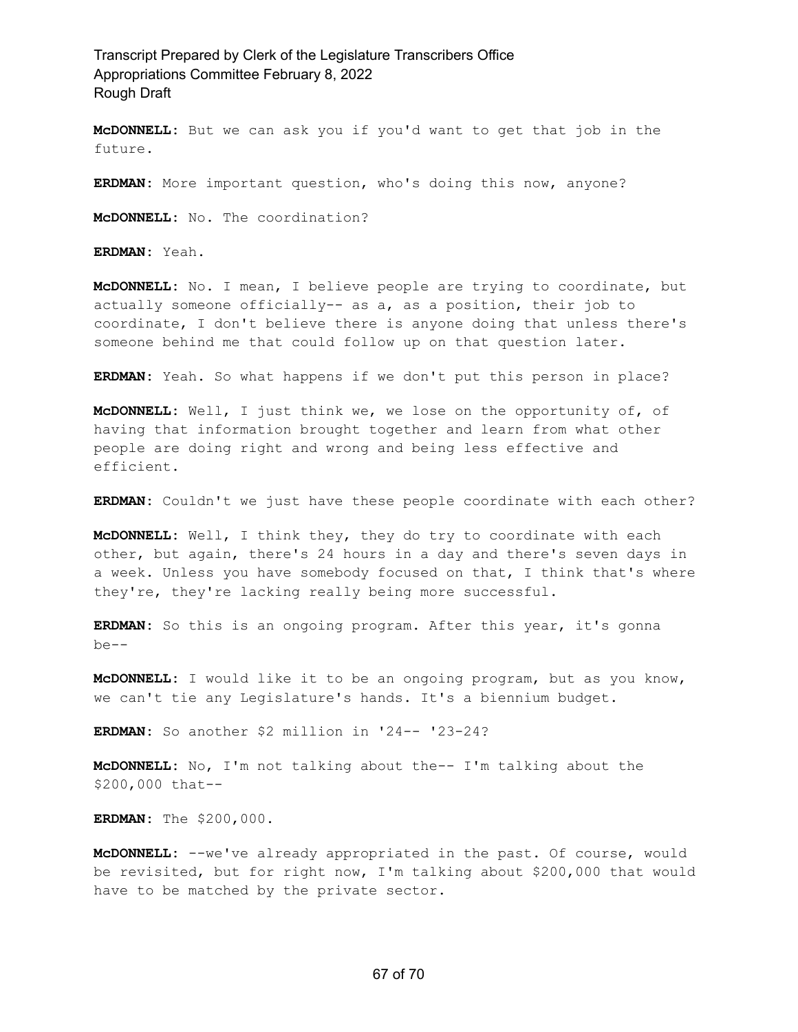**McDONNELL:** But we can ask you if you'd want to get that job in the future.

**ERDMAN:** More important question, who's doing this now, anyone?

**McDONNELL:** No. The coordination?

**ERDMAN:** Yeah.

**McDONNELL:** No. I mean, I believe people are trying to coordinate, but actually someone officially-- as a, as a position, their job to coordinate, I don't believe there is anyone doing that unless there's someone behind me that could follow up on that question later.

**ERDMAN:** Yeah. So what happens if we don't put this person in place?

**McDONNELL:** Well, I just think we, we lose on the opportunity of, of having that information brought together and learn from what other people are doing right and wrong and being less effective and efficient.

**ERDMAN:** Couldn't we just have these people coordinate with each other?

**McDONNELL:** Well, I think they, they do try to coordinate with each other, but again, there's 24 hours in a day and there's seven days in a week. Unless you have somebody focused on that, I think that's where they're, they're lacking really being more successful.

**ERDMAN:** So this is an ongoing program. After this year, it's gonna be--

**McDONNELL:** I would like it to be an ongoing program, but as you know, we can't tie any Legislature's hands. It's a biennium budget.

**ERDMAN:** So another $2 million in '24-- '23-24?

**McDONNELL:** No, I'm not talking about the-- I'm talking about the $200,000 that--

**ERDMAN:** The $200,000.

**McDONNELL:** --we've already appropriated in the past. Of course, would be revisited, but for right now, I'm talking about $200,000 that would have to be matched by the private sector.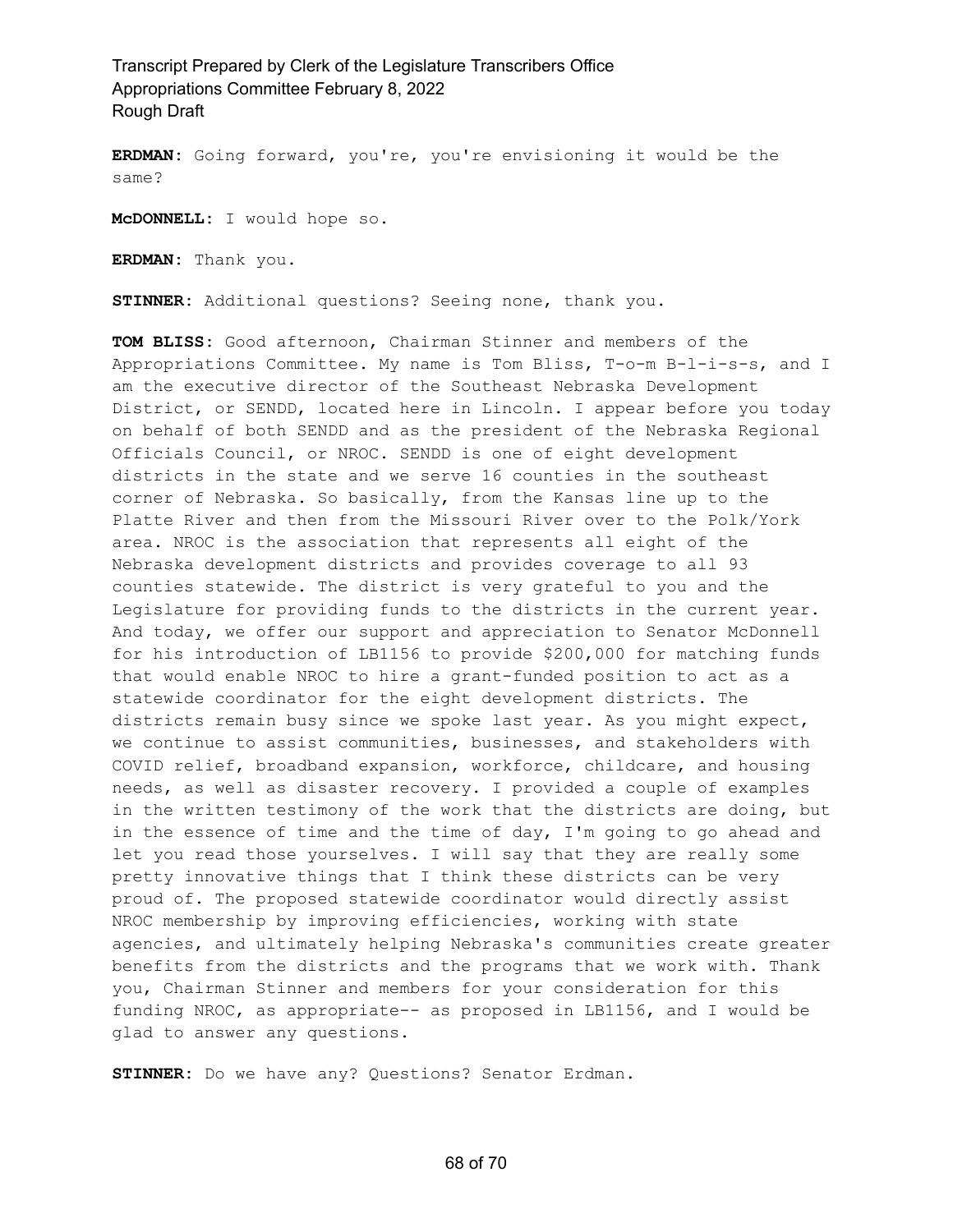**ERDMAN:** Going forward, you're, you're envisioning it would be the same?

**McDONNELL:** I would hope so.

**ERDMAN:** Thank you.

**STINNER:** Additional questions? Seeing none, thank you.

**TOM BLISS:** Good afternoon, Chairman Stinner and members of the Appropriations Committee. My name is Tom Bliss, T-o-m B-l-i-s-s, and I am the executive director of the Southeast Nebraska Development District, or SENDD, located here in Lincoln. I appear before you today on behalf of both SENDD and as the president of the Nebraska Regional Officials Council, or NROC. SENDD is one of eight development districts in the state and we serve 16 counties in the southeast corner of Nebraska. So basically, from the Kansas line up to the Platte River and then from the Missouri River over to the Polk/York area. NROC is the association that represents all eight of the Nebraska development districts and provides coverage to all 93 counties statewide. The district is very grateful to you and the Legislature for providing funds to the districts in the current year. And today, we offer our support and appreciation to Senator McDonnell for his introduction of LB1156 to provide $200,000 for matching funds that would enable NROC to hire a grant-funded position to act as a statewide coordinator for the eight development districts. The districts remain busy since we spoke last year. As you might expect, we continue to assist communities, businesses, and stakeholders with COVID relief, broadband expansion, workforce, childcare, and housing needs, as well as disaster recovery. I provided a couple of examples in the written testimony of the work that the districts are doing, but in the essence of time and the time of day, I'm going to go ahead and let you read those yourselves. I will say that they are really some pretty innovative things that I think these districts can be very proud of. The proposed statewide coordinator would directly assist NROC membership by improving efficiencies, working with state agencies, and ultimately helping Nebraska's communities create greater benefits from the districts and the programs that we work with. Thank you, Chairman Stinner and members for your consideration for this funding NROC, as appropriate-- as proposed in LB1156, and I would be glad to answer any questions.

**STINNER:** Do we have any? Questions? Senator Erdman.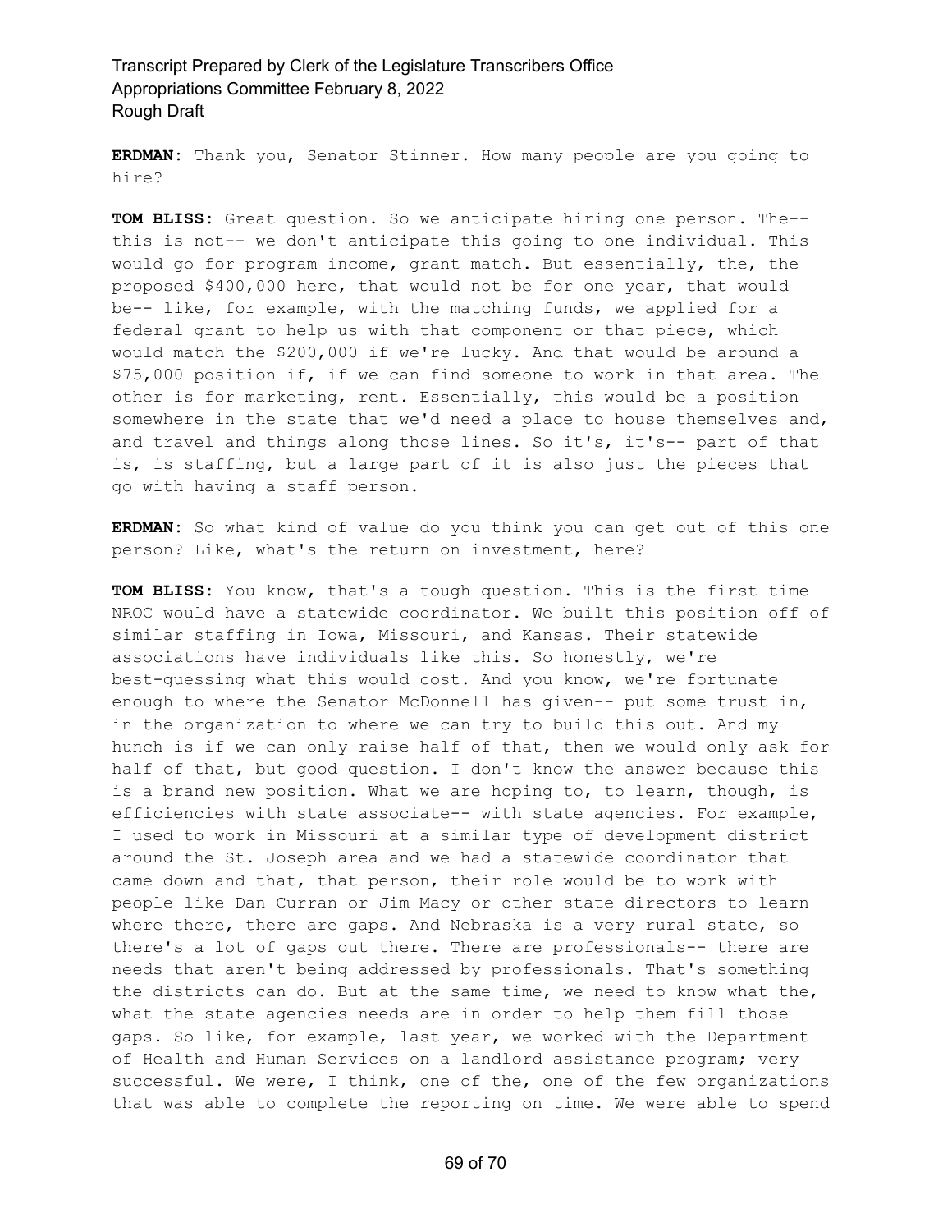**ERDMAN:** Thank you, Senator Stinner. How many people are you going to hire?

**TOM BLISS:** Great question. So we anticipate hiring one person. The-- this is not-- we don't anticipate this going to one individual. This would go for program income, grant match. But essentially, the, the proposed $400,000 here, that would not be for one year, that would be-- like, for example, with the matching funds, we applied for a federal grant to help us with that component or that piece, which would match the $200,000 if we're lucky. And that would be around a $75,000 position if, if we can find someone to work in that area. The other is for marketing, rent. Essentially, this would be a position somewhere in the state that we'd need a place to house themselves and, and travel and things along those lines. So it's, it's-- part of that is, is staffing, but a large part of it is also just the pieces that go with having a staff person.

**ERDMAN:** So what kind of value do you think you can get out of this one person? Like, what's the return on investment, here?

**TOM BLISS:** You know, that's a tough question. This is the first time NROC would have a statewide coordinator. We built this position off of similar staffing in Iowa, Missouri, and Kansas. Their statewide associations have individuals like this. So honestly, we're best-guessing what this would cost. And you know, we're fortunate enough to where the Senator McDonnell has given-- put some trust in, in the organization to where we can try to build this out. And my hunch is if we can only raise half of that, then we would only ask for half of that, but good question. I don't know the answer because this is a brand new position. What we are hoping to, to learn, though, is efficiencies with state associate-- with state agencies. For example, I used to work in Missouri at a similar type of development district around the St. Joseph area and we had a statewide coordinator that came down and that, that person, their role would be to work with people like Dan Curran or Jim Macy or other state directors to learn where there, there are gaps. And Nebraska is a very rural state, so there's a lot of gaps out there. There are professionals-- there are needs that aren't being addressed by professionals. That's something the districts can do. But at the same time, we need to know what the, what the state agencies needs are in order to help them fill those gaps. So like, for example, last year, we worked with the Department of Health and Human Services on a landlord assistance program; very successful. We were, I think, one of the, one of the few organizations that was able to complete the reporting on time. We were able to spend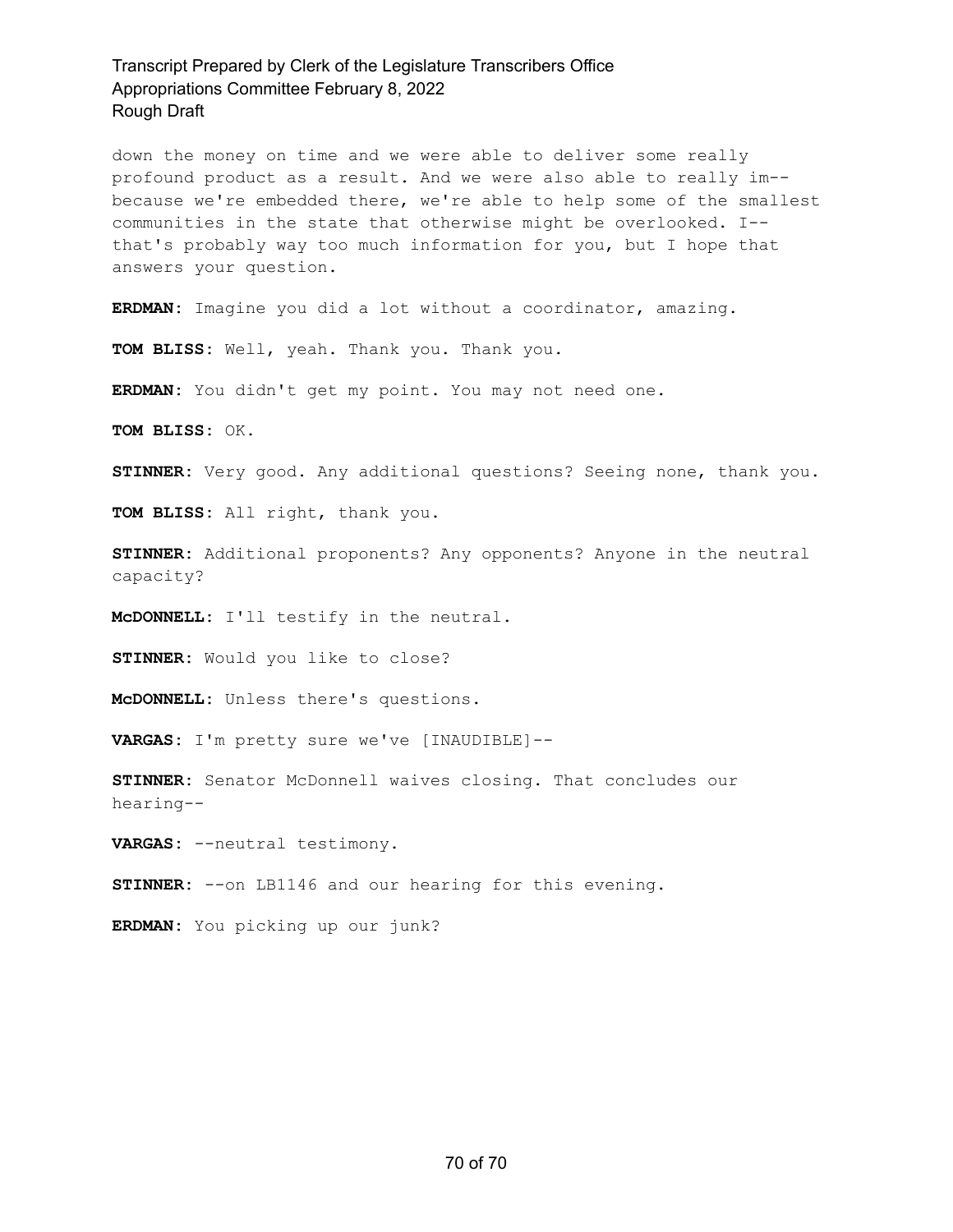down the money on time and we were able to deliver some really profound product as a result. And we were also able to really im-- because we're embedded there, we're able to help some of the smallest communities in the state that otherwise might be overlooked. I-- that's probably way too much information for you, but I hope that answers your question.

**ERDMAN:** Imagine you did a lot without a coordinator, amazing.

**TOM BLISS:** Well, yeah. Thank you. Thank you.

**ERDMAN:** You didn't get my point. You may not need one.

**TOM BLISS:** OK.

**STINNER:** Very good. Any additional questions? Seeing none, thank you.

**TOM BLISS:** All right, thank you.

**STINNER:** Additional proponents? Any opponents? Anyone in the neutral capacity?

**McDONNELL:** I'll testify in the neutral.

**STINNER:** Would you like to close?

**McDONNELL:** Unless there's questions.

**VARGAS:** I'm pretty sure we've [INAUDIBLE]--

**STINNER:** Senator McDonnell waives closing. That concludes our hearing--

**VARGAS:** --neutral testimony.

**STINNER:** --on LB1146 and our hearing for this evening.

**ERDMAN:** You picking up our junk?